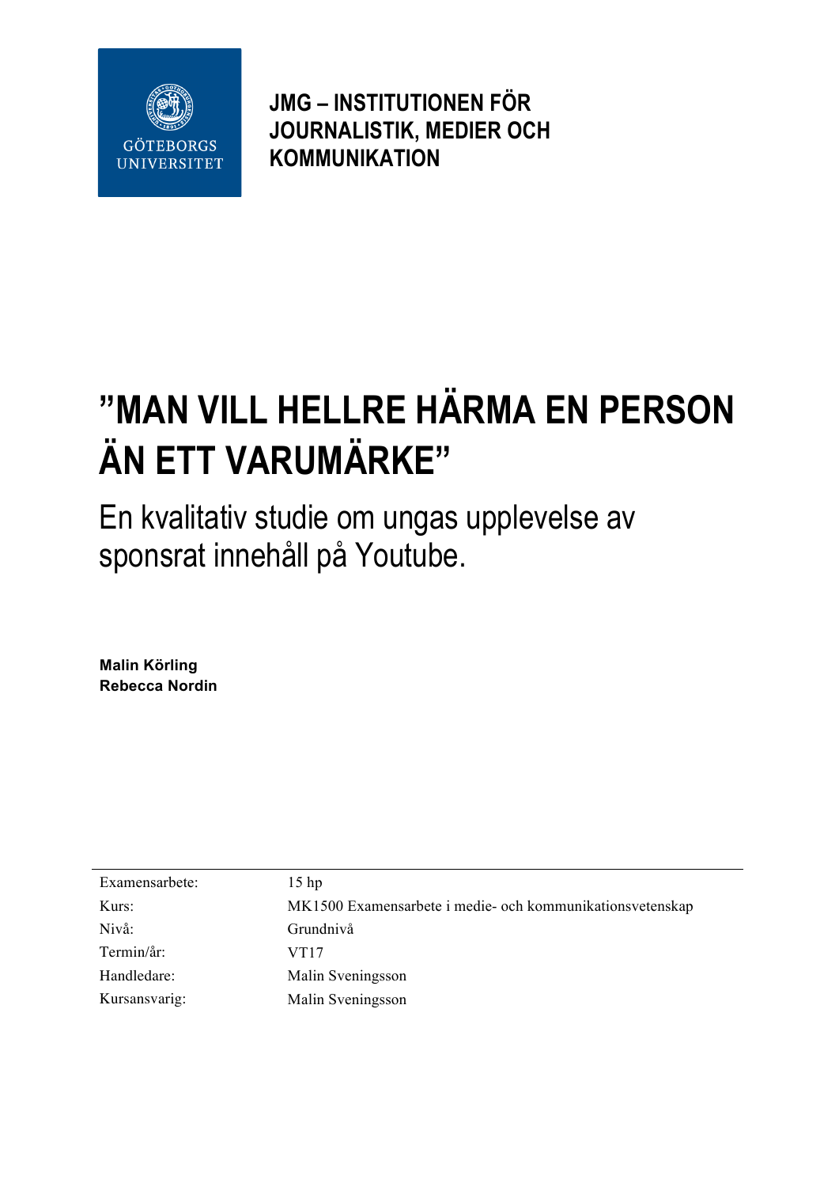GÖTEBORGS UNIVERSITET

**JMG – INSTITUTIONEN FÖR JOURNALISTIK, MEDIER OCH KOMMUNIKATION**

# ”MAN VILL HELLRE HÄRMA EN PERSON ÄN ETT VARUMÄRKE”

## En kvalitativ studie om ungas upplevelse av sponsrat innehåll på Youtube.

**Malin Körling**
**Rebecca Nordin**

| | |
|---|---|
| Examensarbete: | 15 hp |
| Kurs: | MK1500 Examensarbete i medie- och kommunikationsvetenskap |
| Nivå: | Grundnivå |
| Termin/år: | VT17 |
| Handledare: | Malin Sveningsson |
| Kursansvarig: | Malin Sveningsson |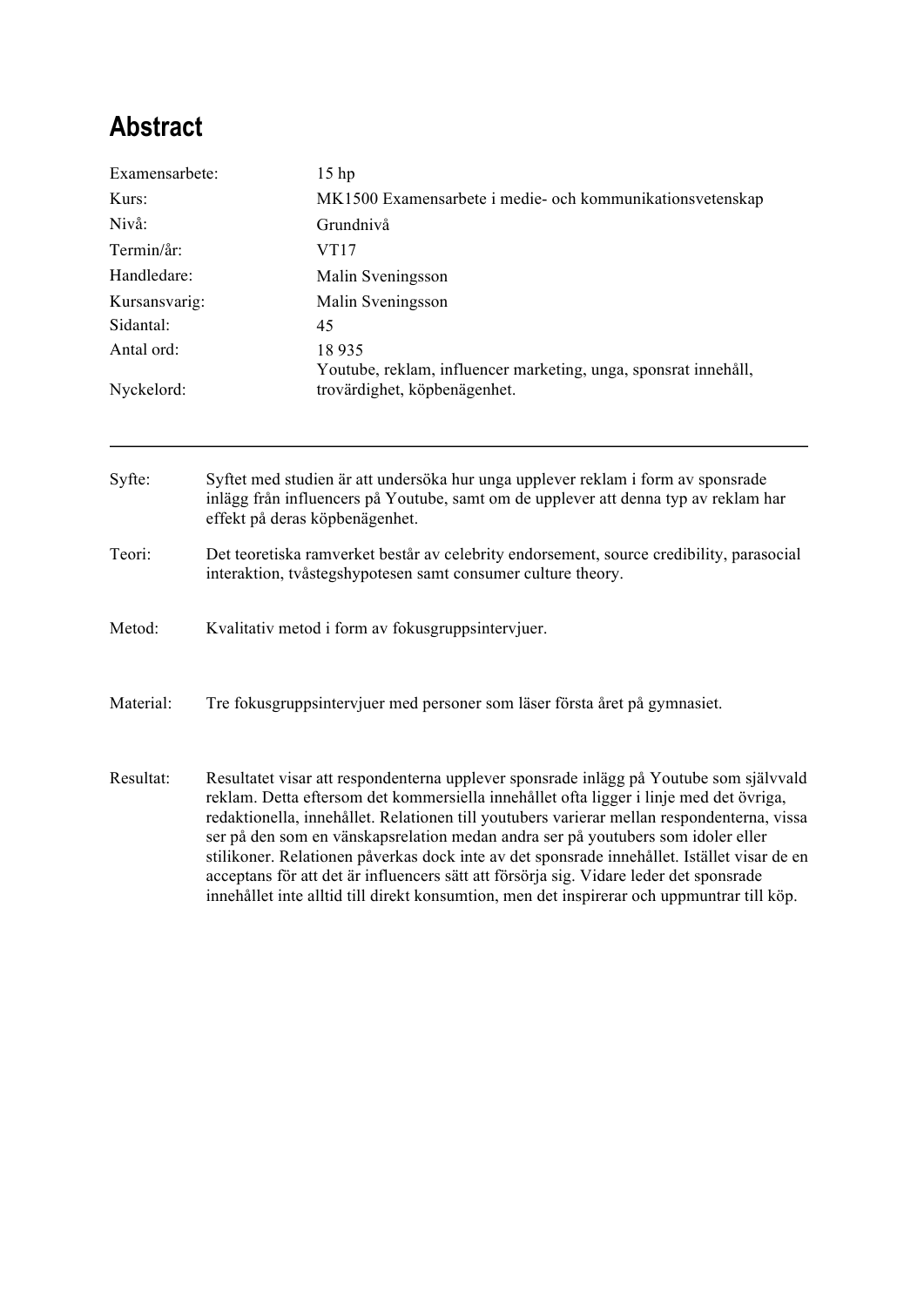# Abstract

| | |
|---|---|
| Examensarbete: | 15 hp |
| Kurs: | MK1500 Examensarbete i medie- och kommunikationsvetenskap |
| Nivå: | Grundnivå |
| Termin/år: | VT17 |
| Handledare: | Malin Sveningsson |
| Kursansvarig: | Malin Sveningsson |
| Sidantal: | 45 |
| Antal ord: | 18 935 |
| Nyckelord: | Youtube, reklam, influencer marketing, unga, sponsrat innehåll, trovärdighet, köpbenägenhet. |

---

| | |
|---|---|
| Syfte: | Syftet med studien är att undersöka hur unga upplever reklam i form av sponsrade inlägg från influencers på Youtube, samt om de upplever att denna typ av reklam har effekt på deras köpbenägenhet. |
| Teori: | Det teoretiska ramverket består av celebrity endorsement, source credibility, parasocial interaktion, tvåstegshypotesen samt consumer culture theory. |
| Metod: | Kvalitativ metod i form av fokusgruppsintervjuer. |
| Material: | Tre fokusgruppsintervjuer med personer som läser första året på gymnasiet. |
| Resultat: | Resultatet visar att respondenterna upplever sponsrade inlägg på Youtube som självvald reklam. Detta eftersom det kommersiella innehållet ofta ligger i linje med det övriga, redaktionella, innehållet. Relationen till youtubers varierar mellan respondenterna, vissa ser på den som en vänskapsrelation medan andra ser på youtubers som idoler eller stilikoner. Relationen påverkas dock inte av det sponsrade innehållet. Istället visar de en acceptans för att det är influencers sätt att försörja sig. Vidare leder det sponsrade innehållet inte alltid till direkt konsumtion, men det inspirerar och uppmuntrar till köp. |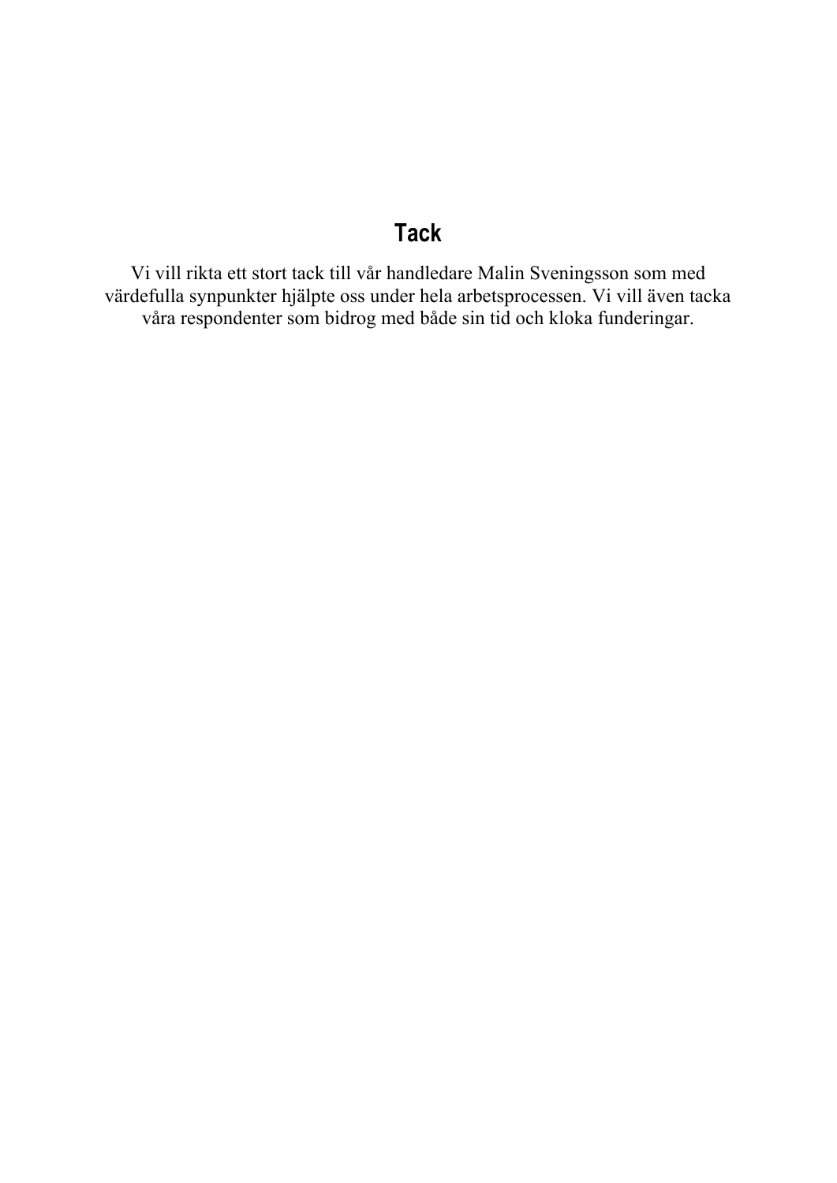# Tack

Vi vill rikta ett stort tack till vår handledare Malin Sveningsson som med värdefulla synpunkter hjälpte oss under hela arbetsprocessen. Vi vill även tacka våra respondenter som bidrog med både sin tid och kloka funderingar.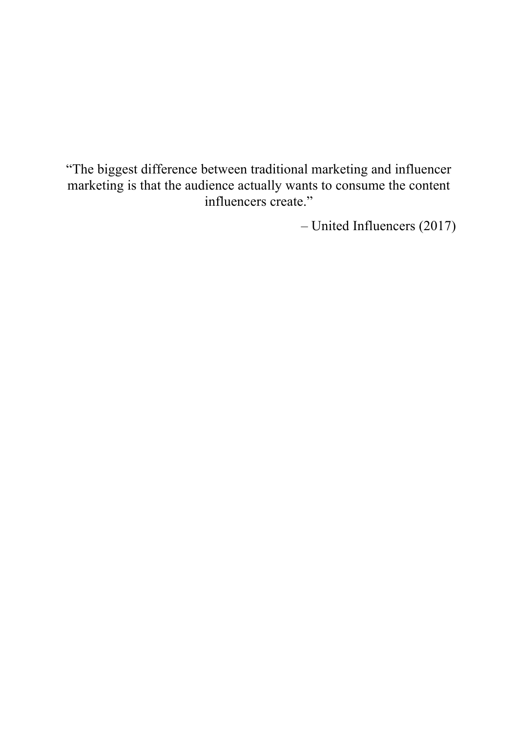"The biggest difference between traditional marketing and influencer marketing is that the audience actually wants to consume the content influencers create."

– United Influencers (2017)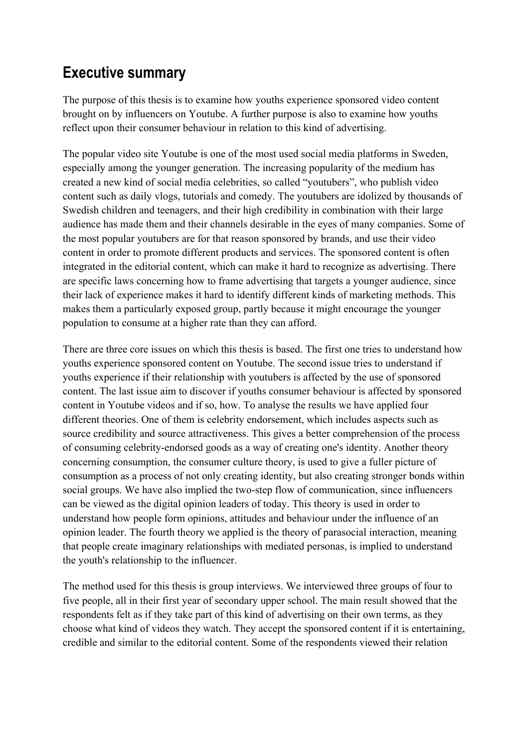## Executive summary

The purpose of this thesis is to examine how youths experience sponsored video content brought on by influencers on Youtube. A further purpose is also to examine how youths reflect upon their consumer behaviour in relation to this kind of advertising.

The popular video site Youtube is one of the most used social media platforms in Sweden, especially among the younger generation. The increasing popularity of the medium has created a new kind of social media celebrities, so called "youtubers", who publish video content such as daily vlogs, tutorials and comedy. The youtubers are idolized by thousands of Swedish children and teenagers, and their high credibility in combination with their large audience has made them and their channels desirable in the eyes of many companies. Some of the most popular youtubers are for that reason sponsored by brands, and use their video content in order to promote different products and services. The sponsored content is often integrated in the editorial content, which can make it hard to recognize as advertising. There are specific laws concerning how to frame advertising that targets a younger audience, since their lack of experience makes it hard to identify different kinds of marketing methods. This makes them a particularly exposed group, partly because it might encourage the younger population to consume at a higher rate than they can afford.

There are three core issues on which this thesis is based. The first one tries to understand how youths experience sponsored content on Youtube. The second issue tries to understand if youths experience if their relationship with youtubers is affected by the use of sponsored content. The last issue aim to discover if youths consumer behaviour is affected by sponsored content in Youtube videos and if so, how. To analyse the results we have applied four different theories. One of them is celebrity endorsement, which includes aspects such as source credibility and source attractiveness. This gives a better comprehension of the process of consuming celebrity-endorsed goods as a way of creating one's identity. Another theory concerning consumption, the consumer culture theory, is used to give a fuller picture of consumption as a process of not only creating identity, but also creating stronger bonds within social groups. We have also implied the two-step flow of communication, since influencers can be viewed as the digital opinion leaders of today. This theory is used in order to understand how people form opinions, attitudes and behaviour under the influence of an opinion leader. The fourth theory we applied is the theory of parasocial interaction, meaning that people create imaginary relationships with mediated personas, is implied to understand the youth's relationship to the influencer.

The method used for this thesis is group interviews. We interviewed three groups of four to five people, all in their first year of secondary upper school. The main result showed that the respondents felt as if they take part of this kind of advertising on their own terms, as they choose what kind of videos they watch. They accept the sponsored content if it is entertaining, credible and similar to the editorial content. Some of the respondents viewed their relation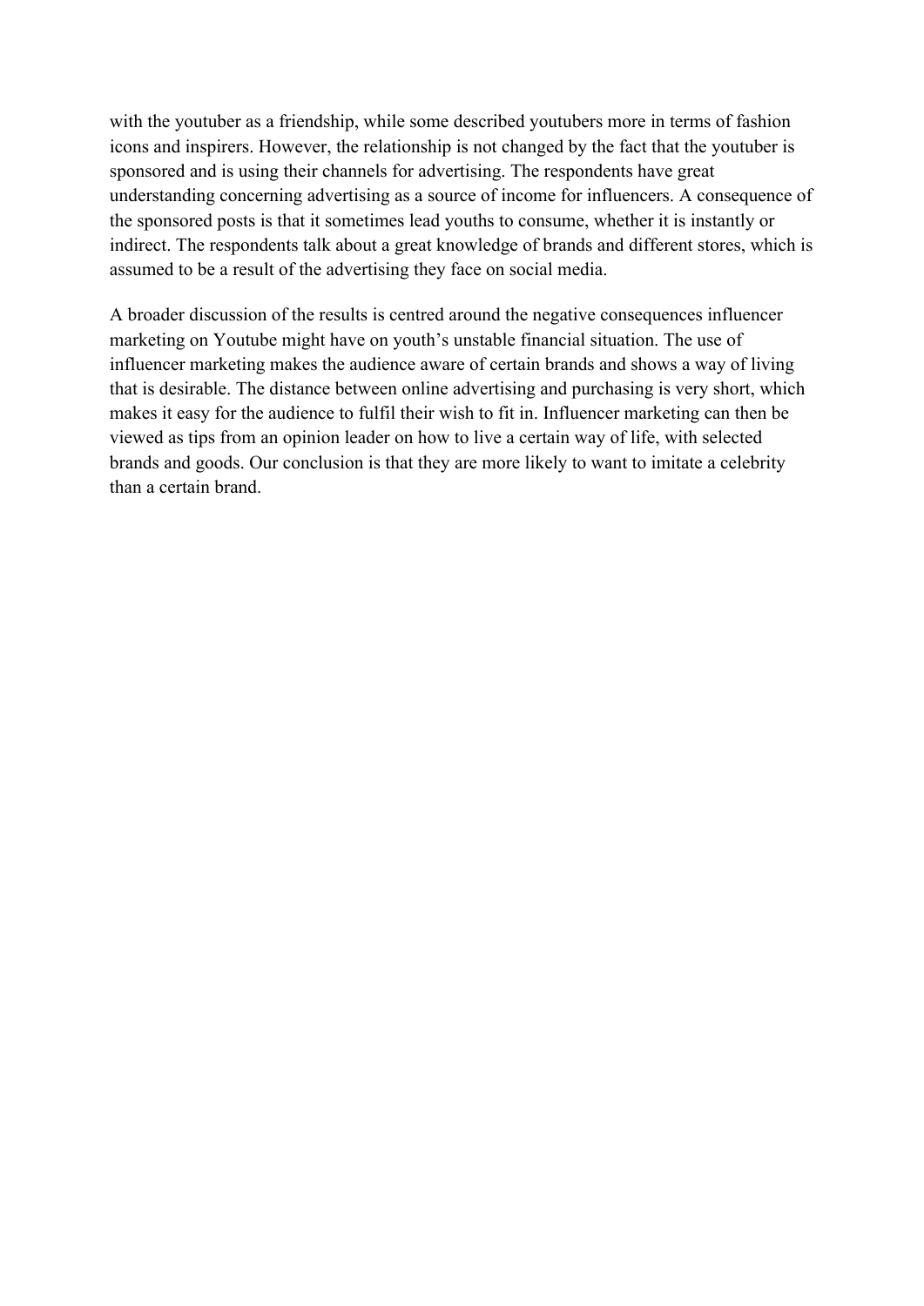with the youtuber as a friendship, while some described youtubers more in terms of fashion icons and inspirers. However, the relationship is not changed by the fact that the youtuber is sponsored and is using their channels for advertising. The respondents have great understanding concerning advertising as a source of income for influencers. A consequence of the sponsored posts is that it sometimes lead youths to consume, whether it is instantly or indirect. The respondents talk about a great knowledge of brands and different stores, which is assumed to be a result of the advertising they face on social media.

A broader discussion of the results is centred around the negative consequences influencer marketing on Youtube might have on youth's unstable financial situation. The use of influencer marketing makes the audience aware of certain brands and shows a way of living that is desirable. The distance between online advertising and purchasing is very short, which makes it easy for the audience to fulfil their wish to fit in. Influencer marketing can then be viewed as tips from an opinion leader on how to live a certain way of life, with selected brands and goods. Our conclusion is that they are more likely to want to imitate a celebrity than a certain brand.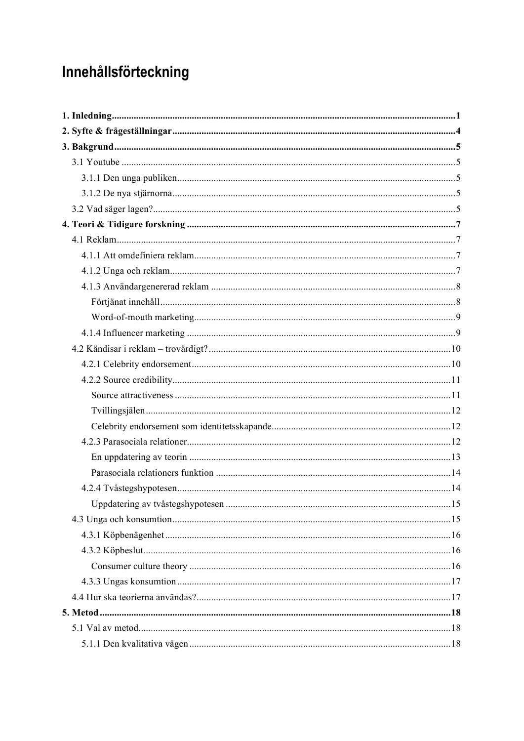# Innehållsförteckning

**1. Inledning** ... **1**

**2. Syfte & frågeställningar** ... **4**

**3. Bakgrund** ... **5**

- 3.1 Youtube ... 5
  - 3.1.1 Den unga publiken ... 5
  - 3.1.2 De nya stjärnorna ... 5
- 3.2 Vad säger lagen? ... 5

**4. Teori & Tidigare forskning** ... **7**

- 4.1 Reklam ... 7
  - 4.1.1 Att omdefiniera reklam ... 7
  - 4.1.2 Unga och reklam ... 7
  - 4.1.3 Användargenererad reklam ... 8
    - Förtjänat innehåll ... 8
    - Word-of-mouth marketing ... 9
  - 4.1.4 Influencer marketing ... 9
- 4.2 Kändisar i reklam – trovärdigt? ... 10
  - 4.2.1 Celebrity endorsement ... 10
  - 4.2.2 Source credibility ... 11
    - Source attractiveness ... 11
    - Tvillingsjälen ... 12
    - Celebrity endorsement som identitetsskapande ... 12
  - 4.2.3 Parasociala relationer ... 12
    - En uppdatering av teorin ... 13
    - Parasociala relationers funktion ... 14
  - 4.2.4 Tvåstegshypotesen ... 14
    - Uppdatering av tvåstegshypotesen ... 15
- 4.3 Unga och konsumtion ... 15
  - 4.3.1 Köpbenägenhet ... 16
  - 4.3.2 Köpbeslut ... 16
    - Consumer culture theory ... 16
  - 4.3.3 Ungas konsumtion ... 17
- 4.4 Hur ska teorierna användas? ... 17

**5. Metod** ... **18**

- 5.1 Val av metod ... 18
  - 5.1.1 Den kvalitativa vägen ... 18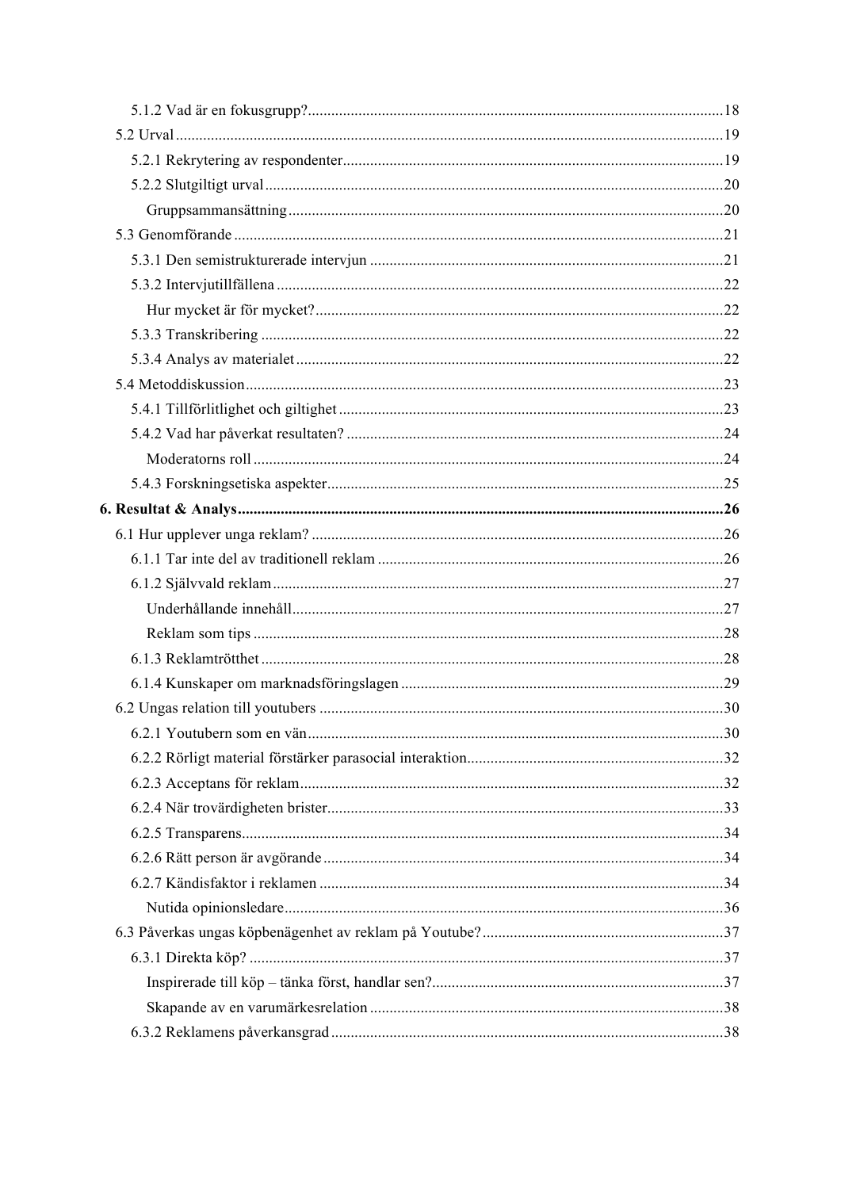5.1.2 Vad är en fokusgrupp? ..... 18
5.2 Urval ..... 19
5.2.1 Rekrytering av respondenter ..... 19
5.2.2 Slutgiltigt urval ..... 20
Gruppsammansättning ..... 20
5.3 Genomförande ..... 21
5.3.1 Den semistrukturerade intervjun ..... 21
5.3.2 Intervjutillfällena ..... 22
Hur mycket är för mycket? ..... 22
5.3.3 Transkribering ..... 22
5.3.4 Analys av materialet ..... 22
5.4 Metoddiskussion ..... 23
5.4.1 Tillförlitlighet och giltighet ..... 23
5.4.2 Vad har påverkat resultaten? ..... 24
Moderatorns roll ..... 24
5.4.3 Forskningsetiska aspekter ..... 25
**6. Resultat & Analys ..... 26**
6.1 Hur upplever unga reklam? ..... 26
6.1.1 Tar inte del av traditionell reklam ..... 26
6.1.2 Självvald reklam ..... 27
Underhållande innehåll ..... 27
Reklam som tips ..... 28
6.1.3 Reklamtrötthet ..... 28
6.1.4 Kunskaper om marknadsföringslagen ..... 29
6.2 Ungas relation till youtubers ..... 30
6.2.1 Youtubern som en vän ..... 30
6.2.2 Rörligt material förstärker parasocial interaktion ..... 32
6.2.3 Acceptans för reklam ..... 32
6.2.4 När trovärdigheten brister ..... 33
6.2.5 Transparens ..... 34
6.2.6 Rätt person är avgörande ..... 34
6.2.7 Kändisfaktor i reklamen ..... 34
Nutida opinionsledare ..... 36
6.3 Påverkas ungas köpbenägenhet av reklam på Youtube? ..... 37
6.3.1 Direkta köp? ..... 37
Inspirerade till köp – tänka först, handlar sen? ..... 37
Skapande av en varumärkesrelation ..... 38
6.3.2 Reklamens påverkansgrad ..... 38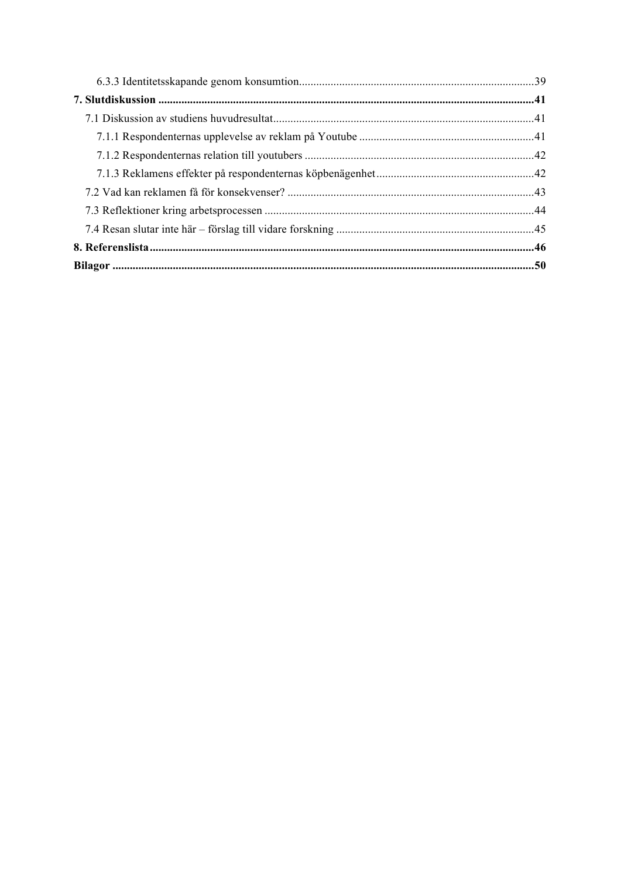6.3.3 Identitetsskapande genom konsumtion.....39

**7. Slutdiskussion .....41**

7.1 Diskussion av studiens huvudresultat.....41

7.1.1 Respondenternas upplevelse av reklam på Youtube .....41

7.1.2 Respondenternas relation till youtubers .....42

7.1.3 Reklamens effekter på respondenternas köpbenägenhet.....42

7.2 Vad kan reklamen få för konsekvenser? .....43

7.3 Reflektioner kring arbetsprocessen .....44

7.4 Resan slutar inte här – förslag till vidare forskning .....45

**8. Referenslista.....46**

**Bilagor .....50**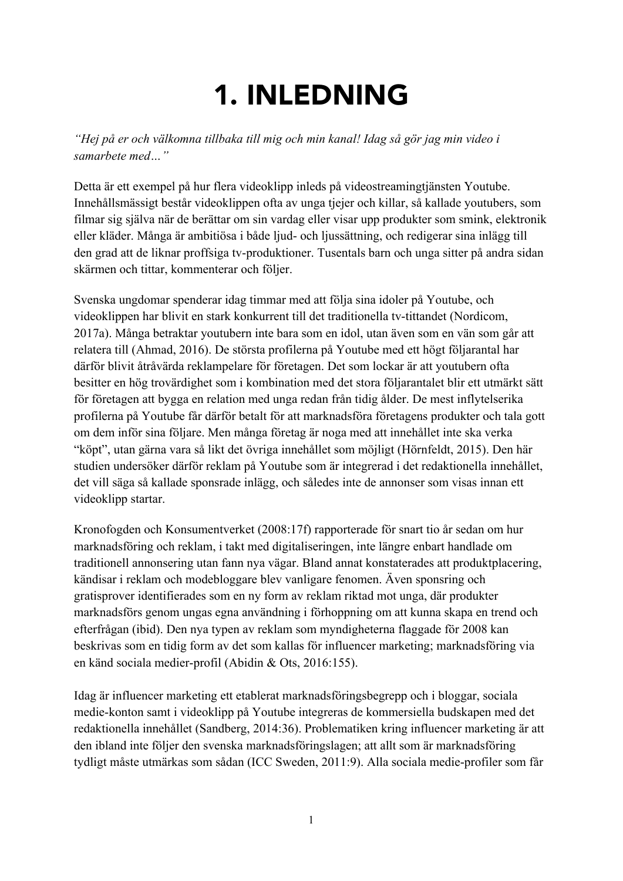# 1. INLEDNING

*"Hej på er och välkomna tillbaka till mig och min kanal! Idag så gör jag min video i samarbete med…"*

Detta är ett exempel på hur flera videoklipp inleds på videostreamingtjänsten Youtube. Innehållsmässigt består videoklippen ofta av unga tjejer och killar, så kallade youtubers, som filmar sig själva när de berättar om sin vardag eller visar upp produkter som smink, elektronik eller kläder. Många är ambitiösa i både ljud- och ljussättning, och redigerar sina inlägg till den grad att de liknar proffsiga tv-produktioner. Tusentals barn och unga sitter på andra sidan skärmen och tittar, kommenterar och följer.

Svenska ungdomar spenderar idag timmar med att följa sina idoler på Youtube, och videoklippen har blivit en stark konkurrent till det traditionella tv-tittandet (Nordicom, 2017a). Många betraktar youtubern inte bara som en idol, utan även som en vän som går att relatera till (Ahmad, 2016). De största profilerna på Youtube med ett högt följarantal har därför blivit åtråvärda reklampelare för företagen. Det som lockar är att youtubern ofta besitter en hög trovärdighet som i kombination med det stora följarantalet blir ett utmärkt sätt för företagen att bygga en relation med unga redan från tidig ålder. De mest inflytelserika profilerna på Youtube får därför betalt för att marknadsföra företagens produkter och tala gott om dem inför sina följare. Men många företag är noga med att innehållet inte ska verka "köpt", utan gärna vara så likt det övriga innehållet som möjligt (Hörnfeldt, 2015). Den här studien undersöker därför reklam på Youtube som är integrerad i det redaktionella innehållet, det vill säga så kallade sponsrade inlägg, och således inte de annonser som visas innan ett videoklipp startar.

Kronofogden och Konsumentverket (2008:17f) rapporterade för snart tio år sedan om hur marknadsföring och reklam, i takt med digitaliseringen, inte längre enbart handlade om traditionell annonsering utan fann nya vägar. Bland annat konstaterades att produktplacering, kändisar i reklam och modebloggare blev vanligare fenomen. Även sponsring och gratisprover identifierades som en ny form av reklam riktad mot unga, där produkter marknadsförs genom ungas egna användning i förhoppning om att kunna skapa en trend och efterfrågan (ibid). Den nya typen av reklam som myndigheterna flaggade för 2008 kan beskrivas som en tidig form av det som kallas för influencer marketing; marknadsföring via en känd sociala medier-profil (Abidin & Ots, 2016:155).

Idag är influencer marketing ett etablerat marknadsföringsbegrepp och i bloggar, sociala medie-konton samt i videoklipp på Youtube integreras de kommersiella budskapen med det redaktionella innehållet (Sandberg, 2014:36). Problematiken kring influencer marketing är att den ibland inte följer den svenska marknadsföringslagen; att allt som är marknadsföring tydligt måste utmärkas som sådan (ICC Sweden, 2011:9). Alla sociala medie-profiler som får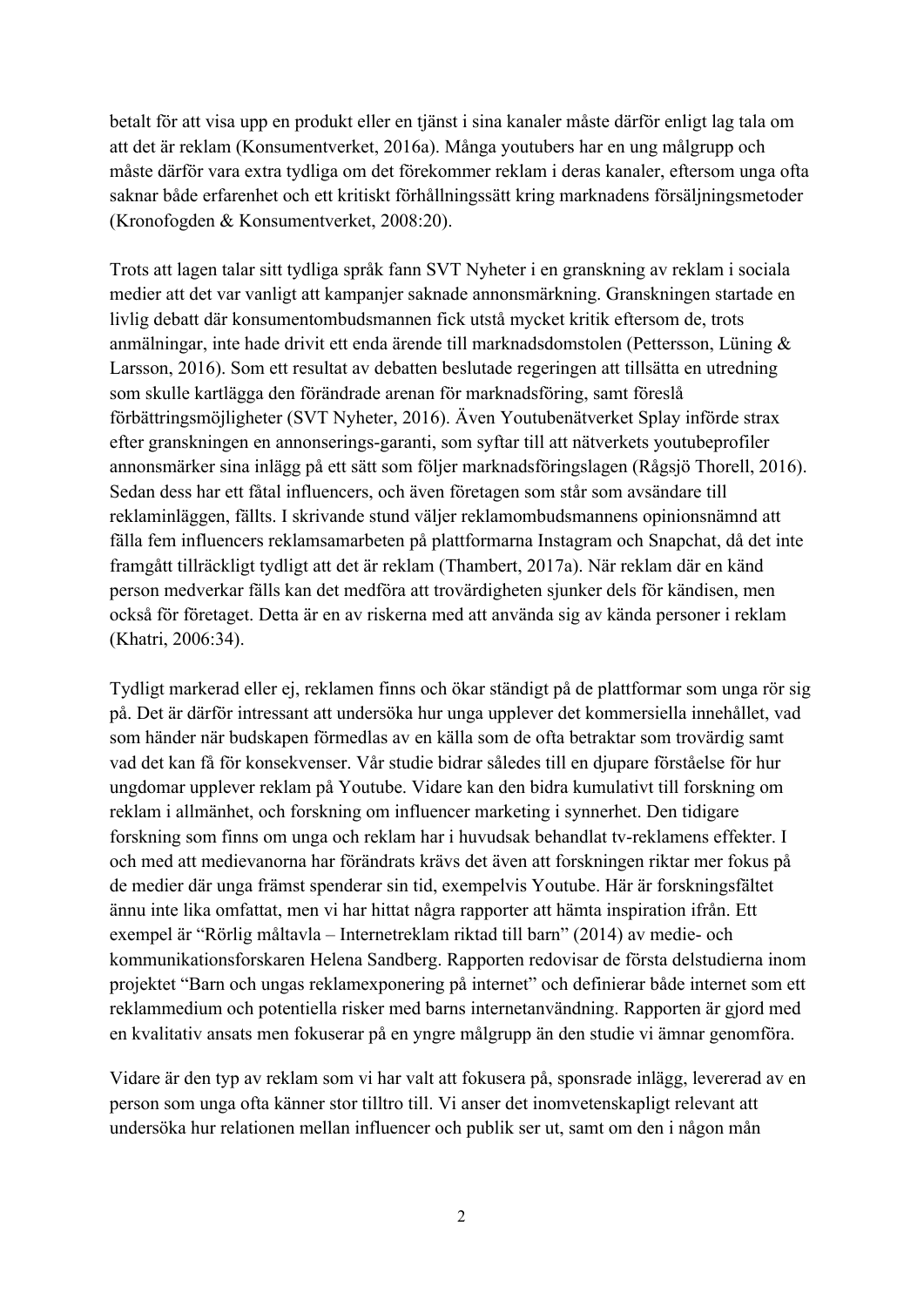betalt för att visa upp en produkt eller en tjänst i sina kanaler måste därför enligt lag tala om att det är reklam (Konsumentverket, 2016a). Många youtubers har en ung målgrupp och måste därför vara extra tydliga om det förekommer reklam i deras kanaler, eftersom unga ofta saknar både erfarenhet och ett kritiskt förhållningssätt kring marknadens försäljningsmetoder (Kronofogden & Konsumentverket, 2008:20).

Trots att lagen talar sitt tydliga språk fann SVT Nyheter i en granskning av reklam i sociala medier att det var vanligt att kampanjer saknade annonsmärkning. Granskningen startade en livlig debatt där konsumentombudsmannen fick utstå mycket kritik eftersom de, trots anmälningar, inte hade drivit ett enda ärende till marknadsdomstolen (Pettersson, Lüning & Larsson, 2016). Som ett resultat av debatten beslutade regeringen att tillsätta en utredning som skulle kartlägga den förändrade arenan för marknadsföring, samt föreslå förbättringsmöjligheter (SVT Nyheter, 2016). Även Youtubenätverket Splay införde strax efter granskningen en annonserings-garanti, som syftar till att nätverkets youtubeprofiler annonsmärker sina inlägg på ett sätt som följer marknadsföringslagen (Rågsjö Thorell, 2016). Sedan dess har ett fåtal influencers, och även företagen som står som avsändare till reklaminläggen, fällts. I skrivande stund väljer reklamombudsmannens opinionsnämnd att fälla fem influencers reklamsamarbeten på plattformarna Instagram och Snapchat, då det inte framgått tillräckligt tydligt att det är reklam (Thambert, 2017a). När reklam där en känd person medverkar fälls kan det medföra att trovärdigheten sjunker dels för kändisen, men också för företaget. Detta är en av riskerna med att använda sig av kända personer i reklam (Khatri, 2006:34).

Tydligt markerad eller ej, reklamen finns och ökar ständigt på de plattformar som unga rör sig på. Det är därför intressant att undersöka hur unga upplever det kommersiella innehållet, vad som händer när budskapen förmedlas av en källa som de ofta betraktar som trovärdig samt vad det kan få för konsekvenser. Vår studie bidrar således till en djupare förståelse för hur ungdomar upplever reklam på Youtube. Vidare kan den bidra kumulativt till forskning om reklam i allmänhet, och forskning om influencer marketing i synnerhet. Den tidigare forskning som finns om unga och reklam har i huvudsak behandlat tv-reklamens effekter. I och med att medievanorna har förändrats krävs det även att forskningen riktar mer fokus på de medier där unga främst spenderar sin tid, exempelvis Youtube. Här är forskningsfältet ännu inte lika omfattat, men vi har hittat några rapporter att hämta inspiration ifrån. Ett exempel är "Rörlig måltavla – Internetreklam riktad till barn" (2014) av medie- och kommunikationsforskaren Helena Sandberg. Rapporten redovisar de första delstudierna inom projektet "Barn och ungas reklamexponering på internet" och definierar både internet som ett reklammedium och potentiella risker med barns internetanvändning. Rapporten är gjord med en kvalitativ ansats men fokuserar på en yngre målgrupp än den studie vi ämnar genomföra.

Vidare är den typ av reklam som vi har valt att fokusera på, sponsrade inlägg, levererad av en person som unga ofta känner stor tilltro till. Vi anser det inomvetenskapligt relevant att undersöka hur relationen mellan influencer och publik ser ut, samt om den i någon mån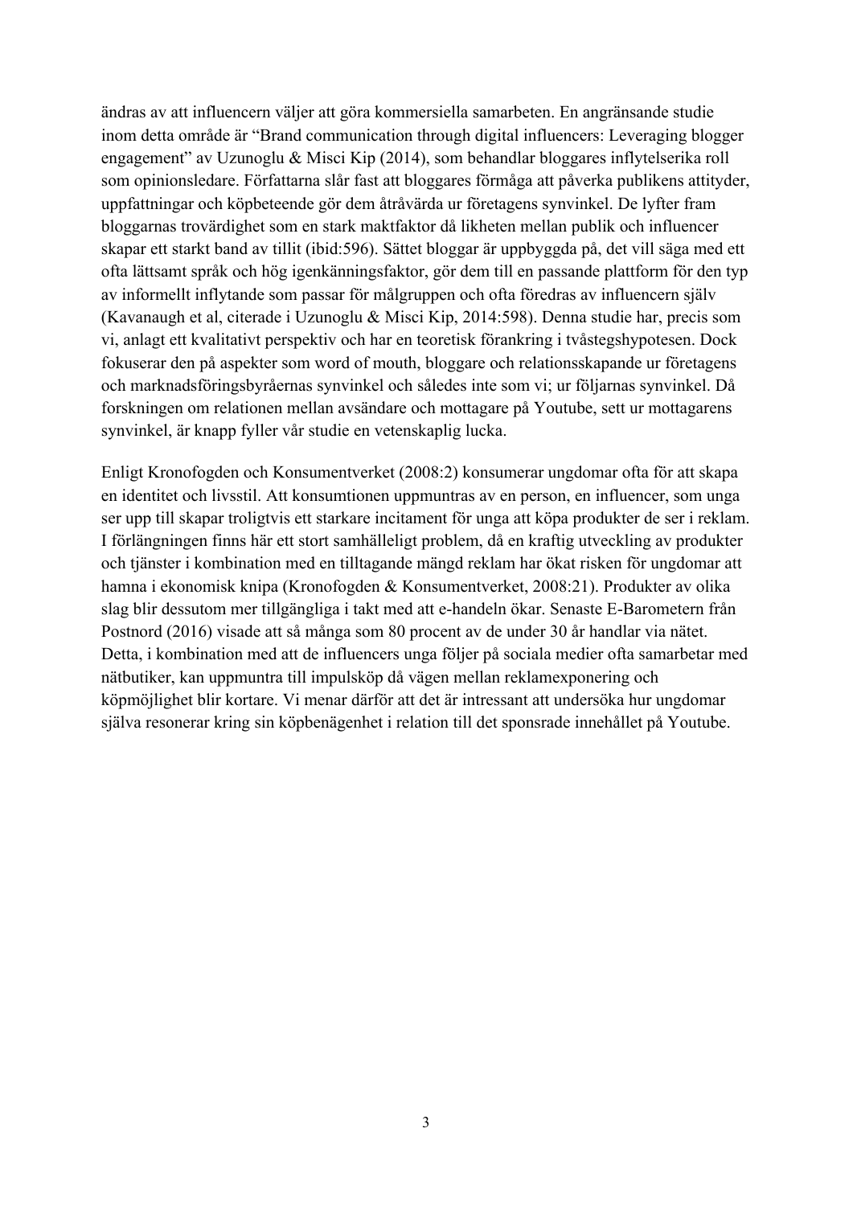ändras av att influencern väljer att göra kommersiella samarbeten. En angränsande studie inom detta område är “Brand communication through digital influencers: Leveraging blogger engagement” av Uzunoglu & Misci Kip (2014), som behandlar bloggares inflytelserika roll som opinionsledare. Författarna slår fast att bloggares förmåga att påverka publikens attityder, uppfattningar och köpbeteende gör dem åtråvärda ur företagens synvinkel. De lyfter fram bloggarnas trovärdighet som en stark maktfaktor då likheten mellan publik och influencer skapar ett starkt band av tillit (ibid:596). Sättet bloggar är uppbyggda på, det vill säga med ett ofta lättsamt språk och hög igenkänningsfaktor, gör dem till en passande plattform för den typ av informellt inflytande som passar för målgruppen och ofta föredras av influencern själv (Kavanaugh et al, citerade i Uzunoglu & Misci Kip, 2014:598). Denna studie har, precis som vi, anlagt ett kvalitativt perspektiv och har en teoretisk förankring i tvåstegshypotesen. Dock fokuserar den på aspekter som word of mouth, bloggare och relationsskapande ur företagens och marknadsföringsbyråernas synvinkel och således inte som vi; ur följarnas synvinkel. Då forskningen om relationen mellan avsändare och mottagare på Youtube, sett ur mottagarens synvinkel, är knapp fyller vår studie en vetenskaplig lucka.

Enligt Kronofogden och Konsumentverket (2008:2) konsumerar ungdomar ofta för att skapa en identitet och livsstil. Att konsumtionen uppmuntras av en person, en influencer, som unga ser upp till skapar troligtvis ett starkare incitament för unga att köpa produkter de ser i reklam. I förlängningen finns här ett stort samhälleligt problem, då en kraftig utveckling av produkter och tjänster i kombination med en tilltagande mängd reklam har ökat risken för ungdomar att hamna i ekonomisk knipa (Kronofogden & Konsumentverket, 2008:21). Produkter av olika slag blir dessutom mer tillgängliga i takt med att e-handeln ökar. Senaste E-Barometern från Postnord (2016) visade att så många som 80 procent av de under 30 år handlar via nätet. Detta, i kombination med att de influencers unga följer på sociala medier ofta samarbetar med nätbutiker, kan uppmuntra till impulsköp då vägen mellan reklamexponering och köpmöjlighet blir kortare. Vi menar därför att det är intressant att undersöka hur ungdomar själva resonerar kring sin köpbenägenhet i relation till det sponsrade innehållet på Youtube.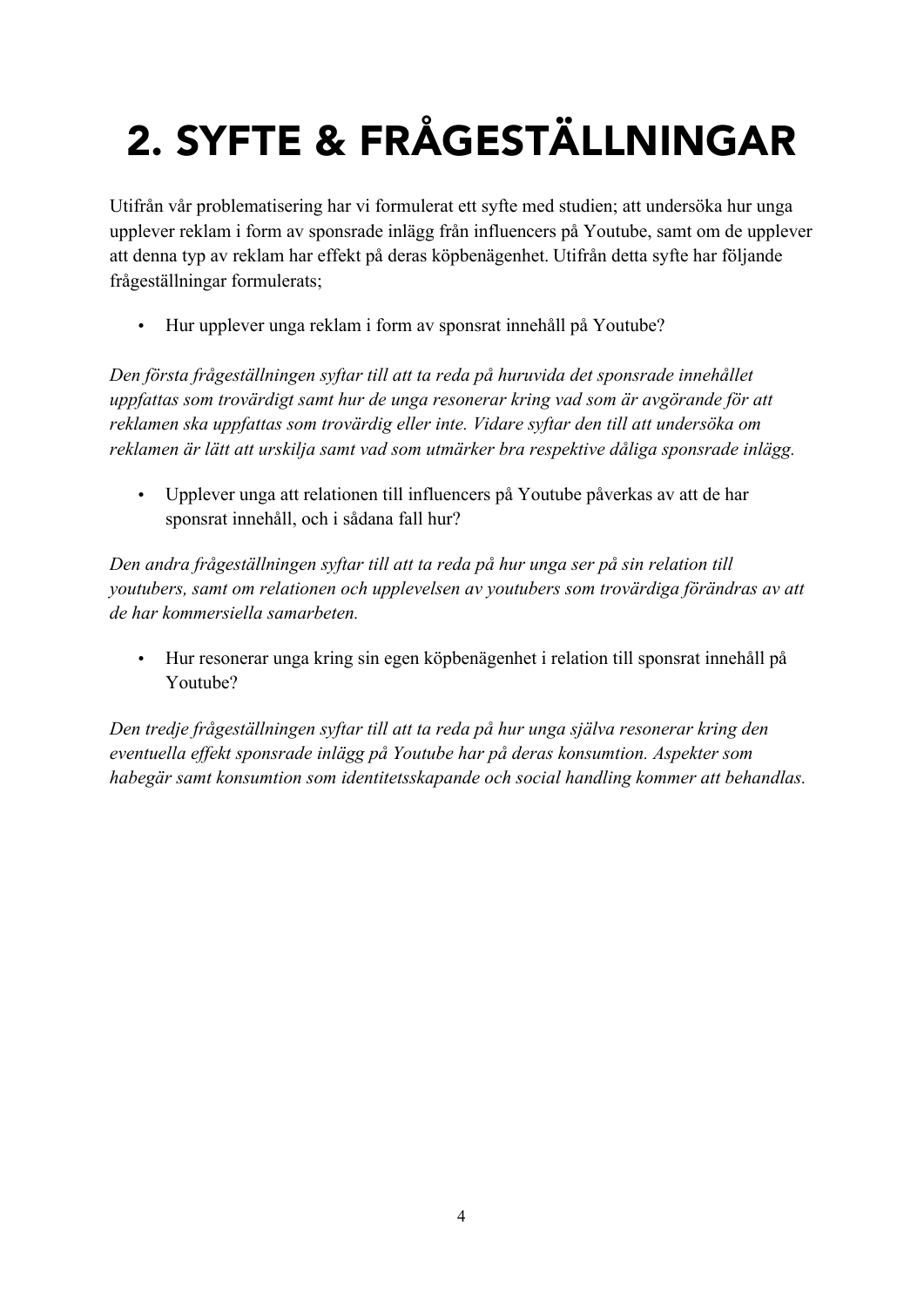# 2. SYFTE & FRÅGESTÄLLNINGAR

Utifrån vår problematisering har vi formulerat ett syfte med studien; att undersöka hur unga upplever reklam i form av sponsrade inlägg från influencers på Youtube, samt om de upplever att denna typ av reklam har effekt på deras köpbenägenhet. Utifrån detta syfte har följande frågeställningar formulerats;

- Hur upplever unga reklam i form av sponsrat innehåll på Youtube?

*Den första frågeställningen syftar till att ta reda på huruvida det sponsrade innehållet uppfattas som trovärdigt samt hur de unga resonerar kring vad som är avgörande för att reklamen ska uppfattas som trovärdig eller inte. Vidare syftar den till att undersöka om reklamen är lätt att urskilja samt vad som utmärker bra respektive dåliga sponsrade inlägg.*

- Upplever unga att relationen till influencers på Youtube påverkas av att de har sponsrat innehåll, och i sådana fall hur?

*Den andra frågeställningen syftar till att ta reda på hur unga ser på sin relation till youtubers, samt om relationen och upplevelsen av youtubers som trovärdiga förändras av att de har kommersiella samarbeten.*

- Hur resonerar unga kring sin egen köpbenägenhet i relation till sponsrat innehåll på Youtube?

*Den tredje frågeställningen syftar till att ta reda på hur unga själva resonerar kring den eventuella effekt sponsrade inlägg på Youtube har på deras konsumtion. Aspekter som habegär samt konsumtion som identitetsskapande och social handling kommer att behandlas.*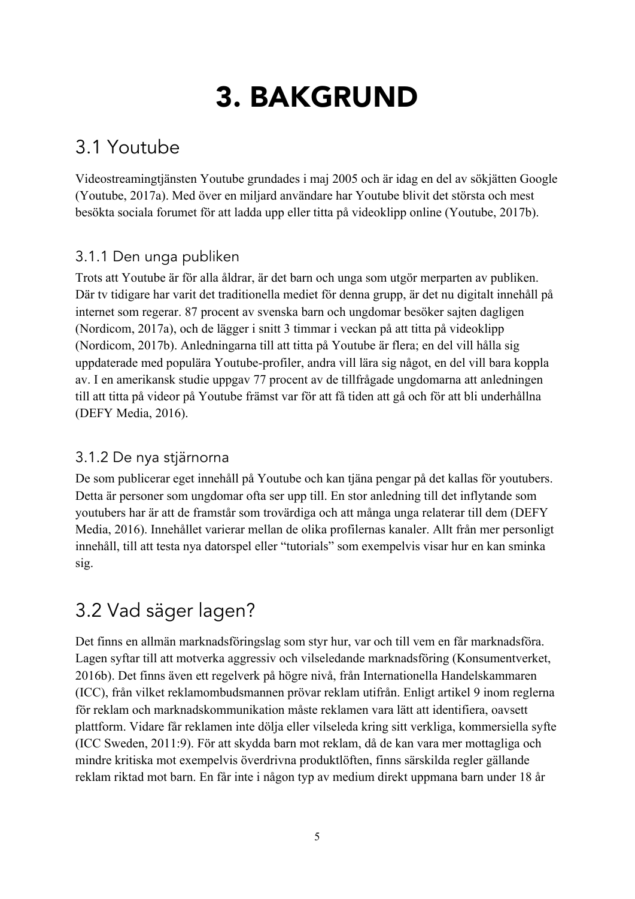# 3. BAKGRUND

## 3.1 Youtube

Videostreamingtjänsten Youtube grundades i maj 2005 och är idag en del av sökjätten Google (Youtube, 2017a). Med över en miljard användare har Youtube blivit det största och mest besökta sociala forumet för att ladda upp eller titta på videoklipp online (Youtube, 2017b).

### 3.1.1 Den unga publiken

Trots att Youtube är för alla åldrar, är det barn och unga som utgör merparten av publiken. Där tv tidigare har varit det traditionella mediet för denna grupp, är det nu digitalt innehåll på internet som regerar. 87 procent av svenska barn och ungdomar besöker sajten dagligen (Nordicom, 2017a), och de lägger i snitt 3 timmar i veckan på att titta på videoklipp (Nordicom, 2017b). Anledningarna till att titta på Youtube är flera; en del vill hålla sig uppdaterade med populära Youtube-profiler, andra vill lära sig något, en del vill bara koppla av. I en amerikansk studie uppgav 77 procent av de tillfrågade ungdomarna att anledningen till att titta på videor på Youtube främst var för att få tiden att gå och för att bli underhållna (DEFY Media, 2016).

### 3.1.2 De nya stjärnorna

De som publicerar eget innehåll på Youtube och kan tjäna pengar på det kallas för youtubers. Detta är personer som ungdomar ofta ser upp till. En stor anledning till det inflytande som youtubers har är att de framstår som trovärdiga och att många unga relaterar till dem (DEFY Media, 2016). Innehållet varierar mellan de olika profilernas kanaler. Allt från mer personligt innehåll, till att testa nya datorspel eller "tutorials" som exempelvis visar hur en kan sminka sig.

## 3.2 Vad säger lagen?

Det finns en allmän marknadsföringslag som styr hur, var och till vem en får marknadsföra. Lagen syftar till att motverka aggressiv och vilseledande marknadsföring (Konsumentverket, 2016b). Det finns även ett regelverk på högre nivå, från Internationella Handelskammaren (ICC), från vilket reklamombudsmannen prövar reklam utifrån. Enligt artikel 9 inom reglerna för reklam och marknadskommunikation måste reklamen vara lätt att identifiera, oavsett plattform. Vidare får reklamen inte dölja eller vilseleda kring sitt verkliga, kommersiella syfte (ICC Sweden, 2011:9). För att skydda barn mot reklam, då de kan vara mer mottagliga och mindre kritiska mot exempelvis överdrivna produktlöften, finns särskilda regler gällande reklam riktad mot barn. En får inte i någon typ av medium direkt uppmana barn under 18 år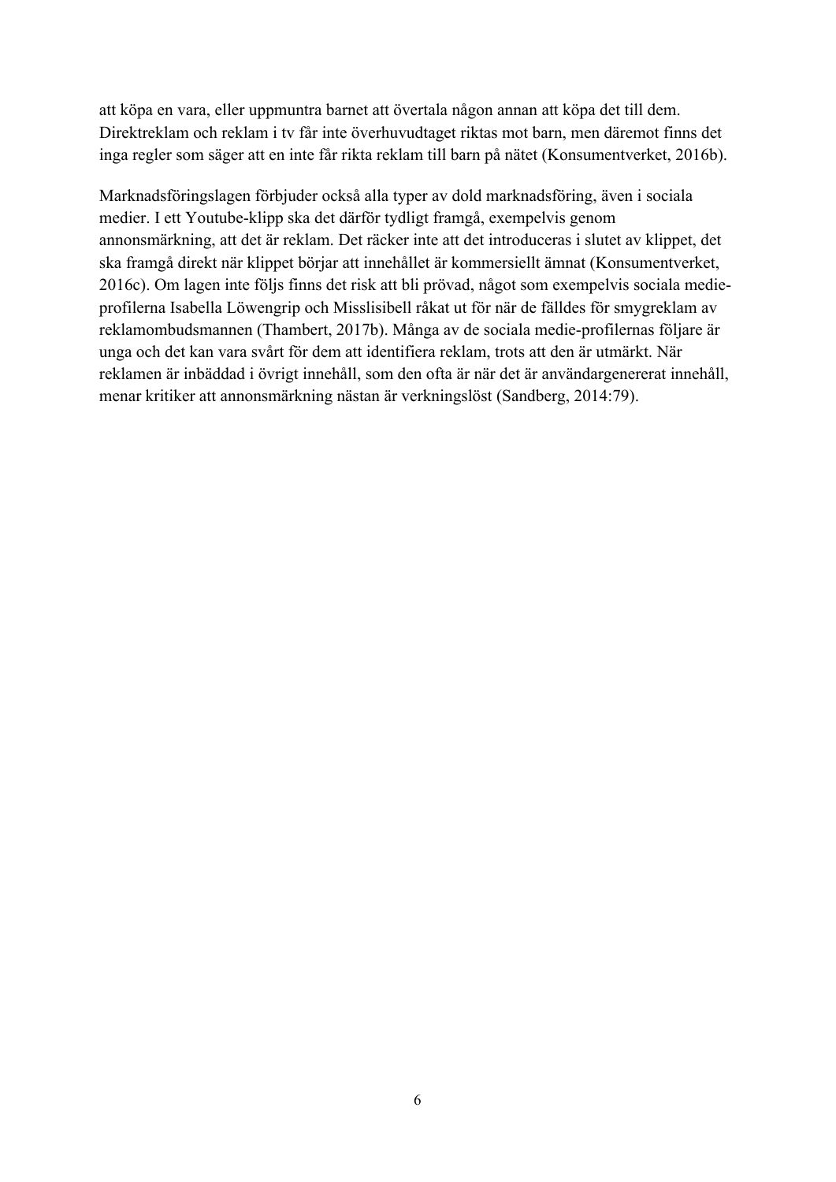att köpa en vara, eller uppmuntra barnet att övertala någon annan att köpa det till dem. Direktreklam och reklam i tv får inte överhuvudtaget riktas mot barn, men däremot finns det inga regler som säger att en inte får rikta reklam till barn på nätet (Konsumentverket, 2016b).

Marknadsföringslagen förbjuder också alla typer av dold marknadsföring, även i sociala medier. I ett Youtube-klipp ska det därför tydligt framgå, exempelvis genom annonsmärkning, att det är reklam. Det räcker inte att det introduceras i slutet av klippet, det ska framgå direkt när klippet börjar att innehållet är kommersiellt ämnat (Konsumentverket, 2016c). Om lagen inte följs finns det risk att bli prövad, något som exempelvis sociala medie-profilerna Isabella Löwengrip och Misslisibell råkat ut för när de fälldes för smygreklam av reklamombudsmannen (Thambert, 2017b). Många av de sociala medie-profilernas följare är unga och det kan vara svårt för dem att identifiera reklam, trots att den är utmärkt. När reklamen är inbäddad i övrigt innehåll, som den ofta är när det är användargenererat innehåll, menar kritiker att annonsmärkning nästan är verkningslöst (Sandberg, 2014:79).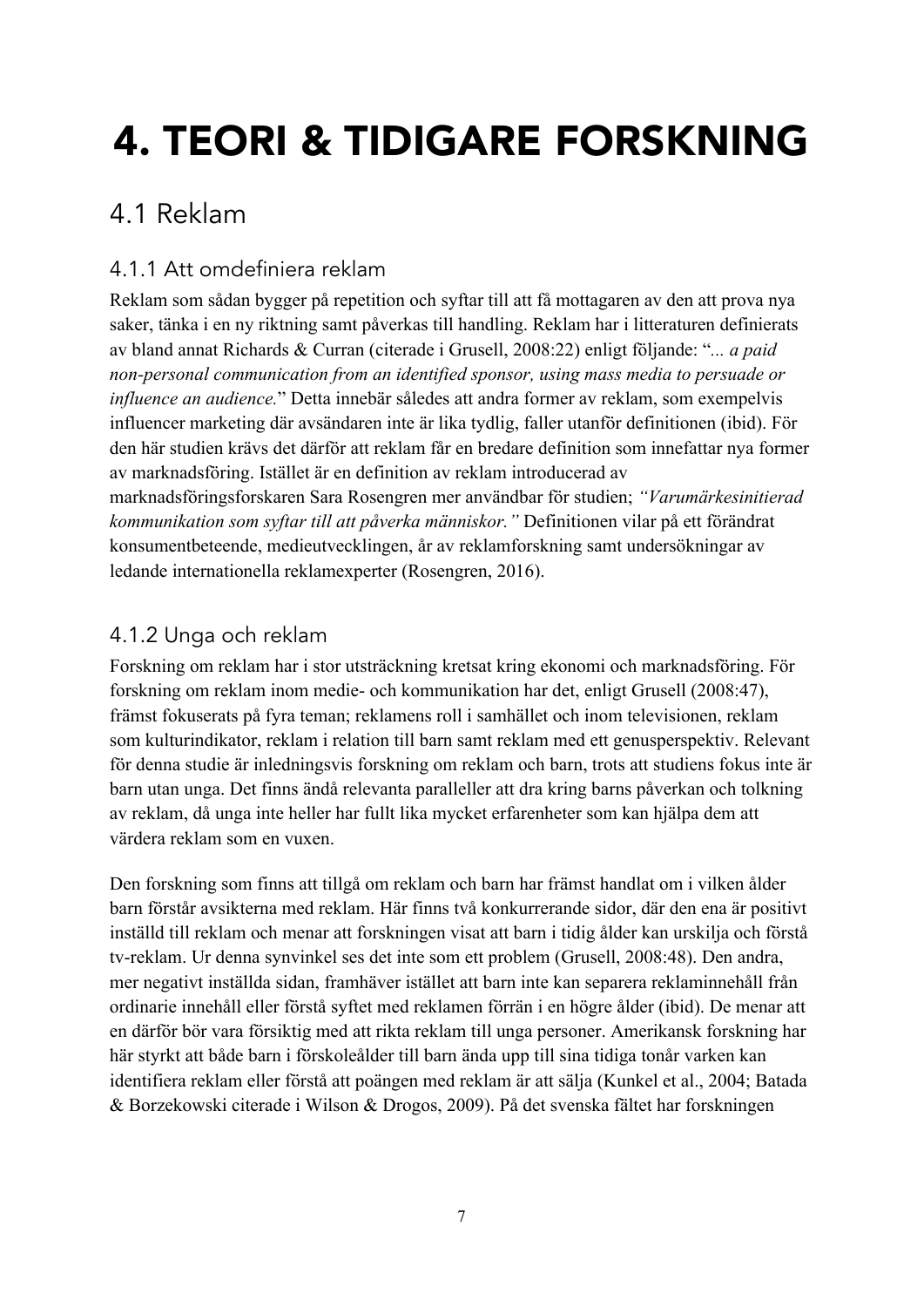# 4. TEORI & TIDIGARE FORSKNING

## 4.1 Reklam

### 4.1.1 Att omdefiniera reklam

Reklam som sådan bygger på repetition och syftar till att få mottagaren av den att prova nya saker, tänka i en ny riktning samt påverkas till handling. Reklam har i litteraturen definierats av bland annat Richards & Curran (citerade i Grusell, 2008:22) enligt följande: "*... a paid non-personal communication from an identified sponsor, using mass media to persuade or influence an audience.*" Detta innebär således att andra former av reklam, som exempelvis influencer marketing där avsändaren inte är lika tydlig, faller utanför definitionen (ibid). För den här studien krävs det därför att reklam får en bredare definition som innefattar nya former av marknadsföring. Istället är en definition av reklam introducerad av marknadsföringsforskaren Sara Rosengren mer användbar för studien; *"Varumärkesinitierad kommunikation som syftar till att påverka människor."* Definitionen vilar på ett förändrat konsumentbeteende, medieutvecklingen, år av reklamforskning samt undersökningar av ledande internationella reklamexperter (Rosengren, 2016).

### 4.1.2 Unga och reklam

Forskning om reklam har i stor utsträckning kretsat kring ekonomi och marknadsföring. För forskning om reklam inom medie- och kommunikation har det, enligt Grusell (2008:47), främst fokuserats på fyra teman; reklamens roll i samhället och inom televisionen, reklam som kulturindikator, reklam i relation till barn samt reklam med ett genusperspektiv. Relevant för denna studie är inledningsvis forskning om reklam och barn, trots att studiens fokus inte är barn utan unga. Det finns ändå relevanta paralleller att dra kring barns påverkan och tolkning av reklam, då unga inte heller har fullt lika mycket erfarenheter som kan hjälpa dem att värdera reklam som en vuxen.

Den forskning som finns att tillgå om reklam och barn har främst handlat om i vilken ålder barn förstår avsikterna med reklam. Här finns två konkurrerande sidor, där den ena är positivt inställd till reklam och menar att forskningen visat att barn i tidig ålder kan urskilja och förstå tv-reklam. Ur denna synvinkel ses det inte som ett problem (Grusell, 2008:48). Den andra, mer negativt inställda sidan, framhäver istället att barn inte kan separera reklaminnehåll från ordinarie innehåll eller förstå syftet med reklamen förrän i en högre ålder (ibid). De menar att en därför bör vara försiktig med att rikta reklam till unga personer. Amerikansk forskning har här styrkt att både barn i förskoleålder till barn ända upp till sina tidiga tonår varken kan identifiera reklam eller förstå att poängen med reklam är att sälja (Kunkel et al., 2004; Batada & Borzekowski citerade i Wilson & Drogos, 2009). På det svenska fältet har forskningen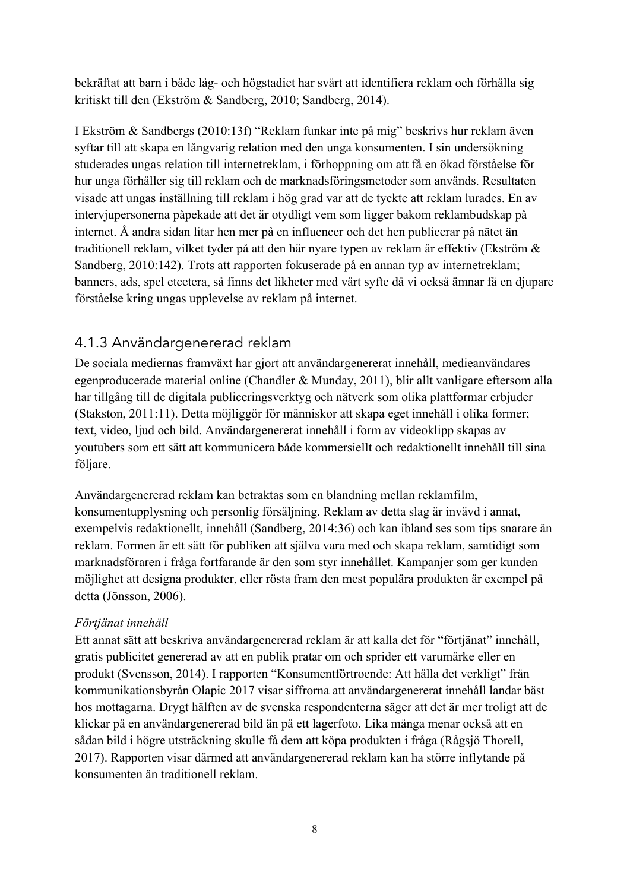bekräftat att barn i både låg- och högstadiet har svårt att identifiera reklam och förhålla sig kritiskt till den (Ekström & Sandberg, 2010; Sandberg, 2014).

I Ekström & Sandbergs (2010:13f) "Reklam funkar inte på mig" beskrivs hur reklam även syftar till att skapa en långvarig relation med den unga konsumenten. I sin undersökning studerades ungas relation till internetreklam, i förhoppning om att få en ökad förståelse för hur unga förhåller sig till reklam och de marknadsföringsmetoder som används. Resultaten visade att ungas inställning till reklam i hög grad var att de tyckte att reklam lurades. En av intervjupersonerna påpekade att det är otydligt vem som ligger bakom reklambudskap på internet. Å andra sidan litar hen mer på en influencer och det hen publicerar på nätet än traditionell reklam, vilket tyder på att den här nyare typen av reklam är effektiv (Ekström & Sandberg, 2010:142). Trots att rapporten fokuserade på en annan typ av internetreklam; banners, ads, spel etcetera, så finns det likheter med vårt syfte då vi också ämnar få en djupare förståelse kring ungas upplevelse av reklam på internet.

### 4.1.3 Användargenererad reklam

De sociala mediernas framväxt har gjort att användargenererat innehåll, medieanvändares egenproducerade material online (Chandler & Munday, 2011), blir allt vanligare eftersom alla har tillgång till de digitala publiceringsverktyg och nätverk som olika plattformar erbjuder (Stakston, 2011:11). Detta möjliggör för människor att skapa eget innehåll i olika former; text, video, ljud och bild. Användargenererat innehåll i form av videoklipp skapas av youtubers som ett sätt att kommunicera både kommersiellt och redaktionellt innehåll till sina följare.

Användargenererad reklam kan betraktas som en blandning mellan reklamfilm, konsumentupplysning och personlig försäljning. Reklam av detta slag är invävd i annat, exempelvis redaktionellt, innehåll (Sandberg, 2014:36) och kan ibland ses som tips snarare än reklam. Formen är ett sätt för publiken att själva vara med och skapa reklam, samtidigt som marknadsföraren i fråga fortfarande är den som styr innehållet. Kampanjer som ger kunden möjlighet att designa produkter, eller rösta fram den mest populära produkten är exempel på detta (Jönsson, 2006).

*Förtjänat innehåll*

Ett annat sätt att beskriva användargenererad reklam är att kalla det för "förtjänat" innehåll, gratis publicitet genererad av att en publik pratar om och sprider ett varumärke eller en produkt (Svensson, 2014). I rapporten "Konsumentförtroende: Att hålla det verkligt" från kommunikationsbyrån Olapic 2017 visar siffrorna att användargenererat innehåll landar bäst hos mottagarna. Drygt hälften av de svenska respondenterna säger att det är mer troligt att de klickar på en användargenererad bild än på ett lagerfoto. Lika många menar också att en sådan bild i högre utsträckning skulle få dem att köpa produkten i fråga (Rågsjö Thorell, 2017). Rapporten visar därmed att användargenererad reklam kan ha större inflytande på konsumenten än traditionell reklam.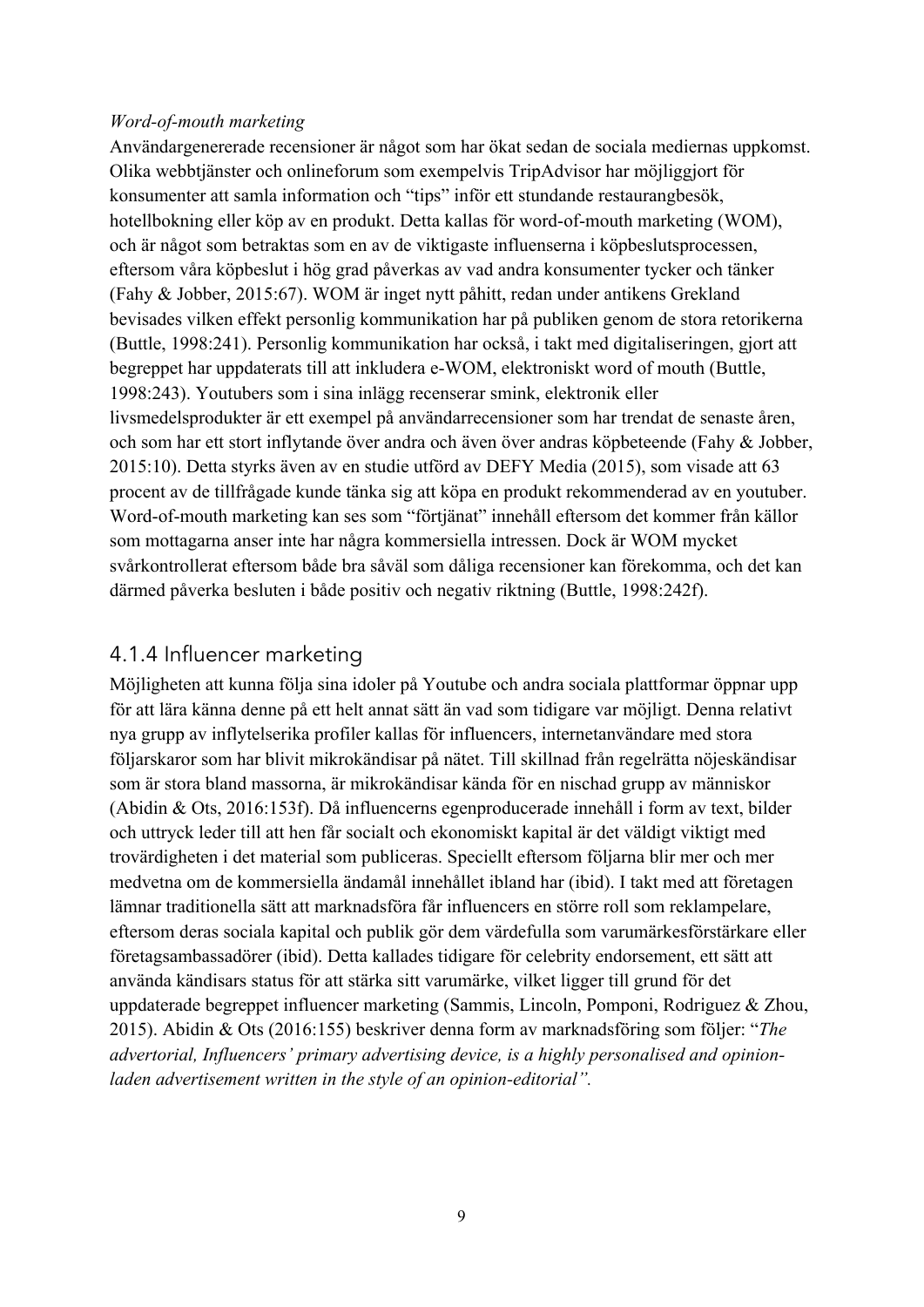*Word-of-mouth marketing*
Användargenererade recensioner är något som har ökat sedan de sociala mediernas uppkomst. Olika webbtjänster och onlineforum som exempelvis TripAdvisor har möjliggjort för konsumenter att samla information och "tips" inför ett stundande restaurangbesök, hotellbokning eller köp av en produkt. Detta kallas för word-of-mouth marketing (WOM), och är något som betraktas som en av de viktigaste influenserna i köpbeslutsprocessen, eftersom våra köpbeslut i hög grad påverkas av vad andra konsumenter tycker och tänker (Fahy & Jobber, 2015:67). WOM är inget nytt påhitt, redan under antikens Grekland bevisades vilken effekt personlig kommunikation har på publiken genom de stora retorikerna (Buttle, 1998:241). Personlig kommunikation har också, i takt med digitaliseringen, gjort att begreppet har uppdaterats till att inkludera e-WOM, elektroniskt word of mouth (Buttle, 1998:243). Youtubers som i sina inlägg recenserar smink, elektronik eller livsmedelsprodukter är ett exempel på användarrecensioner som har trendat de senaste åren, och som har ett stort inflytande över andra och även över andras köpbeteende (Fahy & Jobber, 2015:10). Detta styrks även av en studie utförd av DEFY Media (2015), som visade att 63 procent av de tillfrågade kunde tänka sig att köpa en produkt rekommenderad av en youtuber. Word-of-mouth marketing kan ses som "förtjänat" innehåll eftersom det kommer från källor som mottagarna anser inte har några kommersiella intressen. Dock är WOM mycket svårkontrollerat eftersom både bra såväl som dåliga recensioner kan förekomma, och det kan därmed påverka besluten i både positiv och negativ riktning (Buttle, 1998:242f).

### 4.1.4 Influencer marketing

Möjligheten att kunna följa sina idoler på Youtube och andra sociala plattformar öppnar upp för att lära känna denne på ett helt annat sätt än vad som tidigare var möjligt. Denna relativt nya grupp av inflytelserika profiler kallas för influencers, internetanvändare med stora följarskaror som har blivit mikrokändisar på nätet. Till skillnad från regelrätta nöjeskändisar som är stora bland massorna, är mikrokändisar kända för en nischad grupp av människor (Abidin & Ots, 2016:153f). Då influencerns egenproducerade innehåll i form av text, bilder och uttryck leder till att hen får socialt och ekonomiskt kapital är det väldigt viktigt med trovärdigheten i det material som publiceras. Speciellt eftersom följarna blir mer och mer medvetna om de kommersiella ändamål innehållet ibland har (ibid). I takt med att företagen lämnar traditionella sätt att marknadsföra får influencers en större roll som reklampelare, eftersom deras sociala kapital och publik gör dem värdefulla som varumärkesförstärkare eller företagsambassadörer (ibid). Detta kallades tidigare för celebrity endorsement, ett sätt att använda kändisars status för att stärka sitt varumärke, vilket ligger till grund för det uppdaterade begreppet influencer marketing (Sammis, Lincoln, Pomponi, Rodriguez & Zhou, 2015). Abidin & Ots (2016:155) beskriver denna form av marknadsföring som följer: "*The advertorial, Influencers' primary advertising device, is a highly personalised and opinion-laden advertisement written in the style of an opinion-editorial".*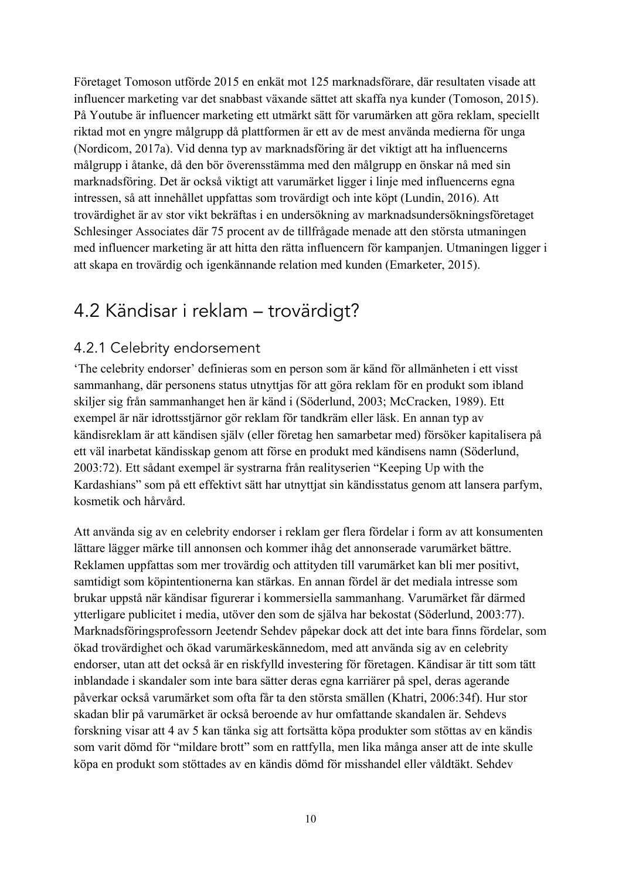Företaget Tomoson utförde 2015 en enkät mot 125 marknadsförare, där resultaten visade att influencer marketing var det snabbast växande sättet att skaffa nya kunder (Tomoson, 2015). På Youtube är influencer marketing ett utmärkt sätt för varumärken att göra reklam, speciellt riktad mot en yngre målgrupp då plattformen är ett av de mest använda medierna för unga (Nordicom, 2017a). Vid denna typ av marknadsföring är det viktigt att ha influencerns målgrupp i åtanke, då den bör överensstämma med den målgrupp en önskar nå med sin marknadsföring. Det är också viktigt att varumärket ligger i linje med influencerns egna intressen, så att innehållet uppfattas som trovärdigt och inte köpt (Lundin, 2016). Att trovärdighet är av stor vikt bekräftas i en undersökning av marknadsundersökningsföretaget Schlesinger Associates där 75 procent av de tillfrågade menade att den största utmaningen med influencer marketing är att hitta den rätta influencern för kampanjen. Utmaningen ligger i att skapa en trovärdig och igenkännande relation med kunden (Emarketer, 2015).

## 4.2 Kändisar i reklam – trovärdigt?

### 4.2.1 Celebrity endorsement

'The celebrity endorser' definieras som en person som är känd för allmänheten i ett visst sammanhang, där personens status utnyttjas för att göra reklam för en produkt som ibland skiljer sig från sammanhanget hen är känd i (Söderlund, 2003; McCracken, 1989). Ett exempel är när idrottsstjärnor gör reklam för tandkräm eller läsk. En annan typ av kändisreklam är att kändisen själv (eller företag hen samarbetar med) försöker kapitalisera på ett väl inarbetat kändisskap genom att förse en produkt med kändisens namn (Söderlund, 2003:72). Ett sådant exempel är systrarna från realityserien "Keeping Up with the Kardashians" som på ett effektivt sätt har utnyttjat sin kändisstatus genom att lansera parfym, kosmetik och hårvård.

Att använda sig av en celebrity endorser i reklam ger flera fördelar i form av att konsumenten lättare lägger märke till annonsen och kommer ihåg det annonserade varumärket bättre. Reklamen uppfattas som mer trovärdig och attityden till varumärket kan bli mer positivt, samtidigt som köpintentionerna kan stärkas. En annan fördel är det mediala intresse som brukar uppstå när kändisar figurerar i kommersiella sammanhang. Varumärket får därmed ytterligare publicitet i media, utöver den som de själva har bekostat (Söderlund, 2003:77). Marknadsföringsprofessorn Jeetendr Sehdev påpekar dock att det inte bara finns fördelar, som ökad trovärdighet och ökad varumärkeskännedom, med att använda sig av en celebrity endorser, utan att det också är en riskfylld investering för företagen. Kändisar är titt som tätt inblandade i skandaler som inte bara sätter deras egna karriärer på spel, deras agerande påverkar också varumärket som ofta får ta den största smällen (Khatri, 2006:34f). Hur stor skadan blir på varumärket är också beroende av hur omfattande skandalen är. Sehdevs forskning visar att 4 av 5 kan tänka sig att fortsätta köpa produkter som stöttas av en kändis som varit dömd för "mildare brott" som en rattfylla, men lika många anser att de inte skulle köpa en produkt som stöttades av en kändis dömd för misshandel eller våldtäkt. Sehdev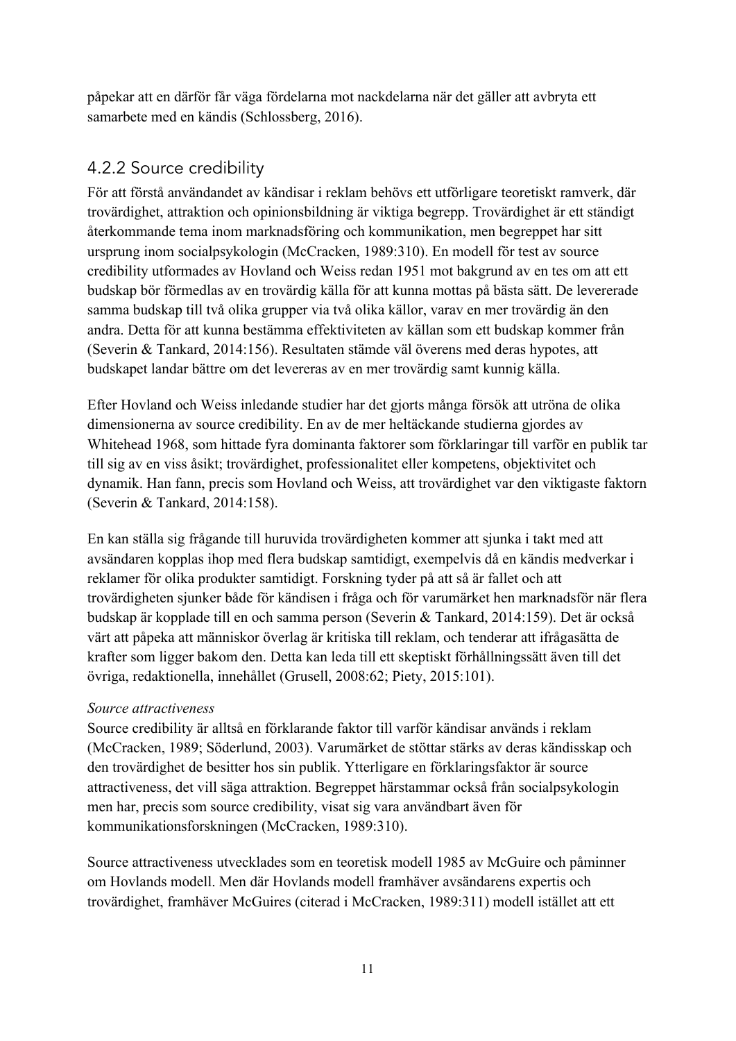påpekar att en därför får väga fördelarna mot nackdelarna när det gäller att avbryta ett samarbete med en kändis (Schlossberg, 2016).

### 4.2.2 Source credibility

För att förstå användandet av kändisar i reklam behövs ett utförligare teoretiskt ramverk, där trovärdighet, attraktion och opinionsbildning är viktiga begrepp. Trovärdighet är ett ständigt återkommande tema inom marknadsföring och kommunikation, men begreppet har sitt ursprung inom socialpsykologin (McCracken, 1989:310). En modell för test av source credibility utformades av Hovland och Weiss redan 1951 mot bakgrund av en tes om att ett budskap bör förmedlas av en trovärdig källa för att kunna mottas på bästa sätt. De levererade samma budskap till två olika grupper via två olika källor, varav en mer trovärdig än den andra. Detta för att kunna bestämma effektiviteten av källan som ett budskap kommer från (Severin & Tankard, 2014:156). Resultaten stämde väl överens med deras hypotes, att budskapet landar bättre om det levereras av en mer trovärdig samt kunnig källa.

Efter Hovland och Weiss inledande studier har det gjorts många försök att utröna de olika dimensionerna av source credibility. En av de mer heltäckande studierna gjordes av Whitehead 1968, som hittade fyra dominanta faktorer som förklaringar till varför en publik tar till sig av en viss åsikt; trovärdighet, professionalitet eller kompetens, objektivitet och dynamik. Han fann, precis som Hovland och Weiss, att trovärdighet var den viktigaste faktorn (Severin & Tankard, 2014:158).

En kan ställa sig frågande till huruvida trovärdigheten kommer att sjunka i takt med att avsändaren kopplas ihop med flera budskap samtidigt, exempelvis då en kändis medverkar i reklamer för olika produkter samtidigt. Forskning tyder på att så är fallet och att trovärdigheten sjunker både för kändisen i fråga och för varumärket hen marknadsför när flera budskap är kopplade till en och samma person (Severin & Tankard, 2014:159). Det är också värt att påpeka att människor överlag är kritiska till reklam, och tenderar att ifrågasätta de krafter som ligger bakom den. Detta kan leda till ett skeptiskt förhållningssätt även till det övriga, redaktionella, innehållet (Grusell, 2008:62; Piety, 2015:101).

*Source attractiveness*

Source credibility är alltså en förklarande faktor till varför kändisar används i reklam (McCracken, 1989; Söderlund, 2003). Varumärket de stöttar stärks av deras kändisskap och den trovärdighet de besitter hos sin publik. Ytterligare en förklaringsfaktor är source attractiveness, det vill säga attraktion. Begreppet härstammar också från socialpsykologin men har, precis som source credibility, visat sig vara användbart även för kommunikationsforskningen (McCracken, 1989:310).

Source attractiveness utvecklades som en teoretisk modell 1985 av McGuire och påminner om Hovlands modell. Men där Hovlands modell framhäver avsändarens expertis och trovärdighet, framhäver McGuires (citerad i McCracken, 1989:311) modell istället att ett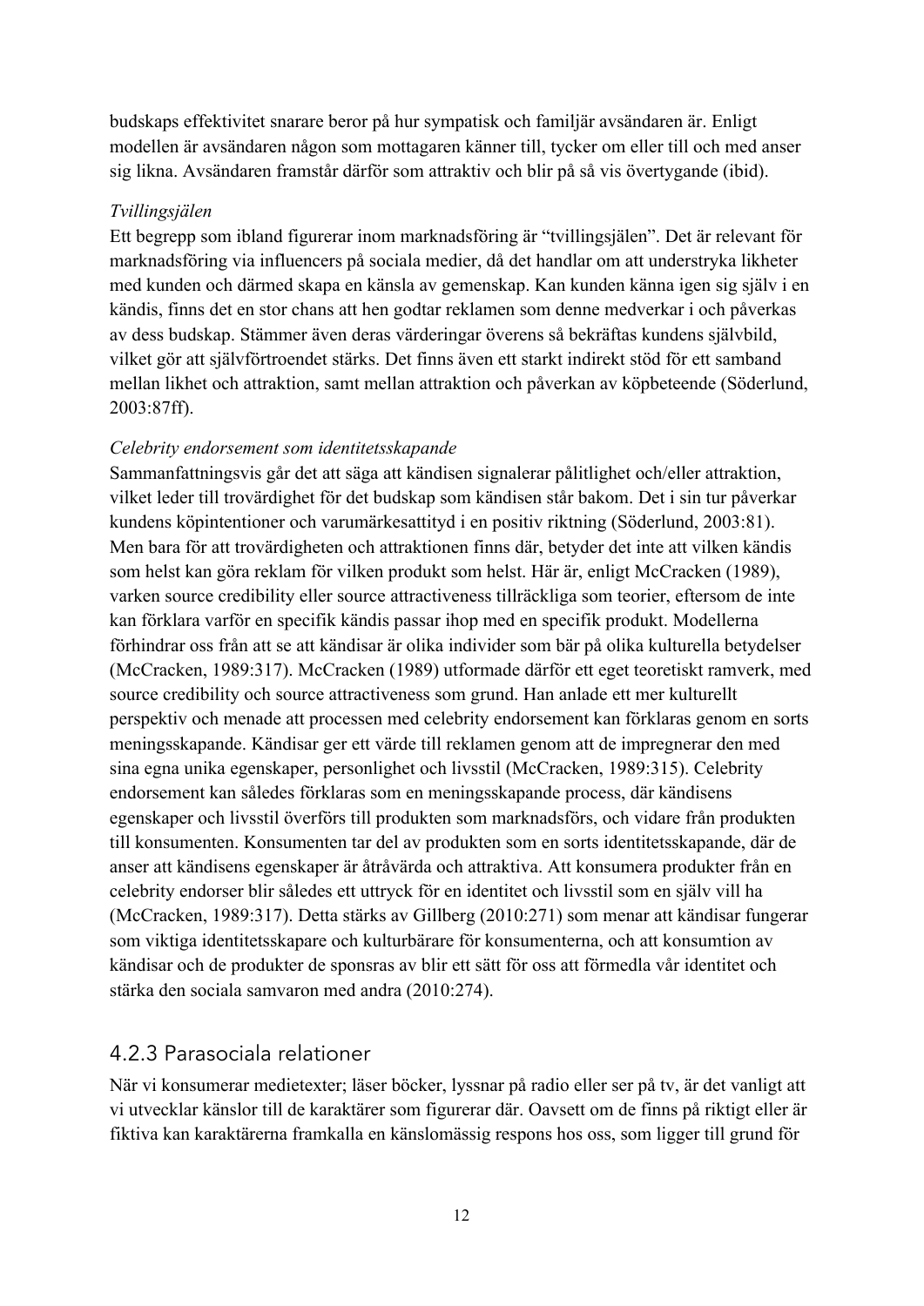budskaps effektivitet snarare beror på hur sympatisk och familjär avsändaren är. Enligt modellen är avsändaren någon som mottagaren känner till, tycker om eller till och med anser sig likna. Avsändaren framstår därför som attraktiv och blir på så vis övertygande (ibid).

*Tvillingsjälen*

Ett begrepp som ibland figurerar inom marknadsföring är "tvillingsjälen". Det är relevant för marknadsföring via influencers på sociala medier, då det handlar om att understryka likheter med kunden och därmed skapa en känsla av gemenskap. Kan kunden känna igen sig själv i en kändis, finns det en stor chans att hen godtar reklamen som denne medverkar i och påverkas av dess budskap. Stämmer även deras värderingar överens så bekräftas kundens självbild, vilket gör att självförtroendet stärks. Det finns även ett starkt indirekt stöd för ett samband mellan likhet och attraktion, samt mellan attraktion och påverkan av köpbeteende (Söderlund, 2003:87ff).

*Celebrity endorsement som identitetsskapande*

Sammanfattningsvis går det att säga att kändisen signalerar pålitlighet och/eller attraktion, vilket leder till trovärdighet för det budskap som kändisen står bakom. Det i sin tur påverkar kundens köpintentioner och varumärkesattityd i en positiv riktning (Söderlund, 2003:81). Men bara för att trovärdigheten och attraktionen finns där, betyder det inte att vilken kändis som helst kan göra reklam för vilken produkt som helst. Här är, enligt McCracken (1989), varken source credibility eller source attractiveness tillräckliga som teorier, eftersom de inte kan förklara varför en specifik kändis passar ihop med en specifik produkt. Modellerna förhindrar oss från att se att kändisar är olika individer som bär på olika kulturella betydelser (McCracken, 1989:317). McCracken (1989) utformade därför ett eget teoretiskt ramverk, med source credibility och source attractiveness som grund. Han anlade ett mer kulturellt perspektiv och menade att processen med celebrity endorsement kan förklaras genom en sorts meningsskapande. Kändisar ger ett värde till reklamen genom att de impregnerar den med sina egna unika egenskaper, personlighet och livsstil (McCracken, 1989:315). Celebrity endorsement kan således förklaras som en meningsskapande process, där kändisens egenskaper och livsstil överförs till produkten som marknadsförs, och vidare från produkten till konsumenten. Konsumenten tar del av produkten som en sorts identitetsskapande, där de anser att kändisens egenskaper är åtråvärda och attraktiva. Att konsumera produkter från en celebrity endorser blir således ett uttryck för en identitet och livsstil som en själv vill ha (McCracken, 1989:317). Detta stärks av Gillberg (2010:271) som menar att kändisar fungerar som viktiga identitetsskapare och kulturbärare för konsumenterna, och att konsumtion av kändisar och de produkter de sponsras av blir ett sätt för oss att förmedla vår identitet och stärka den sociala samvaron med andra (2010:274).

### 4.2.3 Parasociala relationer

När vi konsumerar medietexter; läser böcker, lyssnar på radio eller ser på tv, är det vanligt att vi utvecklar känslor till de karaktärer som figurerar där. Oavsett om de finns på riktigt eller är fiktiva kan karaktärerna framkalla en känslomässig respons hos oss, som ligger till grund för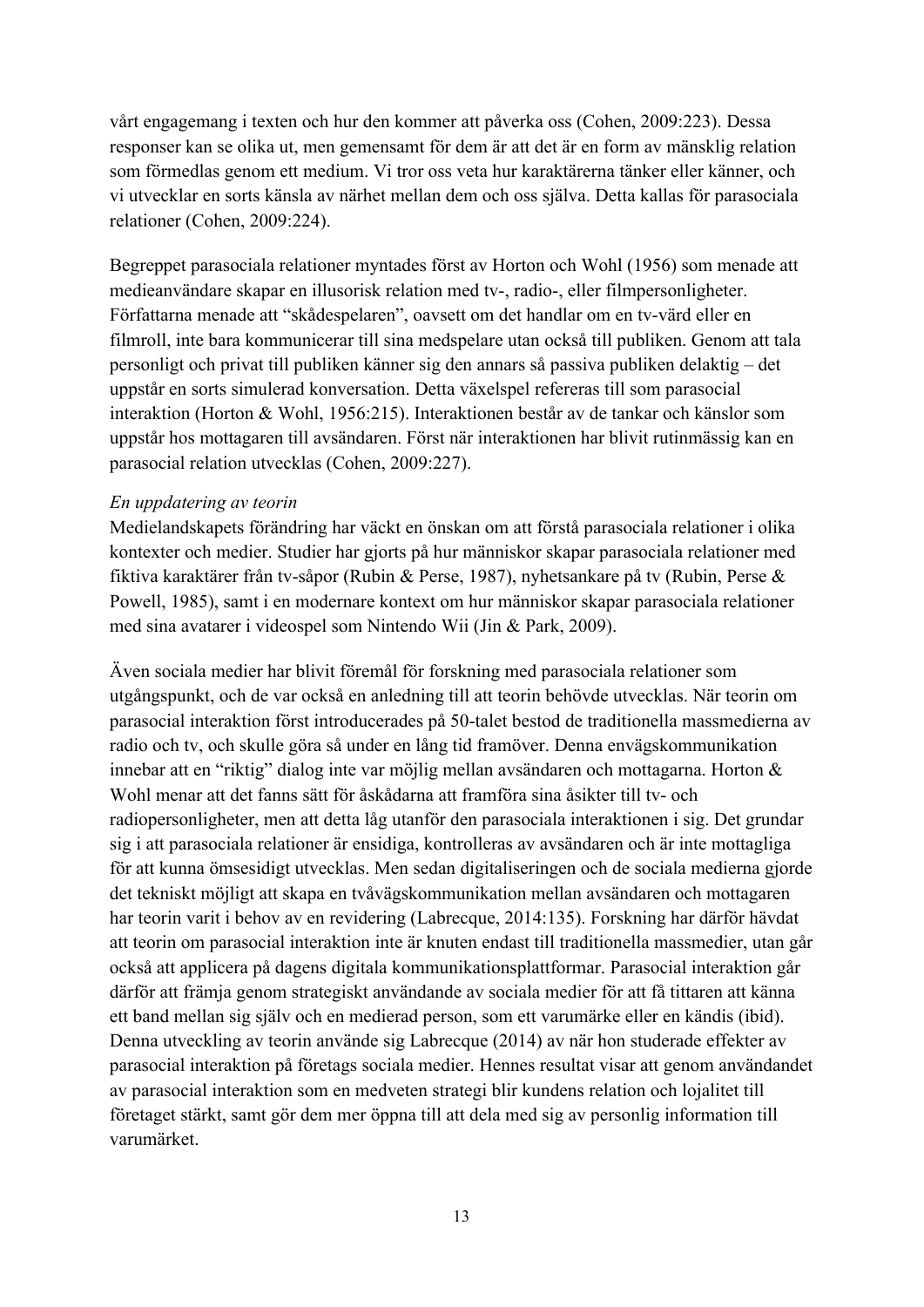vårt engagemang i texten och hur den kommer att påverka oss (Cohen, 2009:223). Dessa responser kan se olika ut, men gemensamt för dem är att det är en form av mänsklig relation som förmedlas genom ett medium. Vi tror oss veta hur karaktärerna tänker eller känner, och vi utvecklar en sorts känsla av närhet mellan dem och oss själva. Detta kallas för parasociala relationer (Cohen, 2009:224).

Begreppet parasociala relationer myntades först av Horton och Wohl (1956) som menade att medieanvändare skapar en illusorisk relation med tv-, radio-, eller filmpersonligheter. Författarna menade att "skådespelaren", oavsett om det handlar om en tv-värd eller en filmroll, inte bara kommunicerar till sina medspelare utan också till publiken. Genom att tala personligt och privat till publiken känner sig den annars så passiva publiken delaktig – det uppstår en sorts simulerad konversation. Detta växelspel refereras till som parasocial interaktion (Horton & Wohl, 1956:215). Interaktionen består av de tankar och känslor som uppstår hos mottagaren till avsändaren. Först när interaktionen har blivit rutinmässig kan en parasocial relation utvecklas (Cohen, 2009:227).

*En uppdatering av teorin*

Medielandskapets förändring har väckt en önskan om att förstå parasociala relationer i olika kontexter och medier. Studier har gjorts på hur människor skapar parasociala relationer med fiktiva karaktärer från tv-såpor (Rubin & Perse, 1987), nyhetsankare på tv (Rubin, Perse & Powell, 1985), samt i en modernare kontext om hur människor skapar parasociala relationer med sina avatarer i videospel som Nintendo Wii (Jin & Park, 2009).

Även sociala medier har blivit föremål för forskning med parasociala relationer som utgångspunkt, och de var också en anledning till att teorin behövde utvecklas. När teorin om parasocial interaktion först introducerades på 50-talet bestod de traditionella massmedierna av radio och tv, och skulle göra så under en lång tid framöver. Denna envägskommunikation innebar att en "riktig" dialog inte var möjlig mellan avsändaren och mottagarna. Horton & Wohl menar att det fanns sätt för åskådarna att framföra sina åsikter till tv- och radiopersonligheter, men att detta låg utanför den parasociala interaktionen i sig. Det grundar sig i att parasociala relationer är ensidiga, kontrolleras av avsändaren och är inte mottagliga för att kunna ömsesidigt utvecklas. Men sedan digitaliseringen och de sociala medierna gjorde det tekniskt möjligt att skapa en tvåvägskommunikation mellan avsändaren och mottagaren har teorin varit i behov av en revidering (Labrecque, 2014:135). Forskning har därför hävdat att teorin om parasocial interaktion inte är knuten endast till traditionella massmedier, utan går också att applicera på dagens digitala kommunikationsplattformar. Parasocial interaktion går därför att främja genom strategiskt användande av sociala medier för att få tittaren att känna ett band mellan sig själv och en medierad person, som ett varumärke eller en kändis (ibid). Denna utveckling av teorin använde sig Labrecque (2014) av när hon studerade effekter av parasocial interaktion på företags sociala medier. Hennes resultat visar att genom användandet av parasocial interaktion som en medveten strategi blir kundens relation och lojalitet till företaget stärkt, samt gör dem mer öppna till att dela med sig av personlig information till varumärket.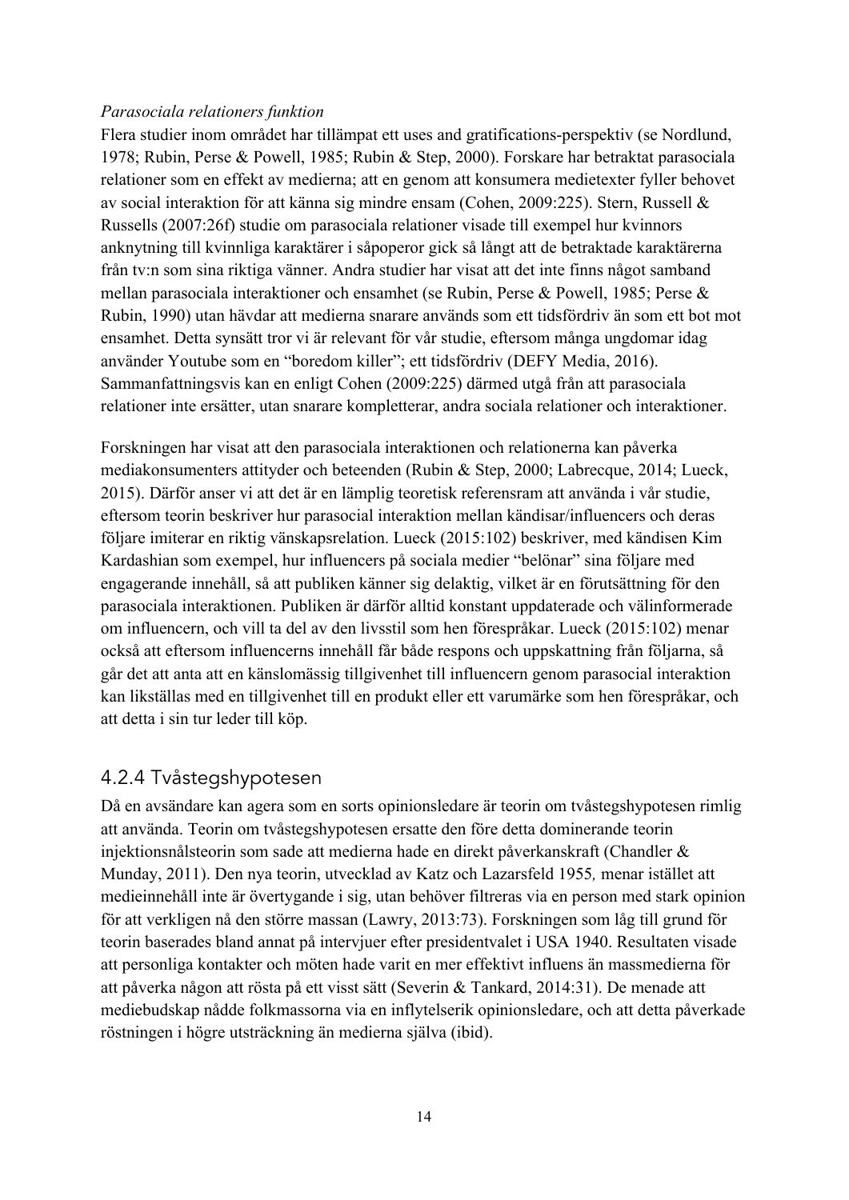*Parasociala relationers funktion*

Flera studier inom området har tillämpat ett uses and gratifications-perspektiv (se Nordlund, 1978; Rubin, Perse & Powell, 1985; Rubin & Step, 2000). Forskare har betraktat parasociala relationer som en effekt av medierna; att en genom att konsumera medietexter fyller behovet av social interaktion för att känna sig mindre ensam (Cohen, 2009:225). Stern, Russell & Russells (2007:26f) studie om parasociala relationer visade till exempel hur kvinnors anknytning till kvinnliga karaktärer i såpoperor gick så långt att de betraktade karaktärerna från tv:n som sina riktiga vänner. Andra studier har visat att det inte finns något samband mellan parasociala interaktioner och ensamhet (se Rubin, Perse & Powell, 1985; Perse & Rubin, 1990) utan hävdar att medierna snarare används som ett tidsfördriv än som ett bot mot ensamhet. Detta synsätt tror vi är relevant för vår studie, eftersom många ungdomar idag använder Youtube som en "boredom killer"; ett tidsfördriv (DEFY Media, 2016). Sammanfattningsvis kan en enligt Cohen (2009:225) därmed utgå från att parasociala relationer inte ersätter, utan snarare kompletterar, andra sociala relationer och interaktioner.

Forskningen har visat att den parasociala interaktionen och relationerna kan påverka mediakonsumenters attityder och beteenden (Rubin & Step, 2000; Labrecque, 2014; Lueck, 2015). Därför anser vi att det är en lämplig teoretisk referensram att använda i vår studie, eftersom teorin beskriver hur parasocial interaktion mellan kändisar/influencers och deras följare imiterar en riktig vänskapsrelation. Lueck (2015:102) beskriver, med kändisen Kim Kardashian som exempel, hur influencers på sociala medier "belönar" sina följare med engagerande innehåll, så att publiken känner sig delaktig, vilket är en förutsättning för den parasociala interaktionen. Publiken är därför alltid konstant uppdaterade och välinformerade om influencern, och vill ta del av den livsstil som hen förespråkar. Lueck (2015:102) menar också att eftersom influencerns innehåll får både respons och uppskattning från följarna, så går det att anta att en känslomässig tillgivenhet till influencern genom parasocial interaktion kan likställas med en tillgivenhet till en produkt eller ett varumärke som hen förespråkar, och att detta i sin tur leder till köp.

### 4.2.4 Tvåstegshypotesen

Då en avsändare kan agera som en sorts opinionsledare är teorin om tvåstegshypotesen rimlig att använda. Teorin om tvåstegshypotesen ersatte den före detta dominerande teorin injektionsnålsteorin som sade att medierna hade en direkt påverkanskraft (Chandler & Munday, 2011). Den nya teorin, utvecklad av Katz och Lazarsfeld 1955*,* menar istället att medieinnehåll inte är övertygande i sig, utan behöver filtreras via en person med stark opinion för att verkligen nå den större massan (Lawry, 2013:73). Forskningen som låg till grund för teorin baserades bland annat på intervjuer efter presidentvalet i USA 1940. Resultaten visade att personliga kontakter och möten hade varit en mer effektivt influens än massmedierna för att påverka någon att rösta på ett visst sätt (Severin & Tankard, 2014:31). De menade att mediebudskap nådde folkmassorna via en inflytelserik opinionsledare, och att detta påverkade röstningen i högre utsträckning än medierna själva (ibid).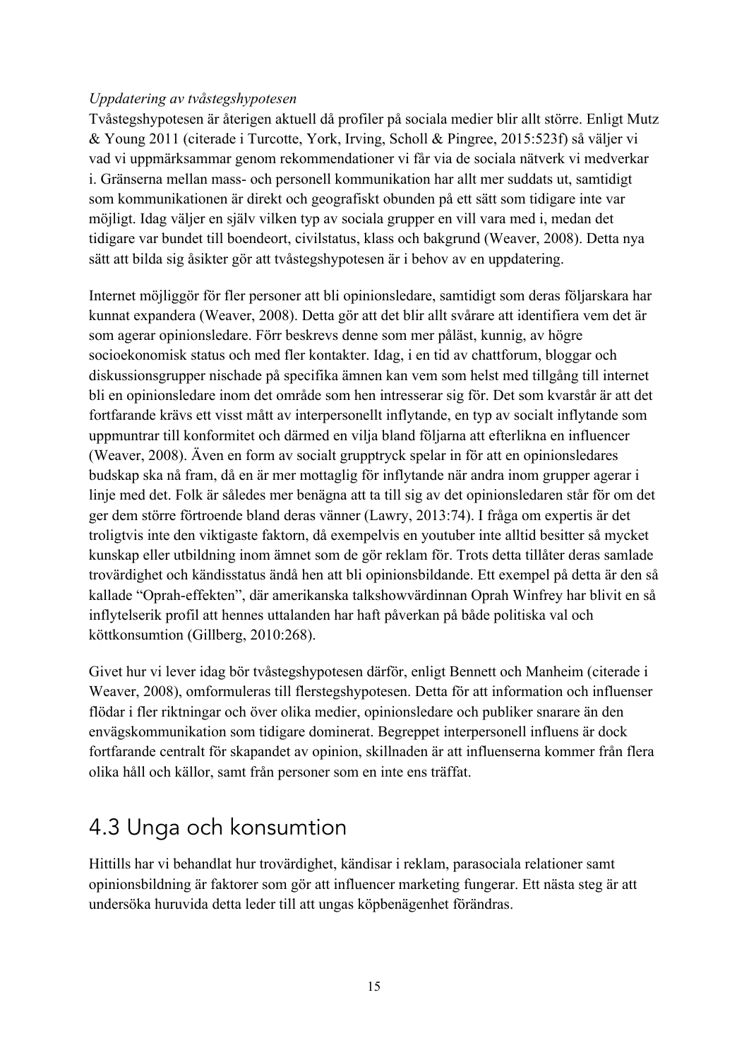*Uppdatering av tvåstegshypotesen*

Tvåstegshypotesen är återigen aktuell då profiler på sociala medier blir allt större. Enligt Mutz & Young 2011 (citerade i Turcotte, York, Irving, Scholl & Pingree, 2015:523f) så väljer vi vad vi uppmärksammar genom rekommendationer vi får via de sociala nätverk vi medverkar i. Gränserna mellan mass- och personell kommunikation har allt mer suddats ut, samtidigt som kommunikationen är direkt och geografiskt obunden på ett sätt som tidigare inte var möjligt. Idag väljer en själv vilken typ av sociala grupper en vill vara med i, medan det tidigare var bundet till boendeort, civilstatus, klass och bakgrund (Weaver, 2008). Detta nya sätt att bilda sig åsikter gör att tvåstegshypotesen är i behov av en uppdatering.

Internet möjliggör för fler personer att bli opinionsledare, samtidigt som deras följarskara har kunnat expandera (Weaver, 2008). Detta gör att det blir allt svårare att identifiera vem det är som agerar opinionsledare. Förr beskrevs denne som mer påläst, kunnig, av högre socioekonomisk status och med fler kontakter. Idag, i en tid av chattforum, bloggar och diskussionsgrupper nischade på specifika ämnen kan vem som helst med tillgång till internet bli en opinionsledare inom det område som hen intresserar sig för. Det som kvarstår är att det fortfarande krävs ett visst mått av interpersonellt inflytande, en typ av socialt inflytande som uppmuntrar till konformitet och därmed en vilja bland följarna att efterlikna en influencer (Weaver, 2008). Även en form av socialt grupptryck spelar in för att en opinionsledares budskap ska nå fram, då en är mer mottaglig för inflytande när andra inom grupper agerar i linje med det. Folk är således mer benägna att ta till sig av det opinionsledaren står för om det ger dem större förtroende bland deras vänner (Lawry, 2013:74). I fråga om expertis är det troligtvis inte den viktigaste faktorn, då exempelvis en youtuber inte alltid besitter så mycket kunskap eller utbildning inom ämnet som de gör reklam för. Trots detta tillåter deras samlade trovärdighet och kändisstatus ändå hen att bli opinionsbildande. Ett exempel på detta är den så kallade "Oprah-effekten", där amerikanska talkshowvärdinnan Oprah Winfrey har blivit en så inflytelserik profil att hennes uttalanden har haft påverkan på både politiska val och köttkonsumtion (Gillberg, 2010:268).

Givet hur vi lever idag bör tvåstegshypotesen därför, enligt Bennett och Manheim (citerade i Weaver, 2008), omformuleras till flerstegshypotesen. Detta för att information och influenser flödar i fler riktningar och över olika medier, opinionsledare och publiker snarare än den envägskommunikation som tidigare dominerat. Begreppet interpersonell influens är dock fortfarande centralt för skapandet av opinion, skillnaden är att influenserna kommer från flera olika håll och källor, samt från personer som en inte ens träffat.

## 4.3 Unga och konsumtion

Hittills har vi behandlat hur trovärdighet, kändisar i reklam, parasociala relationer samt opinionsbildning är faktorer som gör att influencer marketing fungerar. Ett nästa steg är att undersöka huruvida detta leder till att ungas köpbenägenhet förändras.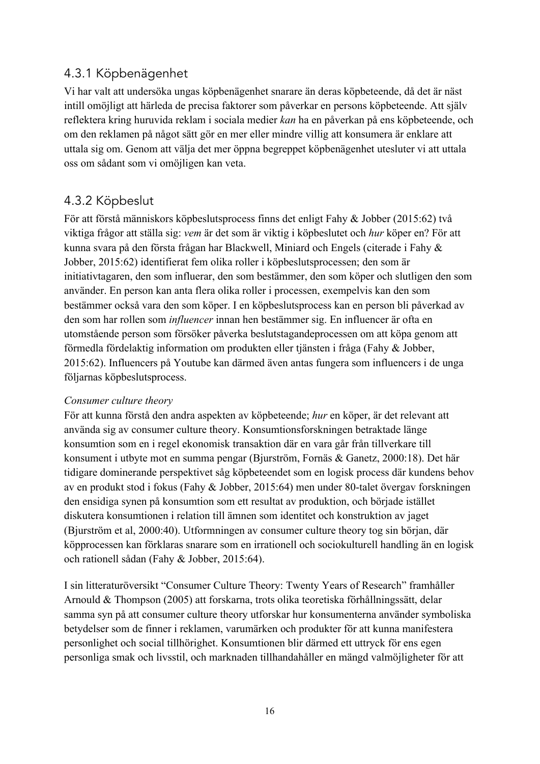### 4.3.1 Köpbenägenhet

Vi har valt att undersöka ungas köpbenägenhet snarare än deras köpbeteende, då det är näst intill omöjligt att härleda de precisa faktorer som påverkar en persons köpbeteende. Att själv reflektera kring huruvida reklam i sociala medier *kan* ha en påverkan på ens köpbeteende, och om den reklamen på något sätt gör en mer eller mindre villig att konsumera är enklare att uttala sig om. Genom att välja det mer öppna begreppet köpbenägenhet utesluter vi att uttala oss om sådant som vi omöjligen kan veta.

### 4.3.2 Köpbeslut

För att förstå människors köpbeslutsprocess finns det enligt Fahy & Jobber (2015:62) två viktiga frågor att ställa sig: *vem* är det som är viktig i köpbeslutet och *hur* köper en? För att kunna svara på den första frågan har Blackwell, Miniard och Engels (citerade i Fahy & Jobber, 2015:62) identifierat fem olika roller i köpbeslutsprocessen; den som är initiativtagaren, den som influerar, den som bestämmer, den som köper och slutligen den som använder. En person kan anta flera olika roller i processen, exempelvis kan den som bestämmer också vara den som köper. I en köpbeslutsprocess kan en person bli påverkad av den som har rollen som *influencer* innan hen bestämmer sig. En influencer är ofta en utomstående person som försöker påverka beslutstagandeprocessen om att köpa genom att förmedla fördelaktig information om produkten eller tjänsten i fråga (Fahy & Jobber, 2015:62). Influencers på Youtube kan därmed även antas fungera som influencers i de unga följarnas köpbeslutsprocess.

*Consumer culture theory*

För att kunna förstå den andra aspekten av köpbeteende; *hur* en köper, är det relevant att använda sig av consumer culture theory. Konsumtionsforskningen betraktade länge konsumtion som en i regel ekonomisk transaktion där en vara går från tillverkare till konsument i utbyte mot en summa pengar (Bjurström, Fornäs & Ganetz, 2000:18). Det här tidigare dominerande perspektivet såg köpbeteendet som en logisk process där kundens behov av en produkt stod i fokus (Fahy & Jobber, 2015:64) men under 80-talet övergav forskningen den ensidiga synen på konsumtion som ett resultat av produktion, och började istället diskutera konsumtionen i relation till ämnen som identitet och konstruktion av jaget (Bjurström et al, 2000:40). Utformningen av consumer culture theory tog sin början, där köpprocessen kan förklaras snarare som en irrationell och sociokulturell handling än en logisk och rationell sådan (Fahy & Jobber, 2015:64).

I sin litteraturöversikt "Consumer Culture Theory: Twenty Years of Research" framhåller Arnould & Thompson (2005) att forskarna, trots olika teoretiska förhållningssätt, delar samma syn på att consumer culture theory utforskar hur konsumenterna använder symboliska betydelser som de finner i reklamen, varumärken och produkter för att kunna manifestera personlighet och social tillhörighet. Konsumtionen blir därmed ett uttryck för ens egen personliga smak och livsstil, och marknaden tillhandahåller en mängd valmöjligheter för att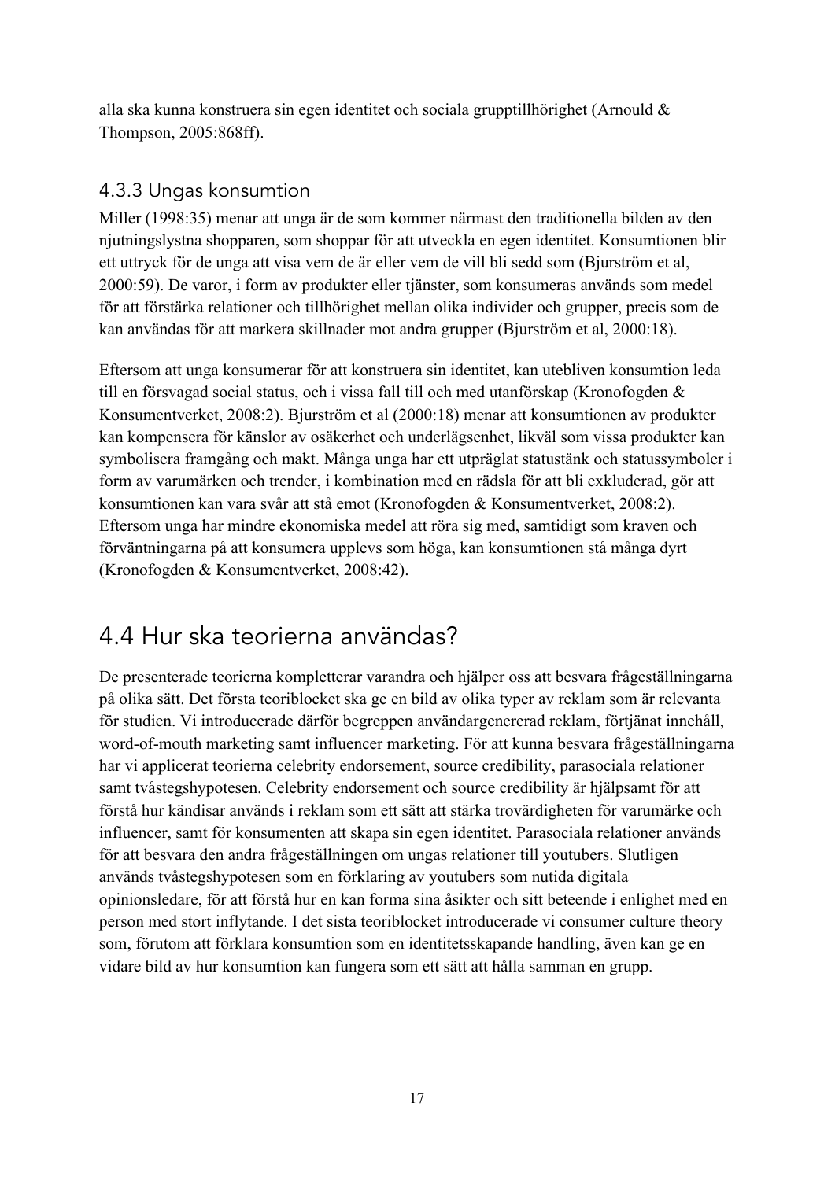alla ska kunna konstruera sin egen identitet och sociala grupptillhörighet (Arnould & Thompson, 2005:868ff).

### 4.3.3 Ungas konsumtion

Miller (1998:35) menar att unga är de som kommer närmast den traditionella bilden av den njutningslystna shopparen, som shoppar för att utveckla en egen identitet. Konsumtionen blir ett uttryck för de unga att visa vem de är eller vem de vill bli sedd som (Bjurström et al, 2000:59). De varor, i form av produkter eller tjänster, som konsumeras används som medel för att förstärka relationer och tillhörighet mellan olika individer och grupper, precis som de kan användas för att markera skillnader mot andra grupper (Bjurström et al, 2000:18).

Eftersom att unga konsumerar för att konstruera sin identitet, kan utebliven konsumtion leda till en försvagad social status, och i vissa fall till och med utanförskap (Kronofogden & Konsumentverket, 2008:2). Bjurström et al (2000:18) menar att konsumtionen av produkter kan kompensera för känslor av osäkerhet och underlägsenhet, likväl som vissa produkter kan symbolisera framgång och makt. Många unga har ett utpräglat statustänk och statussymboler i form av varumärken och trender, i kombination med en rädsla för att bli exkluderad, gör att konsumtionen kan vara svår att stå emot (Kronofogden & Konsumentverket, 2008:2). Eftersom unga har mindre ekonomiska medel att röra sig med, samtidigt som kraven och förväntningarna på att konsumera upplevs som höga, kan konsumtionen stå många dyrt (Kronofogden & Konsumentverket, 2008:42).

## 4.4 Hur ska teorierna användas?

De presenterade teorierna kompletterar varandra och hjälper oss att besvara frågeställningarna på olika sätt. Det första teoriblocket ska ge en bild av olika typer av reklam som är relevanta för studien. Vi introducerade därför begreppen användargenererad reklam, förtjänat innehåll, word-of-mouth marketing samt influencer marketing. För att kunna besvara frågeställningarna har vi applicerat teorierna celebrity endorsement, source credibility, parasociala relationer samt tvåstegshypotesen. Celebrity endorsement och source credibility är hjälpsamt för att förstå hur kändisar används i reklam som ett sätt att stärka trovärdigheten för varumärke och influencer, samt för konsumenten att skapa sin egen identitet. Parasociala relationer används för att besvara den andra frågeställningen om ungas relationer till youtubers. Slutligen används tvåstegshypotesen som en förklaring av youtubers som nutida digitala opinionsledare, för att förstå hur en kan forma sina åsikter och sitt beteende i enlighet med en person med stort inflytande. I det sista teoriblocket introducerade vi consumer culture theory som, förutom att förklara konsumtion som en identitetsskapande handling, även kan ge en vidare bild av hur konsumtion kan fungera som ett sätt att hålla samman en grupp.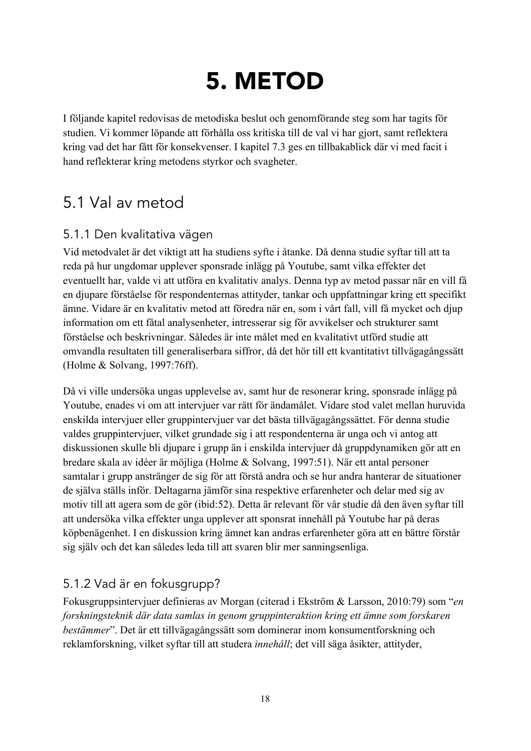# 5. METOD

I följande kapitel redovisas de metodiska beslut och genomförande steg som har tagits för studien. Vi kommer löpande att förhålla oss kritiska till de val vi har gjort, samt reflektera kring vad det har fått för konsekvenser. I kapitel 7.3 ges en tillbakablick där vi med facit i hand reflekterar kring metodens styrkor och svagheter.

## 5.1 Val av metod

### 5.1.1 Den kvalitativa vägen

Vid metodvalet är det viktigt att ha studiens syfte i åtanke. Då denna studie syftar till att ta reda på hur ungdomar upplever sponsrade inlägg på Youtube, samt vilka effekter det eventuellt har, valde vi att utföra en kvalitativ analys. Denna typ av metod passar när en vill få en djupare förståelse för respondenternas attityder, tankar och uppfattningar kring ett specifikt ämne. Vidare är en kvalitativ metod att föredra när en, som i vårt fall, vill få mycket och djup information om ett fåtal analysenheter, intresserar sig för avvikelser och strukturer samt förståelse och beskrivningar. Således är inte målet med en kvalitativt utförd studie att omvandla resultaten till generaliserbara siffror, då det hör till ett kvantitativt tillvägagångssätt (Holme & Solvang, 1997:76ff).

Då vi ville undersöka ungas upplevelse av, samt hur de resonerar kring, sponsrade inlägg på Youtube, enades vi om att intervjuer var rätt för ändamålet. Vidare stod valet mellan huruvida enskilda intervjuer eller gruppintervjuer var det bästa tillvägagångssättet. För denna studie valdes gruppintervjuer, vilket grundade sig i att respondenterna är unga och vi antog att diskussionen skulle bli djupare i grupp än i enskilda intervjuer då gruppdynamiken gör att en bredare skala av idéer är möjliga (Holme & Solvang, 1997:51). När ett antal personer samtalar i grupp anstränger de sig för att förstå andra och se hur andra hanterar de situationer de själva ställs inför. Deltagarna jämför sina respektive erfarenheter och delar med sig av motiv till att agera som de gör (ibid:52). Detta är relevant för vår studie då den även syftar till att undersöka vilka effekter unga upplever att sponsrat innehåll på Youtube har på deras köpbenägenhet. I en diskussion kring ämnet kan andras erfarenheter göra att en bättre förstår sig själv och det kan således leda till att svaren blir mer sanningsenliga.

### 5.1.2 Vad är en fokusgrupp?

Fokusgruppsintervjuer definieras av Morgan (citerad i Ekström & Larsson, 2010:79) som "*en forskningsteknik där data samlas in genom gruppinteraktion kring ett ämne som forskaren bestämmer*". Det är ett tillvägagångssätt som dominerar inom konsumentforskning och reklamforskning, vilket syftar till att studera *innehåll*; det vill säga åsikter, attityder,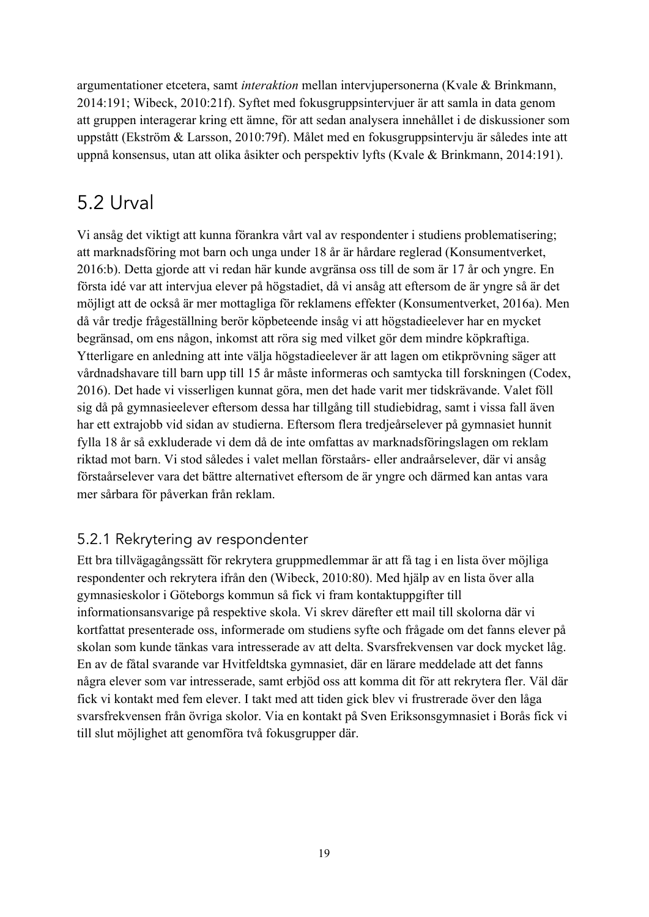argumentationer etcetera, samt *interaktion* mellan intervjupersonerna (Kvale & Brinkmann, 2014:191; Wibeck, 2010:21f). Syftet med fokusgruppsintervjuer är att samla in data genom att gruppen interagerar kring ett ämne, för att sedan analysera innehållet i de diskussioner som uppstått (Ekström & Larsson, 2010:79f). Målet med en fokusgruppsintervju är således inte att uppnå konsensus, utan att olika åsikter och perspektiv lyfts (Kvale & Brinkmann, 2014:191).

## 5.2 Urval

Vi ansåg det viktigt att kunna förankra vårt val av respondenter i studiens problematisering; att marknadsföring mot barn och unga under 18 år är hårdare reglerad (Konsumentverket, 2016:b). Detta gjorde att vi redan här kunde avgränsa oss till de som är 17 år och yngre. En första idé var att intervjua elever på högstadiet, då vi ansåg att eftersom de är yngre så är det möjligt att de också är mer mottagliga för reklamens effekter (Konsumentverket, 2016a). Men då vår tredje frågeställning berör köpbeteende insåg vi att högstadieelever har en mycket begränsad, om ens någon, inkomst att röra sig med vilket gör dem mindre köpkraftiga. Ytterligare en anledning att inte välja högstadieelever är att lagen om etikprövning säger att vårdnadshavare till barn upp till 15 år måste informeras och samtycka till forskningen (Codex, 2016). Det hade vi visserligen kunnat göra, men det hade varit mer tidskrävande. Valet föll sig då på gymnasieelever eftersom dessa har tillgång till studiebidrag, samt i vissa fall även har ett extrajobb vid sidan av studierna. Eftersom flera tredjeårselever på gymnasiet hunnit fylla 18 år så exkluderade vi dem då de inte omfattas av marknadsföringslagen om reklam riktad mot barn. Vi stod således i valet mellan förstaårs- eller andraårselever, där vi ansåg förstaårselever vara det bättre alternativet eftersom de är yngre och därmed kan antas vara mer sårbara för påverkan från reklam.

### 5.2.1 Rekrytering av respondenter

Ett bra tillvägagångssätt för rekrytera gruppmedlemmar är att få tag i en lista över möjliga respondenter och rekrytera ifrån den (Wibeck, 2010:80). Med hjälp av en lista över alla gymnasieskolor i Göteborgs kommun så fick vi fram kontaktuppgifter till informationsansvarige på respektive skola. Vi skrev därefter ett mail till skolorna där vi kortfattat presenterade oss, informerade om studiens syfte och frågade om det fanns elever på skolan som kunde tänkas vara intresserade av att delta. Svarsfrekvensen var dock mycket låg. En av de fåtal svarande var Hvitfeldtska gymnasiet, där en lärare meddelade att det fanns några elever som var intresserade, samt erbjöd oss att komma dit för att rekrytera fler. Väl där fick vi kontakt med fem elever. I takt med att tiden gick blev vi frustrerade över den låga svarsfrekvensen från övriga skolor. Via en kontakt på Sven Eriksonsgymnasiet i Borås fick vi till slut möjlighet att genomföra två fokusgrupper där.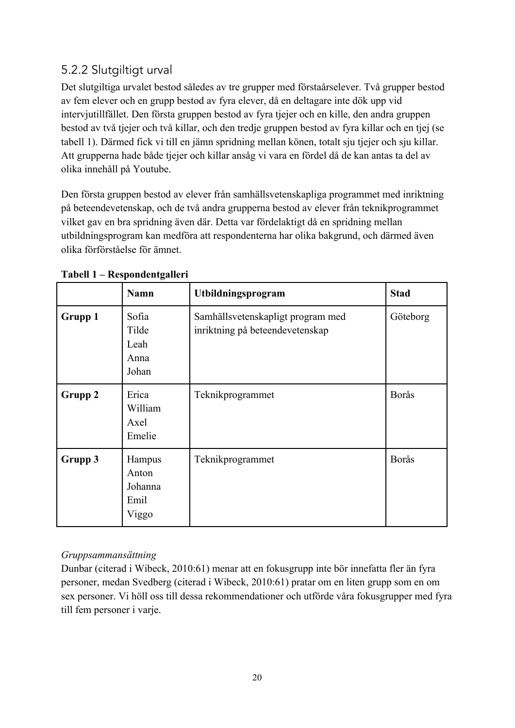### 5.2.2 Slutgiltigt urval

Det slutgiltiga urvalet bestod således av tre grupper med förstaårselever. Två grupper bestod av fem elever och en grupp bestod av fyra elever, då en deltagare inte dök upp vid intervjutillfället. Den första gruppen bestod av fyra tjejer och en kille, den andra gruppen bestod av två tjejer och två killar, och den tredje gruppen bestod av fyra killar och en tjej (se tabell 1). Därmed fick vi till en jämn spridning mellan könen, totalt sju tjejer och sju killar. Att grupperna hade både tjejer och killar ansåg vi vara en fördel då de kan antas ta del av olika innehåll på Youtube.

Den första gruppen bestod av elever från samhällsvetenskapliga programmet med inriktning på beteendevetenskap, och de två andra grupperna bestod av elever från teknikprogrammet vilket gav en bra spridning även där. Detta var fördelaktigt då en spridning mellan utbildningsprogram kan medföra att respondenterna har olika bakgrund, och därmed även olika förförståelse för ämnet.

**Tabell 1 – Respondentgalleri**

| | **Namn** | **Utbildningsprogram** | **Stad** |
|---|---|---|---|
| **Grupp 1** | Sofia<br>Tilde<br>Leah<br>Anna<br>Johan | Samhällsvetenskapligt program med inriktning på beteendevetenskap | Göteborg |
| **Grupp 2** | Erica<br>William<br>Axel<br>Emelie | Teknikprogrammet | Borås |
| **Grupp 3** | Hampus<br>Anton<br>Johanna<br>Emil<br>Viggo | Teknikprogrammet | Borås |

*Gruppsammansättning*

Dunbar (citerad i Wibeck, 2010:61) menar att en fokusgrupp inte bör innefatta fler än fyra personer, medan Svedberg (citerad i Wibeck, 2010:61) pratar om en liten grupp som en om sex personer. Vi höll oss till dessa rekommendationer och utförde våra fokusgrupper med fyra till fem personer i varje.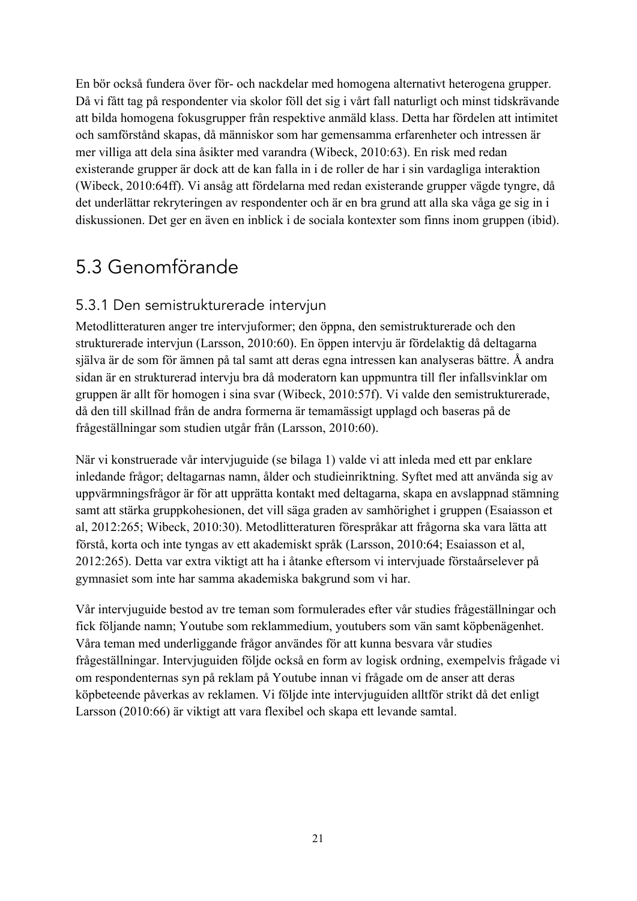En bör också fundera över för- och nackdelar med homogena alternativt heterogena grupper. Då vi fått tag på respondenter via skolor föll det sig i vårt fall naturligt och minst tidskrävande att bilda homogena fokusgrupper från respektive anmäld klass. Detta har fördelen att intimitet och samförstånd skapas, då människor som har gemensamma erfarenheter och intressen är mer villiga att dela sina åsikter med varandra (Wibeck, 2010:63). En risk med redan existerande grupper är dock att de kan falla in i de roller de har i sin vardagliga interaktion (Wibeck, 2010:64ff). Vi ansåg att fördelarna med redan existerande grupper vägde tyngre, då det underlättar rekryteringen av respondenter och är en bra grund att alla ska våga ge sig in i diskussionen. Det ger en även en inblick i de sociala kontexter som finns inom gruppen (ibid).

## 5.3 Genomförande

### 5.3.1 Den semistrukturerade intervjun

Metodlitteraturen anger tre intervjuformer; den öppna, den semistrukturerade och den strukturerade intervjun (Larsson, 2010:60). En öppen intervju är fördelaktig då deltagarna själva är de som för ämnen på tal samt att deras egna intressen kan analyseras bättre. Å andra sidan är en strukturerad intervju bra då moderatorn kan uppmuntra till fler infallsvinklar om gruppen är allt för homogen i sina svar (Wibeck, 2010:57f). Vi valde den semistrukturerade, då den till skillnad från de andra formerna är temamässigt upplagd och baseras på de frågeställningar som studien utgår från (Larsson, 2010:60).

När vi konstruerade vår intervjuguide (se bilaga 1) valde vi att inleda med ett par enklare inledande frågor; deltagarnas namn, ålder och studieinriktning. Syftet med att använda sig av uppvärmningsfrågor är för att upprätta kontakt med deltagarna, skapa en avslappnad stämning samt att stärka gruppkohesionen, det vill säga graden av samhörighet i gruppen (Esaiasson et al, 2012:265; Wibeck, 2010:30). Metodlitteraturen förespråkar att frågorna ska vara lätta att förstå, korta och inte tyngas av ett akademiskt språk (Larsson, 2010:64; Esaiasson et al, 2012:265). Detta var extra viktigt att ha i åtanke eftersom vi intervjuade förstaårselever på gymnasiet som inte har samma akademiska bakgrund som vi har.

Vår intervjuguide bestod av tre teman som formulerades efter vår studies frågeställningar och fick följande namn; Youtube som reklammedium, youtubers som vän samt köpbenägenhet. Våra teman med underliggande frågor användes för att kunna besvara vår studies frågeställningar. Intervjuguiden följde också en form av logisk ordning, exempelvis frågade vi om respondenternas syn på reklam på Youtube innan vi frågade om de anser att deras köpbeteende påverkas av reklamen. Vi följde inte intervjuguiden alltför strikt då det enligt Larsson (2010:66) är viktigt att vara flexibel och skapa ett levande samtal.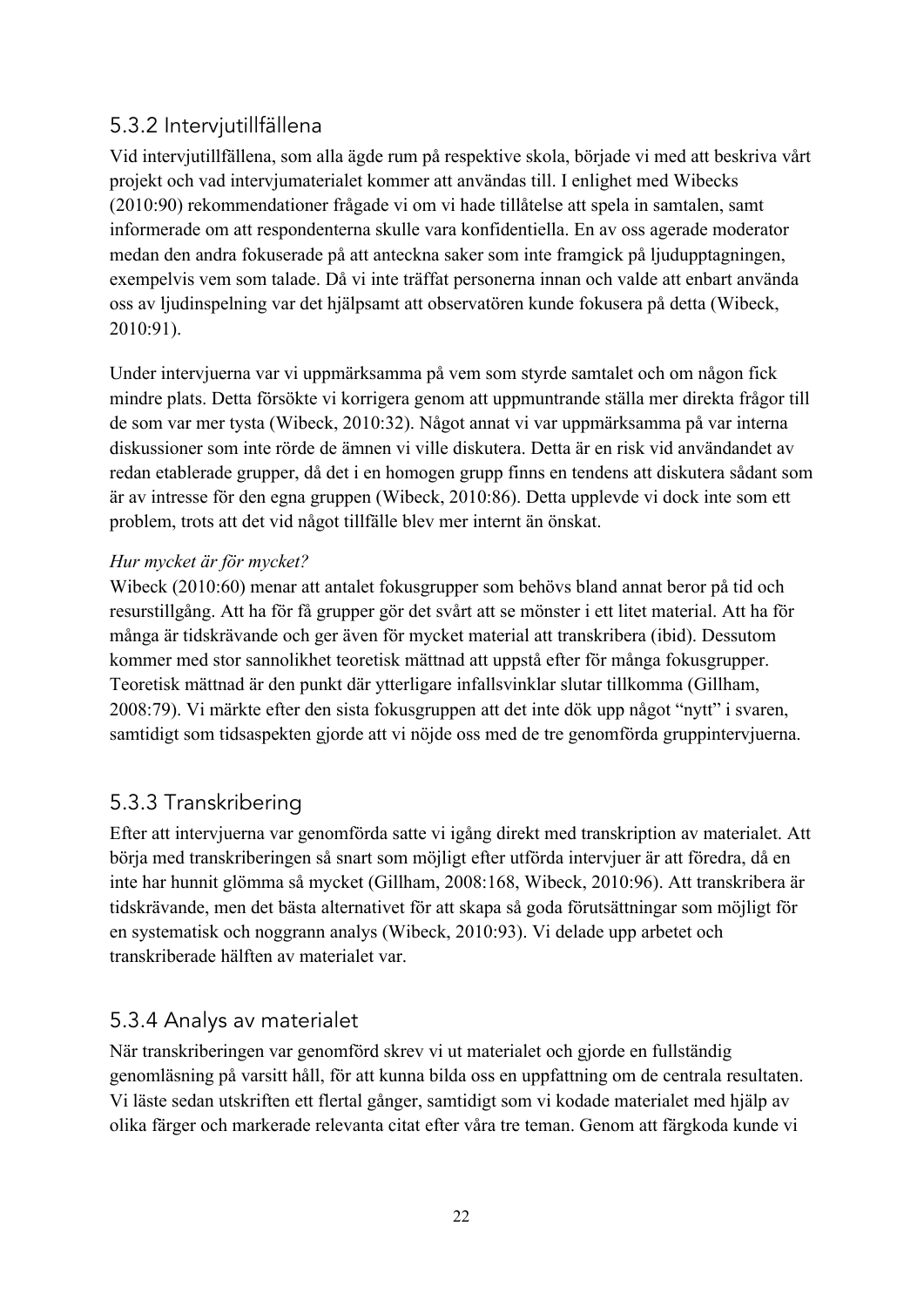### 5.3.2 Intervjutillfällena

Vid intervjutillfällena, som alla ägde rum på respektive skola, började vi med att beskriva vårt projekt och vad intervjumaterialet kommer att användas till. I enlighet med Wibecks (2010:90) rekommendationer frågade vi om vi hade tillåtelse att spela in samtalen, samt informerade om att respondenterna skulle vara konfidentiella. En av oss agerade moderator medan den andra fokuserade på att anteckna saker som inte framgick på ljudupptagningen, exempelvis vem som talade. Då vi inte träffat personerna innan och valde att enbart använda oss av ljudinspelning var det hjälpsamt att observatören kunde fokusera på detta (Wibeck, 2010:91).

Under intervjuerna var vi uppmärksamma på vem som styrde samtalet och om någon fick mindre plats. Detta försökte vi korrigera genom att uppmuntrande ställa mer direkta frågor till de som var mer tysta (Wibeck, 2010:32). Något annat vi var uppmärksamma på var interna diskussioner som inte rörde de ämnen vi ville diskutera. Detta är en risk vid användandet av redan etablerade grupper, då det i en homogen grupp finns en tendens att diskutera sådant som är av intresse för den egna gruppen (Wibeck, 2010:86). Detta upplevde vi dock inte som ett problem, trots att det vid något tillfälle blev mer internt än önskat.

*Hur mycket är för mycket?*

Wibeck (2010:60) menar att antalet fokusgrupper som behövs bland annat beror på tid och resurstillgång. Att ha för få grupper gör det svårt att se mönster i ett litet material. Att ha för många är tidskrävande och ger även för mycket material att transkribera (ibid). Dessutom kommer med stor sannolikhet teoretisk mättnad att uppstå efter för många fokusgrupper. Teoretisk mättnad är den punkt där ytterligare infallsvinklar slutar tillkomma (Gillham, 2008:79). Vi märkte efter den sista fokusgruppen att det inte dök upp något "nytt" i svaren, samtidigt som tidsaspekten gjorde att vi nöjde oss med de tre genomförda gruppintervjuerna.

### 5.3.3 Transkribering

Efter att intervjuerna var genomförda satte vi igång direkt med transkription av materialet. Att börja med transkriberingen så snart som möjligt efter utförda intervjuer är att föredra, då en inte har hunnit glömma så mycket (Gillham, 2008:168, Wibeck, 2010:96). Att transkribera är tidskrävande, men det bästa alternativet för att skapa så goda förutsättningar som möjligt för en systematisk och noggrann analys (Wibeck, 2010:93). Vi delade upp arbetet och transkriberade hälften av materialet var.

### 5.3.4 Analys av materialet

När transkriberingen var genomförd skrev vi ut materialet och gjorde en fullständig genomläsning på varsitt håll, för att kunna bilda oss en uppfattning om de centrala resultaten. Vi läste sedan utskriften ett flertal gånger, samtidigt som vi kodade materialet med hjälp av olika färger och markerade relevanta citat efter våra tre teman. Genom att färgkoda kunde vi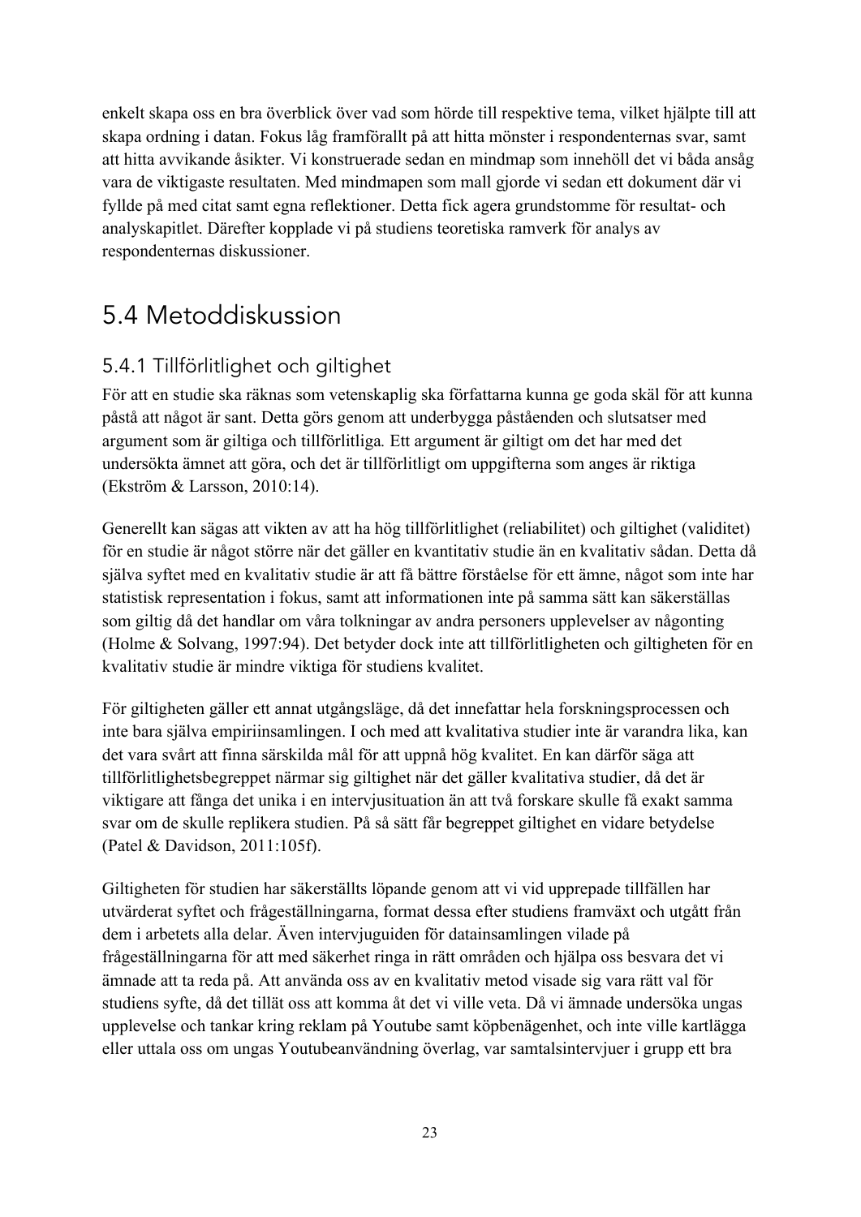enkelt skapa oss en bra överblick över vad som hörde till respektive tema, vilket hjälpte till att skapa ordning i datan. Fokus låg framförallt på att hitta mönster i respondenternas svar, samt att hitta avvikande åsikter. Vi konstruerade sedan en mindmap som innehöll det vi båda ansåg vara de viktigaste resultaten. Med mindmapen som mall gjorde vi sedan ett dokument där vi fyllde på med citat samt egna reflektioner. Detta fick agera grundstomme för resultat- och analyskapitlet. Därefter kopplade vi på studiens teoretiska ramverk för analys av respondenternas diskussioner.

## 5.4 Metoddiskussion

### 5.4.1 Tillförlitlighet och giltighet

För att en studie ska räknas som vetenskaplig ska författarna kunna ge goda skäl för att kunna påstå att något är sant. Detta görs genom att underbygga påståenden och slutsatser med argument som är giltiga och tillförlitliga. Ett argument är giltigt om det har med det undersökta ämnet att göra, och det är tillförlitligt om uppgifterna som anges är riktiga (Ekström & Larsson, 2010:14).

Generellt kan sägas att vikten av att ha hög tillförlitlighet (reliabilitet) och giltighet (validitet) för en studie är något större när det gäller en kvantitativ studie än en kvalitativ sådan. Detta då själva syftet med en kvalitativ studie är att få bättre förståelse för ett ämne, något som inte har statistisk representation i fokus, samt att informationen inte på samma sätt kan säkerställas som giltig då det handlar om våra tolkningar av andra personers upplevelser av någonting (Holme & Solvang, 1997:94). Det betyder dock inte att tillförlitligheten och giltigheten för en kvalitativ studie är mindre viktiga för studiens kvalitet.

För giltigheten gäller ett annat utgångsläge, då det innefattar hela forskningsprocessen och inte bara själva empiriinsamlingen. I och med att kvalitativa studier inte är varandra lika, kan det vara svårt att finna särskilda mål för att uppnå hög kvalitet. En kan därför säga att tillförlitlighetsbegreppet närmar sig giltighet när det gäller kvalitativa studier, då det är viktigare att fånga det unika i en intervjusituation än att två forskare skulle få exakt samma svar om de skulle replikera studien. På så sätt får begreppet giltighet en vidare betydelse (Patel & Davidson, 2011:105f).

Giltigheten för studien har säkerställts löpande genom att vi vid upprepade tillfällen har utvärderat syftet och frågeställningarna, format dessa efter studiens framväxt och utgått från dem i arbetets alla delar. Även intervjuguiden för datainsamlingen vilade på frågeställningarna för att med säkerhet ringa in rätt områden och hjälpa oss besvara det vi ämnade att ta reda på. Att använda oss av en kvalitativ metod visade sig vara rätt val för studiens syfte, då det tillät oss att komma åt det vi ville veta. Då vi ämnade undersöka ungas upplevelse och tankar kring reklam på Youtube samt köpbenägenhet, och inte ville kartlägga eller uttala oss om ungas Youtubeanvändning överlag, var samtalsintervjuer i grupp ett bra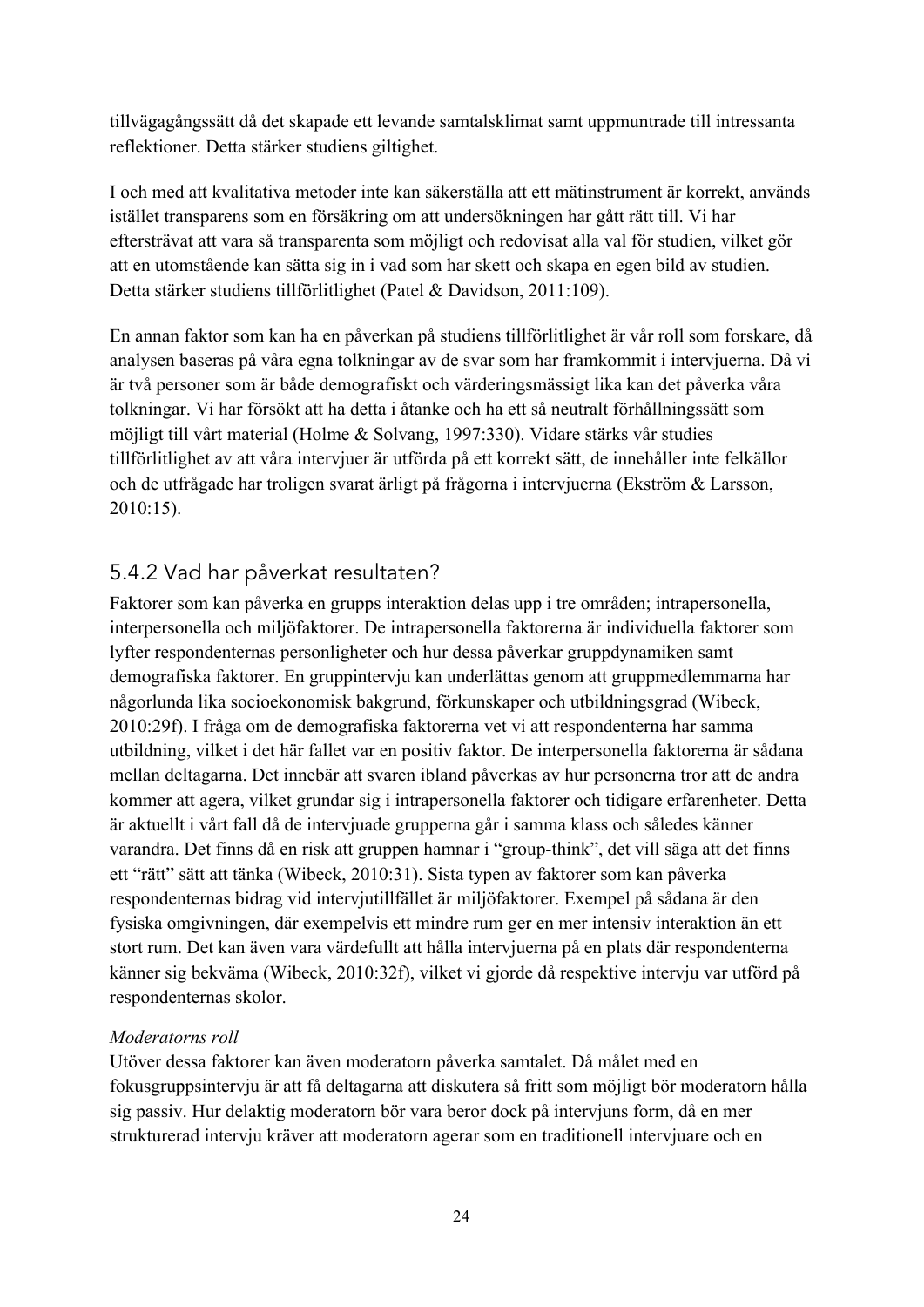tillvägagångssätt då det skapade ett levande samtalsklimat samt uppmuntrade till intressanta reflektioner. Detta stärker studiens giltighet.

I och med att kvalitativa metoder inte kan säkerställa att ett mätinstrument är korrekt, används istället transparens som en försäkring om att undersökningen har gått rätt till. Vi har eftersträvat att vara så transparenta som möjligt och redovisat alla val för studien, vilket gör att en utomstående kan sätta sig in i vad som har skett och skapa en egen bild av studien. Detta stärker studiens tillförlitlighet (Patel & Davidson, 2011:109).

En annan faktor som kan ha en påverkan på studiens tillförlitlighet är vår roll som forskare, då analysen baseras på våra egna tolkningar av de svar som har framkommit i intervjuerna. Då vi är två personer som är både demografiskt och värderingsmässigt lika kan det påverka våra tolkningar. Vi har försökt att ha detta i åtanke och ha ett så neutralt förhållningssätt som möjligt till vårt material (Holme & Solvang, 1997:330). Vidare stärks vår studies tillförlitlighet av att våra intervjuer är utförda på ett korrekt sätt, de innehåller inte felkällor och de utfrågade har troligen svarat ärligt på frågorna i intervjuerna (Ekström & Larsson, 2010:15).

### 5.4.2 Vad har påverkat resultaten?

Faktorer som kan påverka en grupps interaktion delas upp i tre områden; intrapersonella, interpersonella och miljöfaktorer. De intrapersonella faktorerna är individuella faktorer som lyfter respondenternas personligheter och hur dessa påverkar gruppdynamiken samt demografiska faktorer. En gruppintervju kan underlättas genom att gruppmedlemmarna har någorlunda lika socioekonomisk bakgrund, förkunskaper och utbildningsgrad (Wibeck, 2010:29f). I fråga om de demografiska faktorerna vet vi att respondenterna har samma utbildning, vilket i det här fallet var en positiv faktor. De interpersonella faktorerna är sådana mellan deltagarna. Det innebär att svaren ibland påverkas av hur personerna tror att de andra kommer att agera, vilket grundar sig i intrapersonella faktorer och tidigare erfarenheter. Detta är aktuellt i vårt fall då de intervjuade grupperna går i samma klass och således känner varandra. Det finns då en risk att gruppen hamnar i "group-think", det vill säga att det finns ett "rätt" sätt att tänka (Wibeck, 2010:31). Sista typen av faktorer som kan påverka respondenternas bidrag vid intervjutillfället är miljöfaktorer. Exempel på sådana är den fysiska omgivningen, där exempelvis ett mindre rum ger en mer intensiv interaktion än ett stort rum. Det kan även vara värdefullt att hålla intervjuerna på en plats där respondenterna känner sig bekväma (Wibeck, 2010:32f), vilket vi gjorde då respektive intervju var utförd på respondenternas skolor.

*Moderatorns roll*

Utöver dessa faktorer kan även moderatorn påverka samtalet. Då målet med en fokusgruppsintervju är att få deltagarna att diskutera så fritt som möjligt bör moderatorn hålla sig passiv. Hur delaktig moderatorn bör vara beror dock på intervjuns form, då en mer strukturerad intervju kräver att moderatorn agerar som en traditionell intervjuare och en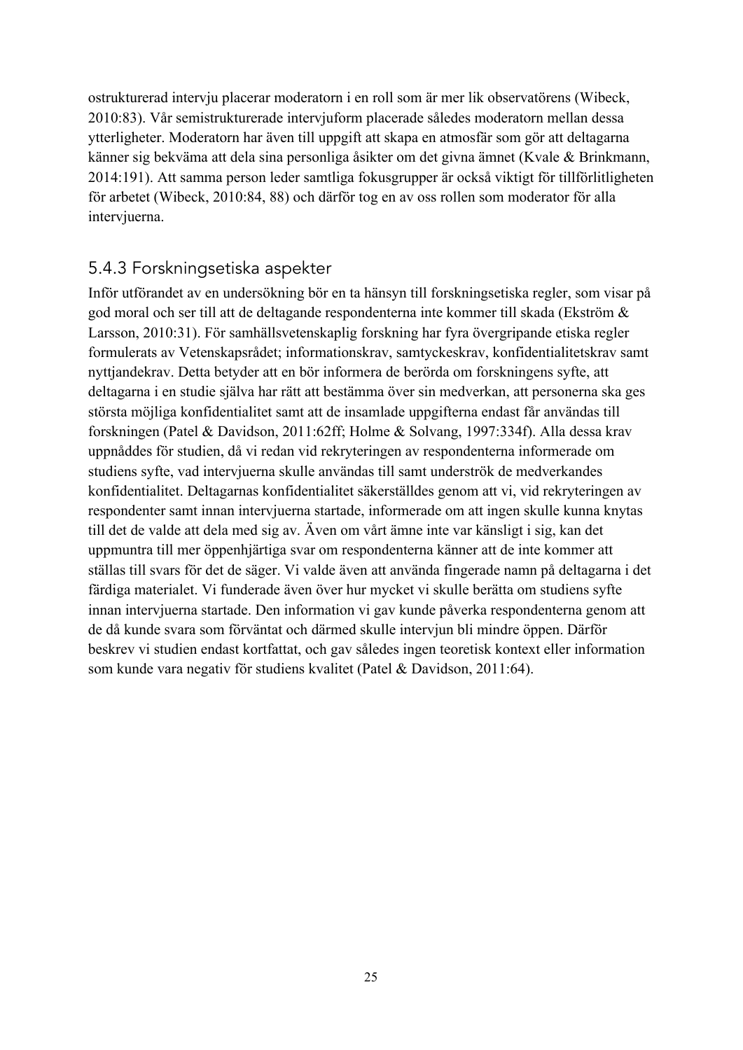ostrukturerad intervju placerar moderatorn i en roll som är mer lik observatörens (Wibeck, 2010:83). Vår semistrukturerade intervjuform placerade således moderatorn mellan dessa ytterligheter. Moderatorn har även till uppgift att skapa en atmosfär som gör att deltagarna känner sig bekväma att dela sina personliga åsikter om det givna ämnet (Kvale & Brinkmann, 2014:191). Att samma person leder samtliga fokusgrupper är också viktigt för tillförlitligheten för arbetet (Wibeck, 2010:84, 88) och därför tog en av oss rollen som moderator för alla intervjuerna.

### 5.4.3 Forskningsetiska aspekter

Inför utförandet av en undersökning bör en ta hänsyn till forskningsetiska regler, som visar på god moral och ser till att de deltagande respondenterna inte kommer till skada (Ekström & Larsson, 2010:31). För samhällsvetenskaplig forskning har fyra övergripande etiska regler formulerats av Vetenskapsrådet; informationskrav, samtyckeskrav, konfidentialitetskrav samt nyttjandekrav. Detta betyder att en bör informera de berörda om forskningens syfte, att deltagarna i en studie själva har rätt att bestämma över sin medverkan, att personerna ska ges största möjliga konfidentialitet samt att de insamlade uppgifterna endast får användas till forskningen (Patel & Davidson, 2011:62ff; Holme & Solvang, 1997:334f). Alla dessa krav uppnåddes för studien, då vi redan vid rekryteringen av respondenterna informerade om studiens syfte, vad intervjuerna skulle användas till samt underströk de medverkandes konfidentialitet. Deltagarnas konfidentialitet säkerställdes genom att vi, vid rekryteringen av respondenter samt innan intervjuerna startade, informerade om att ingen skulle kunna knytas till det de valde att dela med sig av. Även om vårt ämne inte var känsligt i sig, kan det uppmuntra till mer öppenhjärtiga svar om respondenterna känner att de inte kommer att ställas till svars för det de säger. Vi valde även att använda fingerade namn på deltagarna i det färdiga materialet. Vi funderade även över hur mycket vi skulle berätta om studiens syfte innan intervjuerna startade. Den information vi gav kunde påverka respondenterna genom att de då kunde svara som förväntat och därmed skulle intervjun bli mindre öppen. Därför beskrev vi studien endast kortfattat, och gav således ingen teoretisk kontext eller information som kunde vara negativ för studiens kvalitet (Patel & Davidson, 2011:64).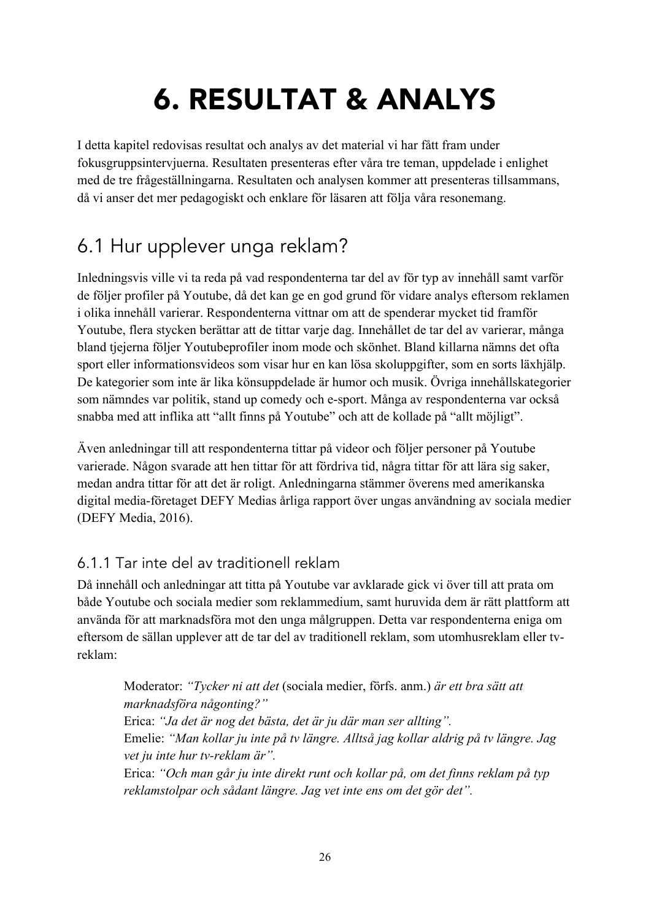# 6. RESULTAT & ANALYS

I detta kapitel redovisas resultat och analys av det material vi har fått fram under fokusgruppsintervjuerna. Resultaten presenteras efter våra tre teman, uppdelade i enlighet med de tre frågeställningarna. Resultaten och analysen kommer att presenteras tillsammans, då vi anser det mer pedagogiskt och enklare för läsaren att följa våra resonemang.

## 6.1 Hur upplever unga reklam?

Inledningsvis ville vi ta reda på vad respondenterna tar del av för typ av innehåll samt varför de följer profiler på Youtube, då det kan ge en god grund för vidare analys eftersom reklamen i olika innehåll varierar. Respondenterna vittnar om att de spenderar mycket tid framför Youtube, flera stycken berättar att de tittar varje dag. Innehållet de tar del av varierar, många bland tjejerna följer Youtubeprofiler inom mode och skönhet. Bland killarna nämns det ofta sport eller informationsvideos som visar hur en kan lösa skoluppgifter, som en sorts läxhjälp. De kategorier som inte är lika könsuppdelade är humor och musik. Övriga innehållskategorier som nämndes var politik, stand up comedy och e-sport. Många av respondenterna var också snabba med att inflika att "allt finns på Youtube" och att de kollade på "allt möjligt".

Även anledningar till att respondenterna tittar på videor och följer personer på Youtube varierade. Någon svarade att hen tittar för att fördriva tid, några tittar för att lära sig saker, medan andra tittar för att det är roligt. Anledningarna stämmer överens med amerikanska digital media-företaget DEFY Medias årliga rapport över ungas användning av sociala medier (DEFY Media, 2016).

### 6.1.1 Tar inte del av traditionell reklam

Då innehåll och anledningar att titta på Youtube var avklarade gick vi över till att prata om både Youtube och sociala medier som reklammedium, samt huruvida dem är rätt plattform att använda för att marknadsföra mot den unga målgruppen. Detta var respondenterna eniga om eftersom de sällan upplever att de tar del av traditionell reklam, som utomhusreklam eller tv-reklam:

> Moderator: *"Tycker ni att det* (sociala medier, förfs. anm.) *är ett bra sätt att marknadsföra någonting?"*
> Erica: *"Ja det är nog det bästa, det är ju där man ser allting".*
> Emelie: *"Man kollar ju inte på tv längre. Alltså jag kollar aldrig på tv längre. Jag vet ju inte hur tv-reklam är".*
> Erica: *"Och man går ju inte direkt runt och kollar på, om det finns reklam på typ reklamstolpar och sådant längre. Jag vet inte ens om det gör det".*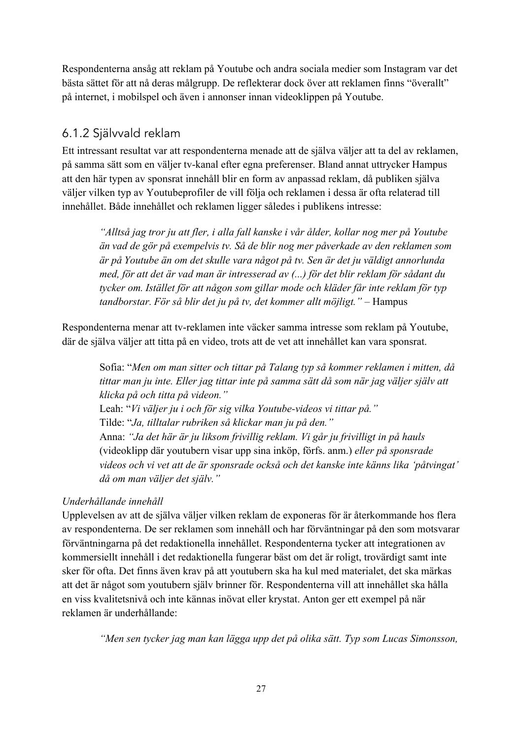Respondenterna ansåg att reklam på Youtube och andra sociala medier som Instagram var det bästa sättet för att nå deras målgrupp. De reflekterar dock över att reklamen finns "överallt" på internet, i mobilspel och även i annonser innan videoklippen på Youtube.

### 6.1.2 Självvald reklam

Ett intressant resultat var att respondenterna menade att de själva väljer att ta del av reklamen, på samma sätt som en väljer tv-kanal efter egna preferenser. Bland annat uttrycker Hampus att den här typen av sponsrat innehåll blir en form av anpassad reklam, då publiken själva väljer vilken typ av Youtubeprofiler de vill följa och reklamen i dessa är ofta relaterad till innehållet. Både innehållet och reklamen ligger således i publikens intresse:

> *"Alltså jag tror ju att fler, i alla fall kanske i vår ålder, kollar nog mer på Youtube än vad de gör på exempelvis tv. Så de blir nog mer påverkade av den reklamen som är på Youtube än om det skulle vara något på tv. Sen är det ju väldigt annorlunda med, för att det är vad man är intresserad av (...) för det blir reklam för sådant du tycker om. Istället för att någon som gillar mode och kläder får inte reklam för typ tandborstar. För så blir det ju på tv, det kommer allt möjligt."* – Hampus

Respondenterna menar att tv-reklamen inte väcker samma intresse som reklam på Youtube, där de själva väljer att titta på en video, trots att de vet att innehållet kan vara sponsrat.

> Sofia: "*Men om man sitter och tittar på Talang typ så kommer reklamen i mitten, då tittar man ju inte. Eller jag tittar inte på samma sätt då som när jag väljer själv att klicka på och titta på videon."*
> Leah: "*Vi väljer ju i och för sig vilka Youtube-videos vi tittar på."*
> Tilde: "*Ja, tilltalar rubriken så klickar man ju på den."*
> Anna: *"Ja det här är ju liksom frivillig reklam. Vi går ju frivilligt in på hauls* (videoklipp där youtubern visar upp sina inköp, förfs. anm.) *eller på sponsrade videos och vi vet att de är sponsrade också och det kanske inte känns lika 'påtvingat' då om man väljer det själv."*

*Underhållande innehåll*

Upplevelsen av att de själva väljer vilken reklam de exponeras för är återkommande hos flera av respondenterna. De ser reklamen som innehåll och har förväntningar på den som motsvarar förväntningarna på det redaktionella innehållet. Respondenterna tycker att integrationen av kommersiellt innehåll i det redaktionella fungerar bäst om det är roligt, trovärdigt samt inte sker för ofta. Det finns även krav på att youtubern ska ha kul med materialet, det ska märkas att det är något som youtubern själv brinner för. Respondenterna vill att innehållet ska hålla en viss kvalitetsnivå och inte kännas inövat eller krystat. Anton ger ett exempel på när reklamen är underhållande:

> *"Men sen tycker jag man kan lägga upp det på olika sätt. Typ som Lucas Simonsson,*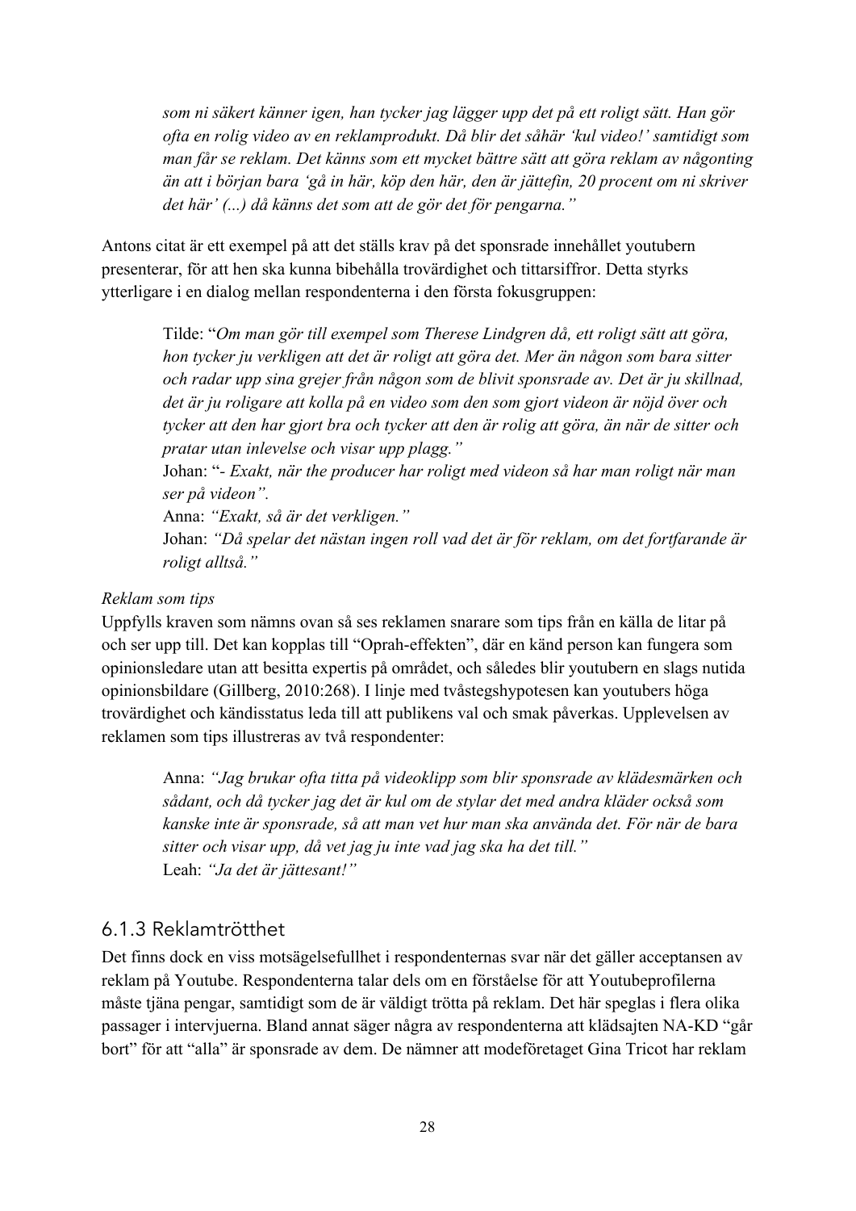*som ni säkert känner igen, han tycker jag lägger upp det på ett roligt sätt. Han gör ofta en rolig video av en reklamprodukt. Då blir det såhär 'kul video!' samtidigt som man får se reklam. Det känns som ett mycket bättre sätt att göra reklam av någonting än att i början bara 'gå in här, köp den här, den är jättefin, 20 procent om ni skriver det här' (...) då känns det som att de gör det för pengarna."*

Antons citat är ett exempel på att det ställs krav på det sponsrade innehållet youtubern presenterar, för att hen ska kunna bibehålla trovärdighet och tittarsiffror. Detta styrks ytterligare i en dialog mellan respondenterna i den första fokusgruppen:

> Tilde: "*Om man gör till exempel som Therese Lindgren då, ett roligt sätt att göra, hon tycker ju verkligen att det är roligt att göra det. Mer än någon som bara sitter och radar upp sina grejer från någon som de blivit sponsrade av. Det är ju skillnad, det är ju roligare att kolla på en video som den som gjort videon är nöjd över och tycker att den har gjort bra och tycker att den är rolig att göra, än när de sitter och pratar utan inlevelse och visar upp plagg."*
> Johan: "*- Exakt, när the producer har roligt med videon så har man roligt när man ser på videon".*
> Anna: *"Exakt, så är det verkligen."*
> Johan: *"Då spelar det nästan ingen roll vad det är för reklam, om det fortfarande är roligt alltså."*

*Reklam som tips*

Uppfylls kraven som nämns ovan så ses reklamen snarare som tips från en källa de litar på och ser upp till. Det kan kopplas till "Oprah-effekten", där en känd person kan fungera som opinionsledare utan att besitta expertis på området, och således blir youtubern en slags nutida opinionsbildare (Gillberg, 2010:268). I linje med tvåstegshypotesen kan youtubers höga trovärdighet och kändisstatus leda till att publikens val och smak påverkas. Upplevelsen av reklamen som tips illustreras av två respondenter:

> Anna: *"Jag brukar ofta titta på videoklipp som blir sponsrade av klädesmärken och sådant, och då tycker jag det är kul om de stylar det med andra kläder också som kanske inte är sponsrade, så att man vet hur man ska använda det. För när de bara sitter och visar upp, då vet jag ju inte vad jag ska ha det till."*
> Leah: *"Ja det är jättesant!"*

### 6.1.3 Reklamtrötthet

Det finns dock en viss motsägelsefullhet i respondenternas svar när det gäller acceptansen av reklam på Youtube. Respondenterna talar dels om en förståelse för att Youtubeprofilerna måste tjäna pengar, samtidigt som de är väldigt trötta på reklam. Det här speglas i flera olika passager i intervjuerna. Bland annat säger några av respondenterna att klädsajten NA-KD "går bort" för att "alla" är sponsrade av dem. De nämner att modeföretaget Gina Tricot har reklam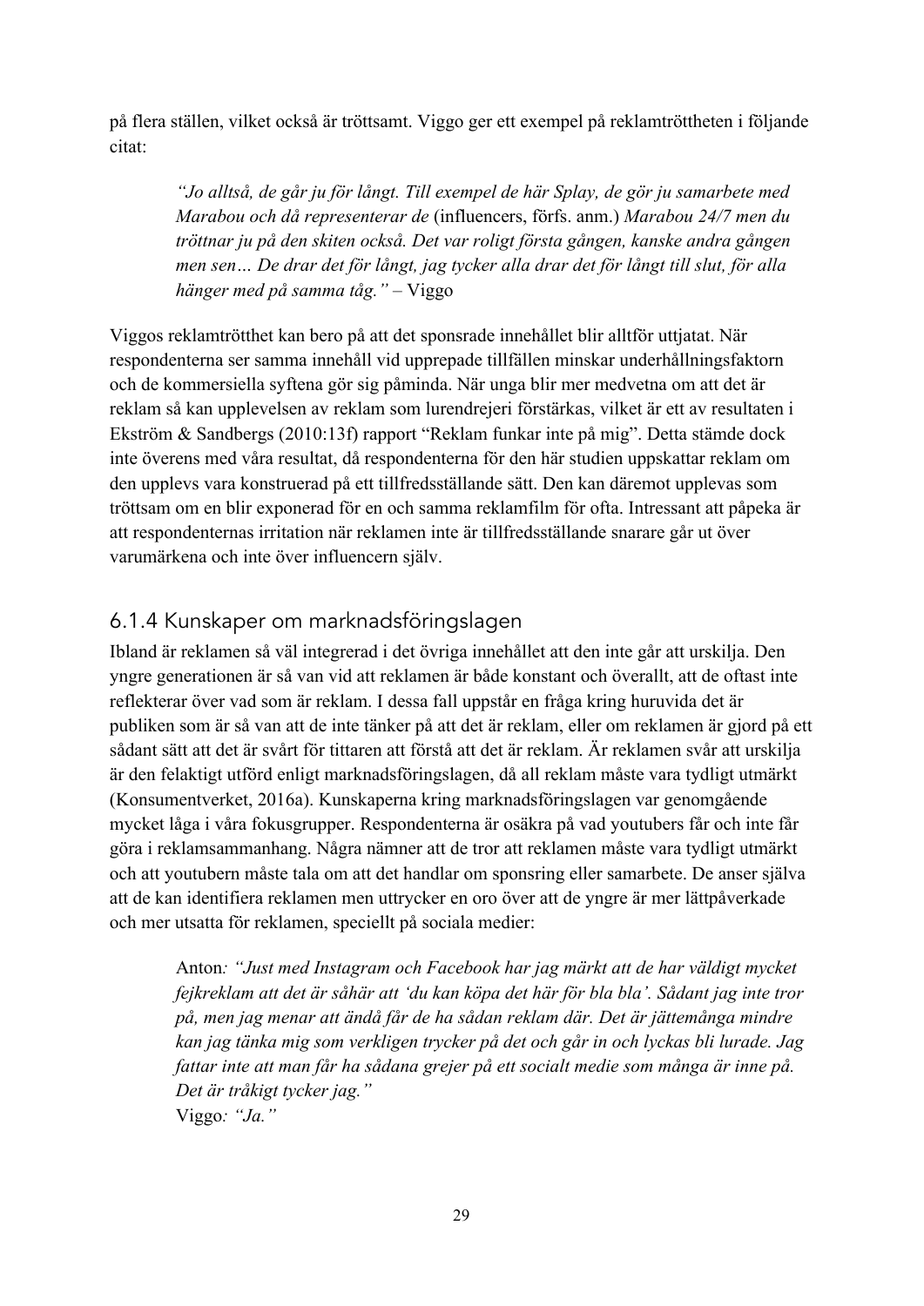på flera ställen, vilket också är tröttsamt. Viggo ger ett exempel på reklamtröttheten i följande citat:

> *"Jo alltså, de går ju för långt. Till exempel de här Splay, de gör ju samarbete med Marabou och då representerar de* (influencers, förfs. anm.) *Marabou 24/7 men du tröttnar ju på den skiten också. Det var roligt första gången, kanske andra gången men sen… De drar det för långt, jag tycker alla drar det för långt till slut, för alla hänger med på samma tåg."* – Viggo

Viggos reklamtrötthet kan bero på att det sponsrade innehållet blir alltför uttjatat. När respondenterna ser samma innehåll vid upprepade tillfällen minskar underhållningsfaktorn och de kommersiella syftena gör sig påminda. När unga blir mer medvetna om att det är reklam så kan upplevelsen av reklam som lurendrejeri förstärkas, vilket är ett av resultaten i Ekström & Sandbergs (2010:13f) rapport "Reklam funkar inte på mig". Detta stämde dock inte överens med våra resultat, då respondenterna för den här studien uppskattar reklam om den upplevs vara konstruerad på ett tillfredsställande sätt. Den kan däremot upplevas som tröttsam om en blir exponerad för en och samma reklamfilm för ofta. Intressant att påpeka är att respondenternas irritation när reklamen inte är tillfredsställande snarare går ut över varumärkena och inte över influencern själv.

### 6.1.4 Kunskaper om marknadsföringslagen

Ibland är reklamen så väl integrerad i det övriga innehållet att den inte går att urskilja. Den yngre generationen är så van vid att reklamen är både konstant och överallt, att de oftast inte reflekterar över vad som är reklam. I dessa fall uppstår en fråga kring huruvida det är publiken som är så van att de inte tänker på att det är reklam, eller om reklamen är gjord på ett sådant sätt att det är svårt för tittaren att förstå att det är reklam. Är reklamen svår att urskilja är den felaktigt utförd enligt marknadsföringslagen, då all reklam måste vara tydligt utmärkt (Konsumentverket, 2016a). Kunskaperna kring marknadsföringslagen var genomgående mycket låga i våra fokusgrupper. Respondenterna är osäkra på vad youtubers får och inte får göra i reklamsammanhang. Några nämner att de tror att reklamen måste vara tydligt utmärkt och att youtubern måste tala om att det handlar om sponsring eller samarbete. De anser själva att de kan identifiera reklamen men uttrycker en oro över att de yngre är mer lättpåverkade och mer utsatta för reklamen, speciellt på sociala medier:

> Anton*: "Just med Instagram och Facebook har jag märkt att de har väldigt mycket fejkreklam att det är såhär att 'du kan köpa det här för bla bla'. Sådant jag inte tror på, men jag menar att ändå får de ha sådan reklam där. Det är jättemånga mindre kan jag tänka mig som verkligen trycker på det och går in och lyckas bli lurade. Jag fattar inte att man får ha sådana grejer på ett socialt medie som många är inne på. Det är tråkigt tycker jag."*
> Viggo*: "Ja."*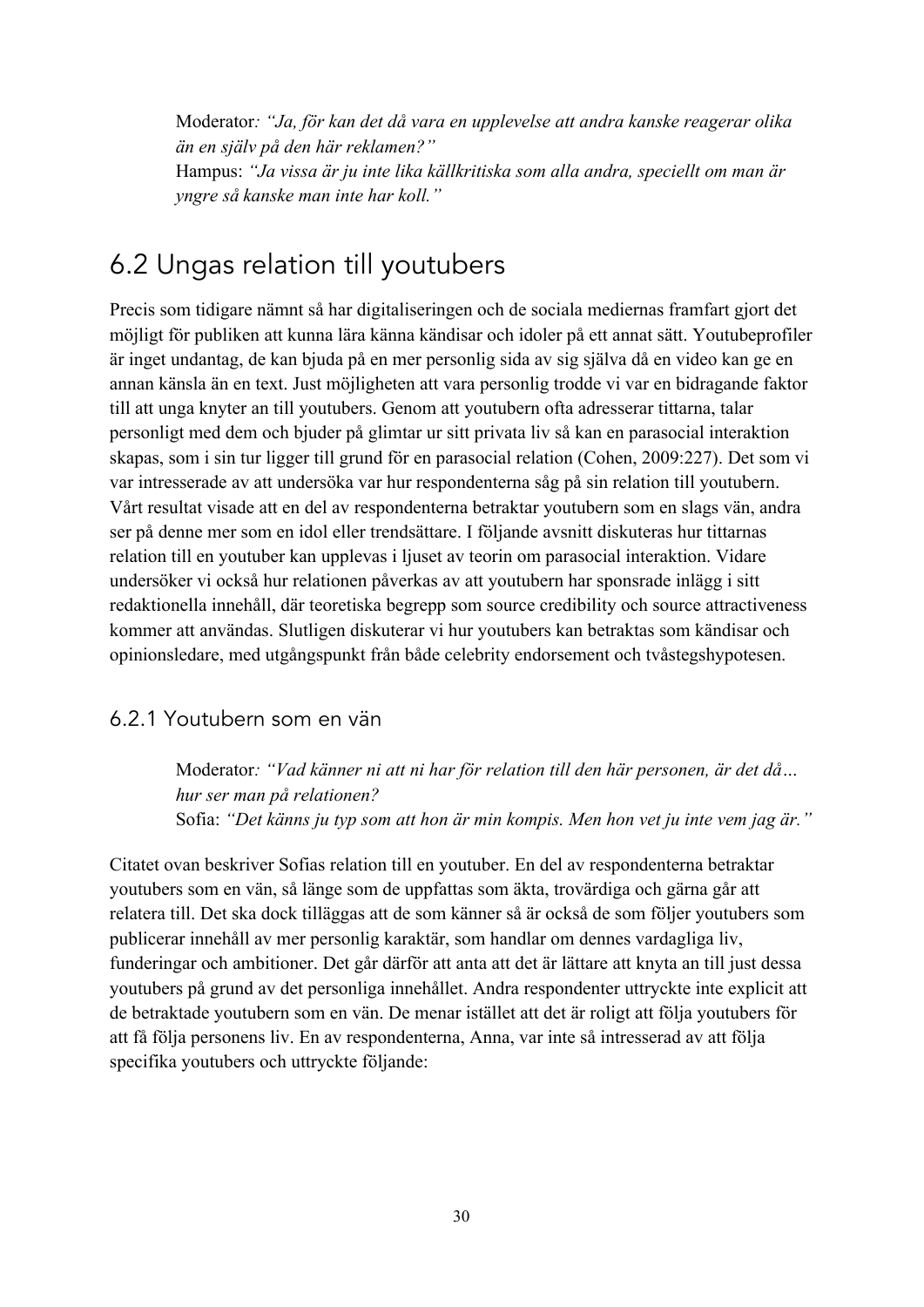> Moderator*: "Ja, för kan det då vara en upplevelse att andra kanske reagerar olika än en själv på den här reklamen?"*
> Hampus: *"Ja vissa är ju inte lika källkritiska som alla andra, speciellt om man är yngre så kanske man inte har koll."*

## 6.2 Ungas relation till youtubers

Precis som tidigare nämnt så har digitaliseringen och de sociala mediernas framfart gjort det möjligt för publiken att kunna lära känna kändisar och idoler på ett annat sätt. Youtubeprofiler är inget undantag, de kan bjuda på en mer personlig sida av sig själva då en video kan ge en annan känsla än en text. Just möjligheten att vara personlig trodde vi var en bidragande faktor till att unga knyter an till youtubers. Genom att youtubern ofta adresserar tittarna, talar personligt med dem och bjuder på glimtar ur sitt privata liv så kan en parasocial interaktion skapas, som i sin tur ligger till grund för en parasocial relation (Cohen, 2009:227). Det som vi var intresserade av att undersöka var hur respondenterna såg på sin relation till youtubern. Vårt resultat visade att en del av respondenterna betraktar youtubern som en slags vän, andra ser på denne mer som en idol eller trendsättare. I följande avsnitt diskuteras hur tittarnas relation till en youtuber kan upplevas i ljuset av teorin om parasocial interaktion. Vidare undersöker vi också hur relationen påverkas av att youtubern har sponsrade inlägg i sitt redaktionella innehåll, där teoretiska begrepp som source credibility och source attractiveness kommer att användas. Slutligen diskuterar vi hur youtubers kan betraktas som kändisar och opinionsledare, med utgångspunkt från både celebrity endorsement och tvåstegshypotesen.

### 6.2.1 Youtubern som en vän

> Moderator*: "Vad känner ni att ni har för relation till den här personen, är det då… hur ser man på relationen?*
> Sofia: *"Det känns ju typ som att hon är min kompis. Men hon vet ju inte vem jag är."*

Citatet ovan beskriver Sofias relation till en youtuber. En del av respondenterna betraktar youtubers som en vän, så länge som de uppfattas som äkta, trovärdiga och gärna går att relatera till. Det ska dock tilläggas att de som känner så är också de som följer youtubers som publicerar innehåll av mer personlig karaktär, som handlar om dennes vardagliga liv, funderingar och ambitioner. Det går därför att anta att det är lättare att knyta an till just dessa youtubers på grund av det personliga innehållet. Andra respondenter uttryckte inte explicit att de betraktade youtubern som en vän. De menar istället att det är roligt att följa youtubers för att få följa personens liv. En av respondenterna, Anna, var inte så intresserad av att följa specifika youtubers och uttryckte följande: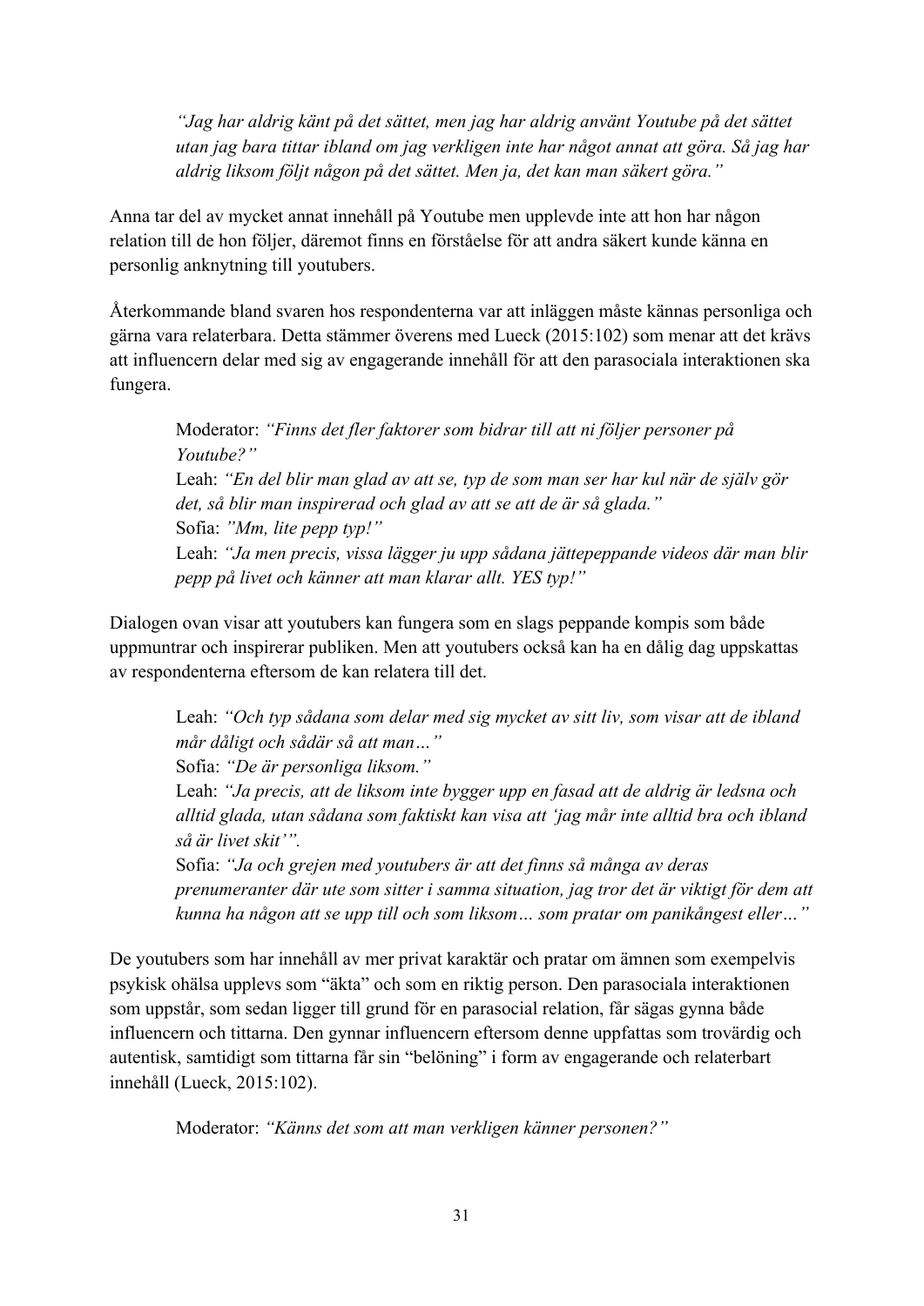> *"Jag har aldrig känt på det sättet, men jag har aldrig använt Youtube på det sättet utan jag bara tittar ibland om jag verkligen inte har något annat att göra. Så jag har aldrig liksom följt någon på det sättet. Men ja, det kan man säkert göra."*

Anna tar del av mycket annat innehåll på Youtube men upplevde inte att hon har någon relation till de hon följer, däremot finns en förståelse för att andra säkert kunde känna en personlig anknytning till youtubers.

Återkommande bland svaren hos respondenterna var att inläggen måste kännas personliga och gärna vara relaterbara. Detta stämmer överens med Lueck (2015:102) som menar att det krävs att influencern delar med sig av engagerande innehåll för att den parasociala interaktionen ska fungera.

> Moderator: *"Finns det fler faktorer som bidrar till att ni följer personer på Youtube?"*
> Leah: *"En del blir man glad av att se, typ de som man ser har kul när de själv gör det, så blir man inspirerad och glad av att se att de är så glada."*
> Sofia: *"Mm, lite pepp typ!"*
> Leah: *"Ja men precis, vissa lägger ju upp sådana jättepeppande videos där man blir pepp på livet och känner att man klarar allt. YES typ!"*

Dialogen ovan visar att youtubers kan fungera som en slags peppande kompis som både uppmuntrar och inspirerar publiken. Men att youtubers också kan ha en dålig dag uppskattas av respondenterna eftersom de kan relatera till det.

> Leah: *"Och typ sådana som delar med sig mycket av sitt liv, som visar att de ibland mår dåligt och sådär så att man…"*
> Sofia: *"De är personliga liksom."*
> Leah: *"Ja precis, att de liksom inte bygger upp en fasad att de aldrig är ledsna och alltid glada, utan sådana som faktiskt kan visa att 'jag mår inte alltid bra och ibland så är livet skit'".*
> Sofia: *"Ja och grejen med youtubers är att det finns så många av deras prenumeranter där ute som sitter i samma situation, jag tror det är viktigt för dem att kunna ha någon att se upp till och som liksom… som pratar om panikångest eller…"*

De youtubers som har innehåll av mer privat karaktär och pratar om ämnen som exempelvis psykisk ohälsa upplevs som "äkta" och som en riktig person. Den parasociala interaktionen som uppstår, som sedan ligger till grund för en parasocial relation, får sägas gynna både influencern och tittarna. Den gynnar influencern eftersom denne uppfattas som trovärdig och autentisk, samtidigt som tittarna får sin "belöning" i form av engagerande och relaterbart innehåll (Lueck, 2015:102).

> Moderator: *"Känns det som att man verkligen känner personen?"*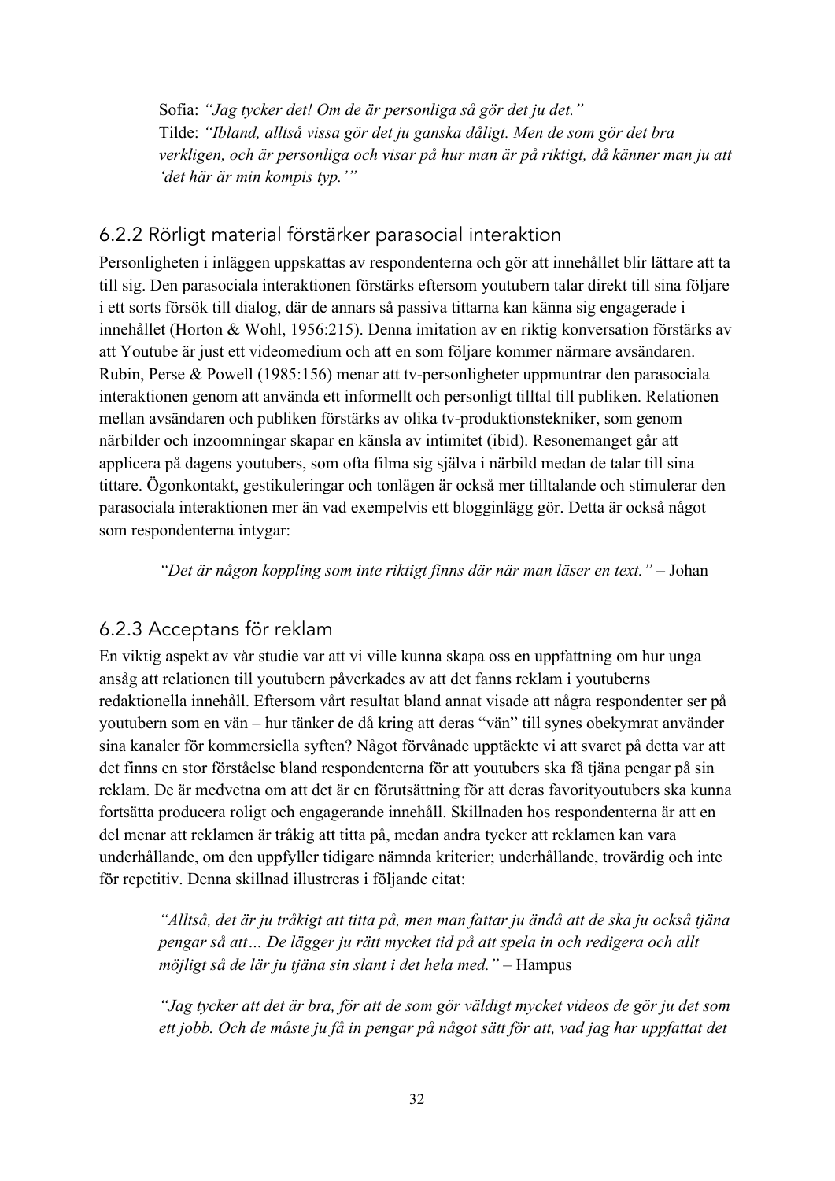Sofia: *"Jag tycker det! Om de är personliga så gör det ju det."*
Tilde: *"Ibland, alltså vissa gör det ju ganska dåligt. Men de som gör det bra verkligen, och är personliga och visar på hur man är på riktigt, då känner man ju att 'det här är min kompis typ.'"*

### 6.2.2 Rörligt material förstärker parasocial interaktion

Personligheten i inläggen uppskattas av respondenterna och gör att innehållet blir lättare att ta till sig. Den parasociala interaktionen förstärks eftersom youtubern talar direkt till sina följare i ett sorts försök till dialog, där de annars så passiva tittarna kan känna sig engagerade i innehållet (Horton & Wohl, 1956:215). Denna imitation av en riktig konversation förstärks av att Youtube är just ett videomedium och att en som följare kommer närmare avsändaren. Rubin, Perse & Powell (1985:156) menar att tv-personligheter uppmuntrar den parasociala interaktionen genom att använda ett informellt och personligt tilltal till publiken. Relationen mellan avsändaren och publiken förstärks av olika tv-produktionstekniker, som genom närbilder och inzoomningar skapar en känsla av intimitet (ibid). Resonemanget går att applicera på dagens youtubers, som ofta filma sig själva i närbild medan de talar till sina tittare. Ögonkontakt, gestikuleringar och tonlägen är också mer tilltalande och stimulerar den parasociala interaktionen mer än vad exempelvis ett blogginlägg gör. Detta är också något som respondenterna intygar:

> *"Det är någon koppling som inte riktigt finns där när man läser en text."* – Johan

### 6.2.3 Acceptans för reklam

En viktig aspekt av vår studie var att vi ville kunna skapa oss en uppfattning om hur unga ansåg att relationen till youtubern påverkades av att det fanns reklam i youtuberns redaktionella innehåll. Eftersom vårt resultat bland annat visade att några respondenter ser på youtubern som en vän – hur tänker de då kring att deras "vän" till synes obekymrat använder sina kanaler för kommersiella syften? Något förvånade upptäckte vi att svaret på detta var att det finns en stor förståelse bland respondenterna för att youtubers ska få tjäna pengar på sin reklam. De är medvetna om att det är en förutsättning för att deras favorityoutubers ska kunna fortsätta producera roligt och engagerande innehåll. Skillnaden hos respondenterna är att en del menar att reklamen är tråkig att titta på, medan andra tycker att reklamen kan vara underhållande, om den uppfyller tidigare nämnda kriterier; underhållande, trovärdig och inte för repetitiv. Denna skillnad illustreras i följande citat:

> *"Alltså, det är ju tråkigt att titta på, men man fattar ju ändå att de ska ju också tjäna pengar så att… De lägger ju rätt mycket tid på att spela in och redigera och allt möjligt så de lär ju tjäna sin slant i det hela med."* – Hampus

> *"Jag tycker att det är bra, för att de som gör väldigt mycket videos de gör ju det som ett jobb. Och de måste ju få in pengar på något sätt för att, vad jag har uppfattat det*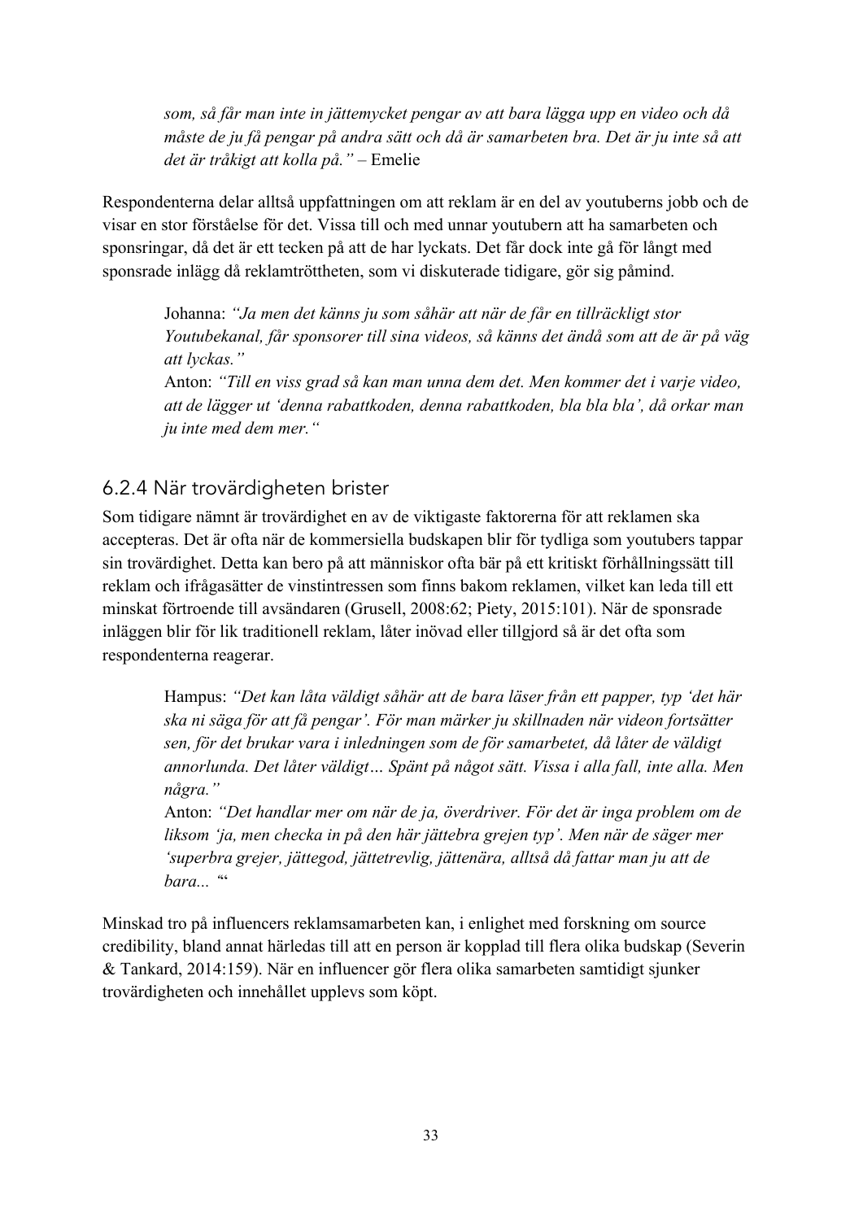> *som, så får man inte in jättemycket pengar av att bara lägga upp en video och då måste de ju få pengar på andra sätt och då är samarbeten bra. Det är ju inte så att det är tråkigt att kolla på."* – Emelie

Respondenterna delar alltså uppfattningen om att reklam är en del av youtuberns jobb och de visar en stor förståelse för det. Vissa till och med unnar youtubern att ha samarbeten och sponsringar, då det är ett tecken på att de har lyckats. Det får dock inte gå för långt med sponsrade inlägg då reklamtröttheten, som vi diskuterade tidigare, gör sig påmind.

> Johanna: *"Ja men det känns ju som såhär att när de får en tillräckligt stor Youtubekanal, får sponsorer till sina videos, så känns det ändå som att de är på väg att lyckas."*
> Anton: *"Till en viss grad så kan man unna dem det. Men kommer det i varje video, att de lägger ut 'denna rabattkoden, denna rabattkoden, bla bla bla', då orkar man ju inte med dem mer."*

### 6.2.4 När trovärdigheten brister

Som tidigare nämnt är trovärdighet en av de viktigaste faktorerna för att reklamen ska accepteras. Det är ofta när de kommersiella budskapen blir för tydliga som youtubers tappar sin trovärdighet. Detta kan bero på att människor ofta bär på ett kritiskt förhållningssätt till reklam och ifrågasätter de vinstintressen som finns bakom reklamen, vilket kan leda till ett minskat förtroende till avsändaren (Grusell, 2008:62; Piety, 2015:101). När de sponsrade inläggen blir för lik traditionell reklam, låter inövad eller tillgjord så är det ofta som respondenterna reagerar.

> Hampus: *"Det kan låta väldigt såhär att de bara läser från ett papper, typ 'det här ska ni säga för att få pengar'. För man märker ju skillnaden när videon fortsätter sen, för det brukar vara i inledningen som de för samarbetet, då låter de väldigt annorlunda. Det låter väldigt… Spänt på något sätt. Vissa i alla fall, inte alla. Men några."*
> Anton: *"Det handlar mer om när de ja, överdriver. För det är inga problem om de liksom 'ja, men checka in på den här jättebra grejen typ'. Men när de säger mer 'superbra grejer, jättegod, jättetrevlig, jättenära, alltså då fattar man ju att de bara... "*"

Minskad tro på influencers reklamsamarbeten kan, i enlighet med forskning om source credibility, bland annat härledas till att en person är kopplad till flera olika budskap (Severin & Tankard, 2014:159). När en influencer gör flera olika samarbeten samtidigt sjunker trovärdigheten och innehållet upplevs som köpt.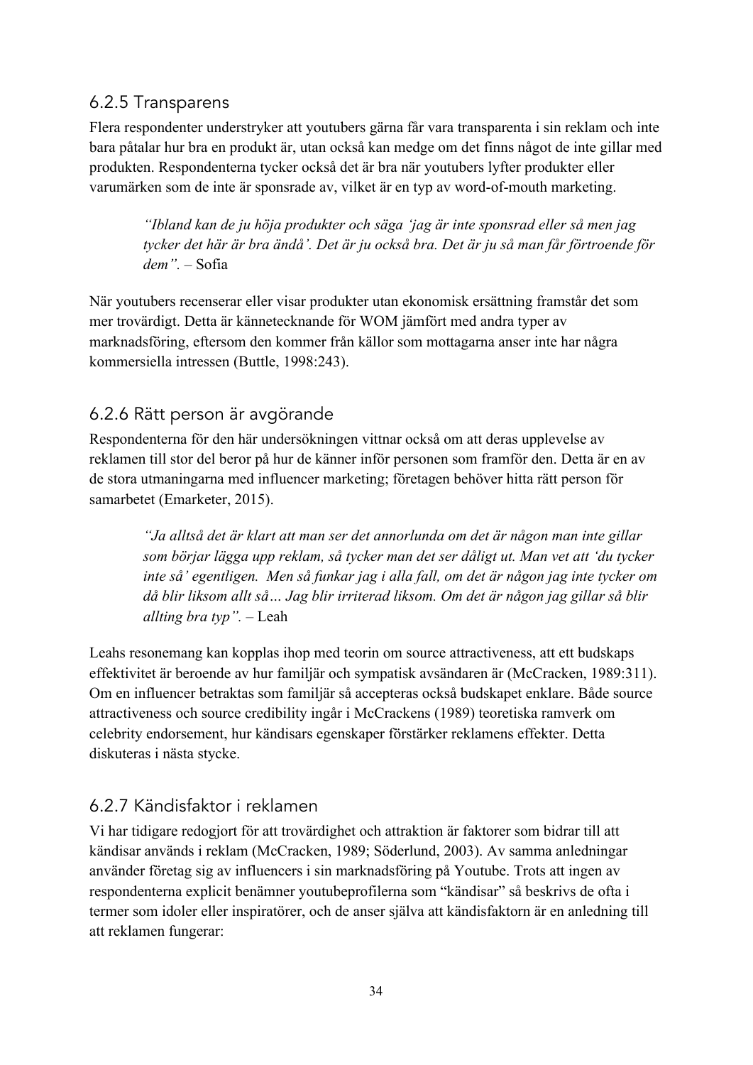### 6.2.5 Transparens

Flera respondenter understryker att youtubers gärna får vara transparenta i sin reklam och inte bara påtalar hur bra en produkt är, utan också kan medge om det finns något de inte gillar med produkten. Respondenterna tycker också det är bra när youtubers lyfter produkter eller varumärken som de inte är sponsrade av, vilket är en typ av word-of-mouth marketing.

> *"Ibland kan de ju höja produkter och säga 'jag är inte sponsrad eller så men jag tycker det här är bra ändå'. Det är ju också bra. Det är ju så man får förtroende för dem".* – Sofia

När youtubers recenserar eller visar produkter utan ekonomisk ersättning framstår det som mer trovärdigt. Detta är kännetecknande för WOM jämfört med andra typer av marknadsföring, eftersom den kommer från källor som mottagarna anser inte har några kommersiella intressen (Buttle, 1998:243).

### 6.2.6 Rätt person är avgörande

Respondenterna för den här undersökningen vittnar också om att deras upplevelse av reklamen till stor del beror på hur de känner inför personen som framför den. Detta är en av de stora utmaningarna med influencer marketing; företagen behöver hitta rätt person för samarbetet (Emarketer, 2015).

> *"Ja alltså det är klart att man ser det annorlunda om det är någon man inte gillar som börjar lägga upp reklam, så tycker man det ser dåligt ut. Man vet att 'du tycker inte så' egentligen. Men så funkar jag i alla fall, om det är någon jag inte tycker om då blir liksom allt så… Jag blir irriterad liksom. Om det är någon jag gillar så blir allting bra typ".* – Leah

Leahs resonemang kan kopplas ihop med teorin om source attractiveness, att ett budskaps effektivitet är beroende av hur familjär och sympatisk avsändaren är (McCracken, 1989:311). Om en influencer betraktas som familjär så accepteras också budskapet enklare. Både source attractiveness och source credibility ingår i McCrackens (1989) teoretiska ramverk om celebrity endorsement, hur kändisars egenskaper förstärker reklamens effekter. Detta diskuteras i nästa stycke.

### 6.2.7 Kändisfaktor i reklamen

Vi har tidigare redogjort för att trovärdighet och attraktion är faktorer som bidrar till att kändisar används i reklam (McCracken, 1989; Söderlund, 2003). Av samma anledningar använder företag sig av influencers i sin marknadsföring på Youtube. Trots att ingen av respondenterna explicit benämner youtubeprofilerna som "kändisar" så beskrivs de ofta i termer som idoler eller inspiratörer, och de anser själva att kändisfaktorn är en anledning till att reklamen fungerar: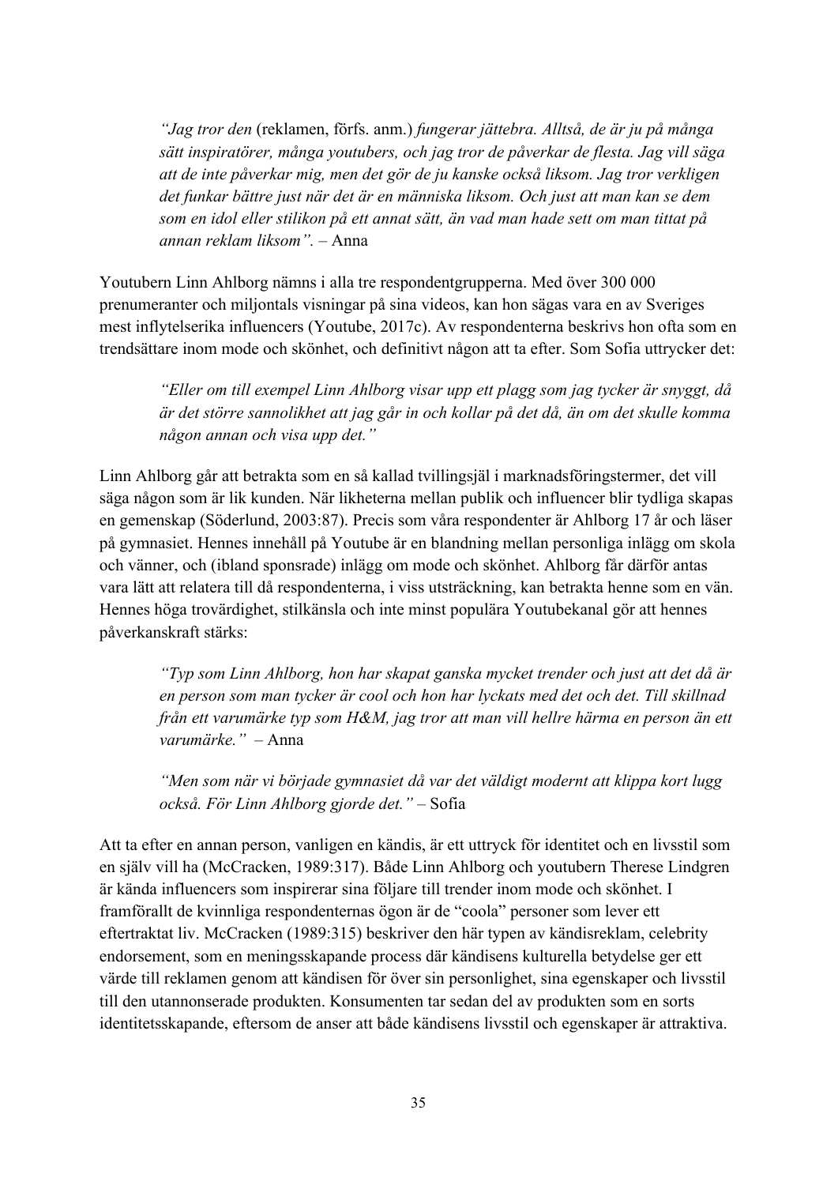> *"Jag tror den* (reklamen, förfs. anm.) *fungerar jättebra. Alltså, de är ju på många sätt inspiratörer, många youtubers, och jag tror de påverkar de flesta. Jag vill säga att de inte påverkar mig, men det gör de ju kanske också liksom. Jag tror verkligen det funkar bättre just när det är en människa liksom. Och just att man kan se dem som en idol eller stilikon på ett annat sätt, än vad man hade sett om man tittat på annan reklam liksom".* – Anna

Youtubern Linn Ahlborg nämns i alla tre respondentgrupperna. Med över 300 000 prenumeranter och miljontals visningar på sina videos, kan hon sägas vara en av Sveriges mest inflytelserika influencers (Youtube, 2017c). Av respondenterna beskrivs hon ofta som en trendsättare inom mode och skönhet, och definitivt någon att ta efter. Som Sofia uttrycker det:

> *"Eller om till exempel Linn Ahlborg visar upp ett plagg som jag tycker är snyggt, då är det större sannolikhet att jag går in och kollar på det då, än om det skulle komma någon annan och visa upp det."*

Linn Ahlborg går att betrakta som en så kallad tvillingsjäl i marknadsföringstermer, det vill säga någon som är lik kunden. När likheterna mellan publik och influencer blir tydliga skapas en gemenskap (Söderlund, 2003:87). Precis som våra respondenter är Ahlborg 17 år och läser på gymnasiet. Hennes innehåll på Youtube är en blandning mellan personliga inlägg om skola och vänner, och (ibland sponsrade) inlägg om mode och skönhet. Ahlborg får därför antas vara lätt att relatera till då respondenterna, i viss utsträckning, kan betrakta henne som en vän. Hennes höga trovärdighet, stilkänsla och inte minst populära Youtubekanal gör att hennes påverkanskraft stärks:

> *"Typ som Linn Ahlborg, hon har skapat ganska mycket trender och just att det då är en person som man tycker är cool och hon har lyckats med det och det. Till skillnad från ett varumärke typ som H&M, jag tror att man vill hellre härma en person än ett varumärke."* – Anna

> *"Men som när vi började gymnasiet då var det väldigt modernt att klippa kort lugg också. För Linn Ahlborg gjorde det."* – Sofia

Att ta efter en annan person, vanligen en kändis, är ett uttryck för identitet och en livsstil som en själv vill ha (McCracken, 1989:317). Både Linn Ahlborg och youtubern Therese Lindgren är kända influencers som inspirerar sina följare till trender inom mode och skönhet. I framförallt de kvinnliga respondenternas ögon är de "coola" personer som lever ett eftertraktat liv. McCracken (1989:315) beskriver den här typen av kändisreklam, celebrity endorsement, som en meningsskapande process där kändisens kulturella betydelse ger ett värde till reklamen genom att kändisen för över sin personlighet, sina egenskaper och livsstil till den utannonserade produkten. Konsumenten tar sedan del av produkten som en sorts identitetsskapande, eftersom de anser att både kändisens livsstil och egenskaper är attraktiva.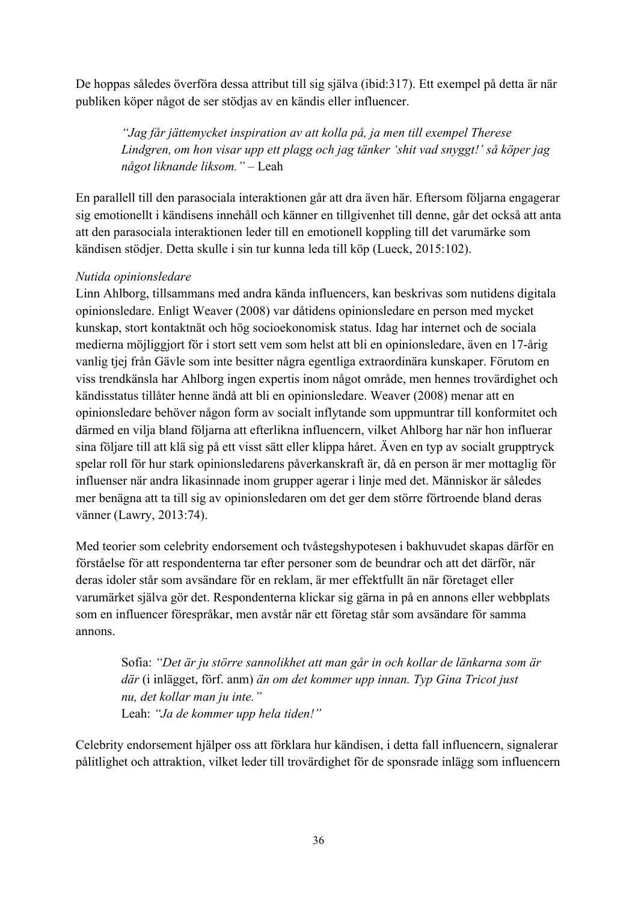De hoppas således överföra dessa attribut till sig själva (ibid:317). Ett exempel på detta är när publiken köper något de ser stödjas av en kändis eller influencer.

> *"Jag får jättemycket inspiration av att kolla på, ja men till exempel Therese Lindgren, om hon visar upp ett plagg och jag tänker 'shit vad snyggt!' så köper jag något liknande liksom."* – Leah

En parallell till den parasociala interaktionen går att dra även här. Eftersom följarna engagerar sig emotionellt i kändisens innehåll och känner en tillgivenhet till denne, går det också att anta att den parasociala interaktionen leder till en emotionell koppling till det varumärke som kändisen stödjer. Detta skulle i sin tur kunna leda till köp (Lueck, 2015:102).

*Nutida opinionsledare*

Linn Ahlborg, tillsammans med andra kända influencers, kan beskrivas som nutidens digitala opinionsledare. Enligt Weaver (2008) var dåtidens opinionsledare en person med mycket kunskap, stort kontaktnät och hög socioekonomisk status. Idag har internet och de sociala medierna möjliggjort för i stort sett vem som helst att bli en opinionsledare, även en 17-årig vanlig tjej från Gävle som inte besitter några egentliga extraordinära kunskaper. Förutom en viss trendkänsla har Ahlborg ingen expertis inom något område, men hennes trovärdighet och kändisstatus tillåter henne ändå att bli en opinionsledare. Weaver (2008) menar att en opinionsledare behöver någon form av socialt inflytande som uppmuntrar till konformitet och därmed en vilja bland följarna att efterlikna influencern, vilket Ahlborg har när hon influerar sina följare till att klä sig på ett visst sätt eller klippa håret. Även en typ av socialt grupptryck spelar roll för hur stark opinionsledarens påverkanskraft är, då en person är mer mottaglig för influenser när andra likasinnade inom grupper agerar i linje med det. Människor är således mer benägna att ta till sig av opinionsledaren om det ger dem större förtroende bland deras vänner (Lawry, 2013:74).

Med teorier som celebrity endorsement och tvåstegshypotesen i bakhuvudet skapas därför en förståelse för att respondenterna tar efter personer som de beundrar och att det därför, när deras idoler står som avsändare för en reklam, är mer effektfullt än när företaget eller varumärket själva gör det. Respondenterna klickar sig gärna in på en annons eller webbplats som en influencer förespråkar, men avstår när ett företag står som avsändare för samma annons.

> Sofia: *"Det är ju större sannolikhet att man går in och kollar de länkarna som är där* (i inlägget, förf. anm) *än om det kommer upp innan. Typ Gina Tricot just nu, det kollar man ju inte."*
> Leah: *"Ja de kommer upp hela tiden!"*

Celebrity endorsement hjälper oss att förklara hur kändisen, i detta fall influencern, signalerar pålitlighet och attraktion, vilket leder till trovärdighet för de sponsrade inlägg som influencern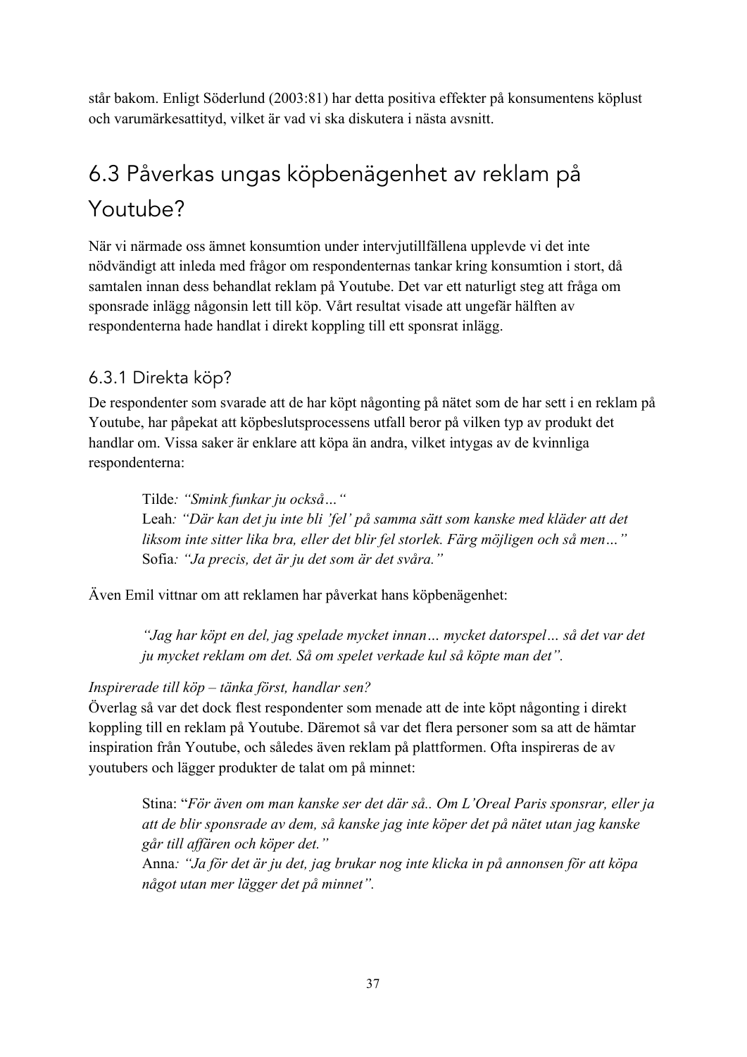står bakom. Enligt Söderlund (2003:81) har detta positiva effekter på konsumentens köplust och varumärkesattityd, vilket är vad vi ska diskutera i nästa avsnitt.

## 6.3 Påverkas ungas köpbenägenhet av reklam på Youtube?

När vi närmade oss ämnet konsumtion under intervjutillfällena upplevde vi det inte nödvändigt att inleda med frågor om respondenternas tankar kring konsumtion i stort, då samtalen innan dess behandlat reklam på Youtube. Det var ett naturligt steg att fråga om sponsrade inlägg någonsin lett till köp. Vårt resultat visade att ungefär hälften av respondenterna hade handlat i direkt koppling till ett sponsrat inlägg.

### 6.3.1 Direkta köp?

De respondenter som svarade att de har köpt någonting på nätet som de har sett i en reklam på Youtube, har påpekat att köpbeslutsprocessens utfall beror på vilken typ av produkt det handlar om. Vissa saker är enklare att köpa än andra, vilket intygas av de kvinnliga respondenterna:

> Tilde*: "Smink funkar ju också…"*
> Leah*: "Där kan det ju inte bli 'fel' på samma sätt som kanske med kläder att det liksom inte sitter lika bra, eller det blir fel storlek. Färg möjligen och så men…"*
> Sofia*: "Ja precis, det är ju det som är det svåra."*

Även Emil vittnar om att reklamen har påverkat hans köpbenägenhet:

> *"Jag har köpt en del, jag spelade mycket innan… mycket datorspel… så det var det ju mycket reklam om det. Så om spelet verkade kul så köpte man det".*

*Inspirerade till köp – tänka först, handlar sen?*
Överlag så var det dock flest respondenter som menade att de inte köpt någonting i direkt koppling till en reklam på Youtube. Däremot så var det flera personer som sa att de hämtar inspiration från Youtube, och således även reklam på plattformen. Ofta inspireras de av youtubers och lägger produkter de talat om på minnet:

> Stina: "*För även om man kanske ser det där så.. Om L'Oreal Paris sponsrar, eller ja att de blir sponsrade av dem, så kanske jag inte köper det på nätet utan jag kanske går till affären och köper det."*
> Anna*: "Ja för det är ju det, jag brukar nog inte klicka in på annonsen för att köpa något utan mer lägger det på minnet".*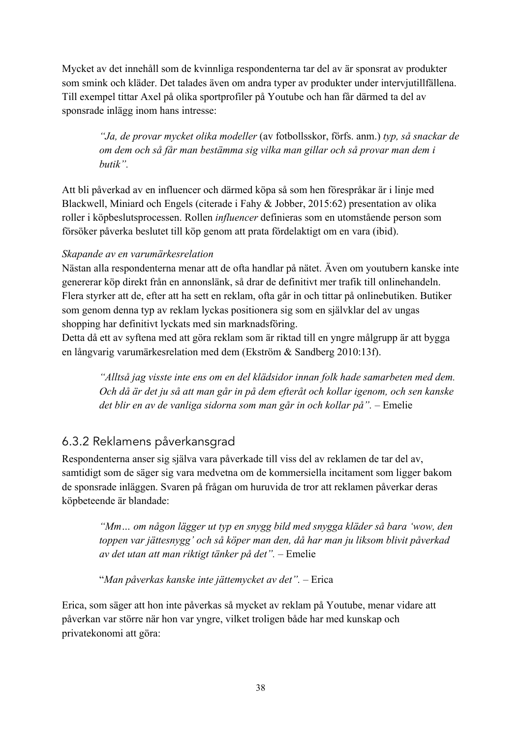Mycket av det innehåll som de kvinnliga respondenterna tar del av är sponsrat av produkter som smink och kläder. Det talades även om andra typer av produkter under intervjutillfällena. Till exempel tittar Axel på olika sportprofiler på Youtube och han får därmed ta del av sponsrade inlägg inom hans intresse:

> *"Ja, de provar mycket olika modeller* (av fotbollsskor, förfs. anm.) *typ, så snackar de om dem och så får man bestämma sig vilka man gillar och så provar man dem i butik".*

Att bli påverkad av en influencer och därmed köpa så som hen förespråkar är i linje med Blackwell, Miniard och Engels (citerade i Fahy & Jobber, 2015:62) presentation av olika roller i köpbeslutsprocessen. Rollen *influencer* definieras som en utomstående person som försöker påverka beslutet till köp genom att prata fördelaktigt om en vara (ibid).

*Skapande av en varumärkesrelation*

Nästan alla respondenterna menar att de ofta handlar på nätet. Även om youtubern kanske inte genererar köp direkt från en annonslänk, så drar de definitivt mer trafik till onlinehandeln. Flera styrker att de, efter att ha sett en reklam, ofta går in och tittar på onlinebutiken. Butiker som genom denna typ av reklam lyckas positionera sig som en självklar del av ungas shopping har definitivt lyckats med sin marknadsföring.
Detta då ett av syftena med att göra reklam som är riktad till en yngre målgrupp är att bygga en långvarig varumärkesrelation med dem (Ekström & Sandberg 2010:13f).

> *"Alltså jag visste inte ens om en del klädsidor innan folk hade samarbeten med dem. Och då är det ju så att man går in på dem efteråt och kollar igenom, och sen kanske det blir en av de vanliga sidorna som man går in och kollar på".* – Emelie

## 6.3.2 Reklamens påverkansgrad

Respondenterna anser sig själva vara påverkade till viss del av reklamen de tar del av, samtidigt som de säger sig vara medvetna om de kommersiella incitament som ligger bakom de sponsrade inläggen. Svaren på frågan om huruvida de tror att reklamen påverkar deras köpbeteende är blandade:

> *"Mm… om någon lägger ut typ en snygg bild med snygga kläder så bara 'wow, den toppen var jättesnygg' och så köper man den, då har man ju liksom blivit påverkad av det utan att man riktigt tänker på det".* – Emelie

> "*Man påverkas kanske inte jättemycket av det".* – Erica

Erica, som säger att hon inte påverkas så mycket av reklam på Youtube, menar vidare att påverkan var större när hon var yngre, vilket troligen både har med kunskap och privatekonomi att göra: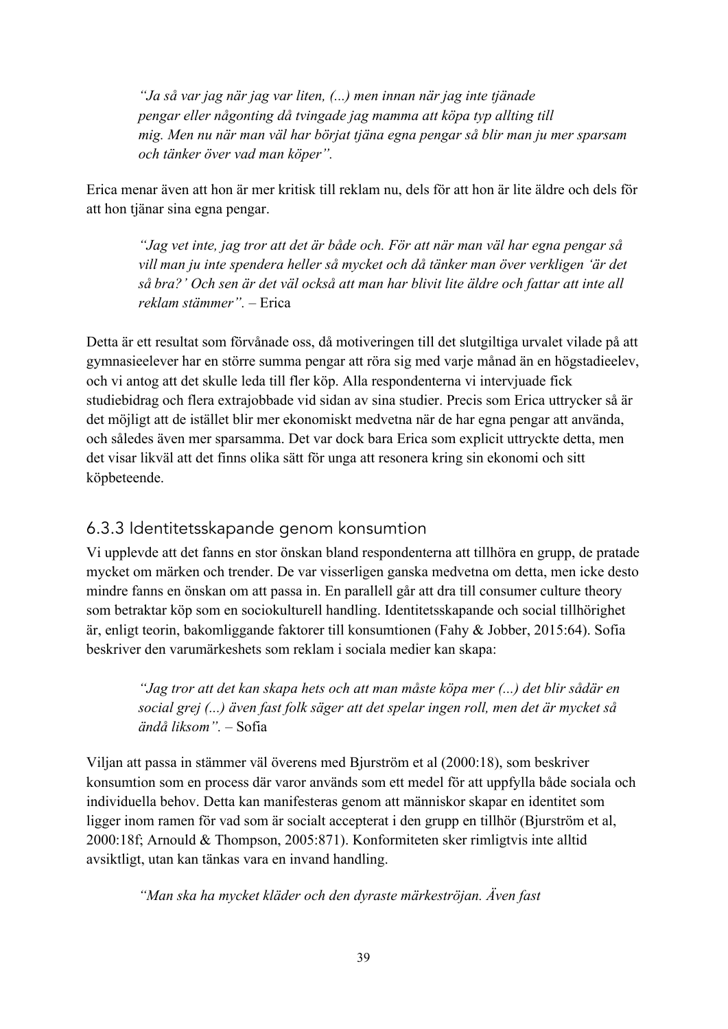> *"Ja så var jag när jag var liten, (...) men innan när jag inte tjänade pengar eller någonting då tvingade jag mamma att köpa typ allting till mig. Men nu när man väl har börjat tjäna egna pengar så blir man ju mer sparsam och tänker över vad man köper".*

Erica menar även att hon är mer kritisk till reklam nu, dels för att hon är lite äldre och dels för att hon tjänar sina egna pengar.

> *"Jag vet inte, jag tror att det är både och. För att när man väl har egna pengar så vill man ju inte spendera heller så mycket och då tänker man över verkligen 'är det så bra?' Och sen är det väl också att man har blivit lite äldre och fattar att inte all reklam stämmer".* – Erica

Detta är ett resultat som förvånade oss, då motiveringen till det slutgiltiga urvalet vilade på att gymnasieelever har en större summa pengar att röra sig med varje månad än en högstadieelev, och vi antog att det skulle leda till fler köp. Alla respondenterna vi intervjuade fick studiebidrag och flera extrajobbade vid sidan av sina studier. Precis som Erica uttrycker så är det möjligt att de istället blir mer ekonomiskt medvetna när de har egna pengar att använda, och således även mer sparsamma. Det var dock bara Erica som explicit uttryckte detta, men det visar likväl att det finns olika sätt för unga att resonera kring sin ekonomi och sitt köpbeteende.

### 6.3.3 Identitetsskapande genom konsumtion

Vi upplevde att det fanns en stor önskan bland respondenterna att tillhöra en grupp, de pratade mycket om märken och trender. De var visserligen ganska medvetna om detta, men icke desto mindre fanns en önskan om att passa in. En parallell går att dra till consumer culture theory som betraktar köp som en sociokulturell handling. Identitetsskapande och social tillhörighet är, enligt teorin, bakomliggande faktorer till konsumtionen (Fahy & Jobber, 2015:64). Sofia beskriver den varumärkeshets som reklam i sociala medier kan skapa:

> *"Jag tror att det kan skapa hets och att man måste köpa mer (...) det blir sådär en social grej (...) även fast folk säger att det spelar ingen roll, men det är mycket så ändå liksom".* – Sofia

Viljan att passa in stämmer väl överens med Bjurström et al (2000:18), som beskriver konsumtion som en process där varor används som ett medel för att uppfylla både sociala och individuella behov. Detta kan manifesteras genom att människor skapar en identitet som ligger inom ramen för vad som är socialt accepterat i den grupp en tillhör (Bjurström et al, 2000:18f; Arnould & Thompson, 2005:871). Konformiteten sker rimligtvis inte alltid avsiktligt, utan kan tänkas vara en invand handling.

> *"Man ska ha mycket kläder och den dyraste märkeströjan. Även fast*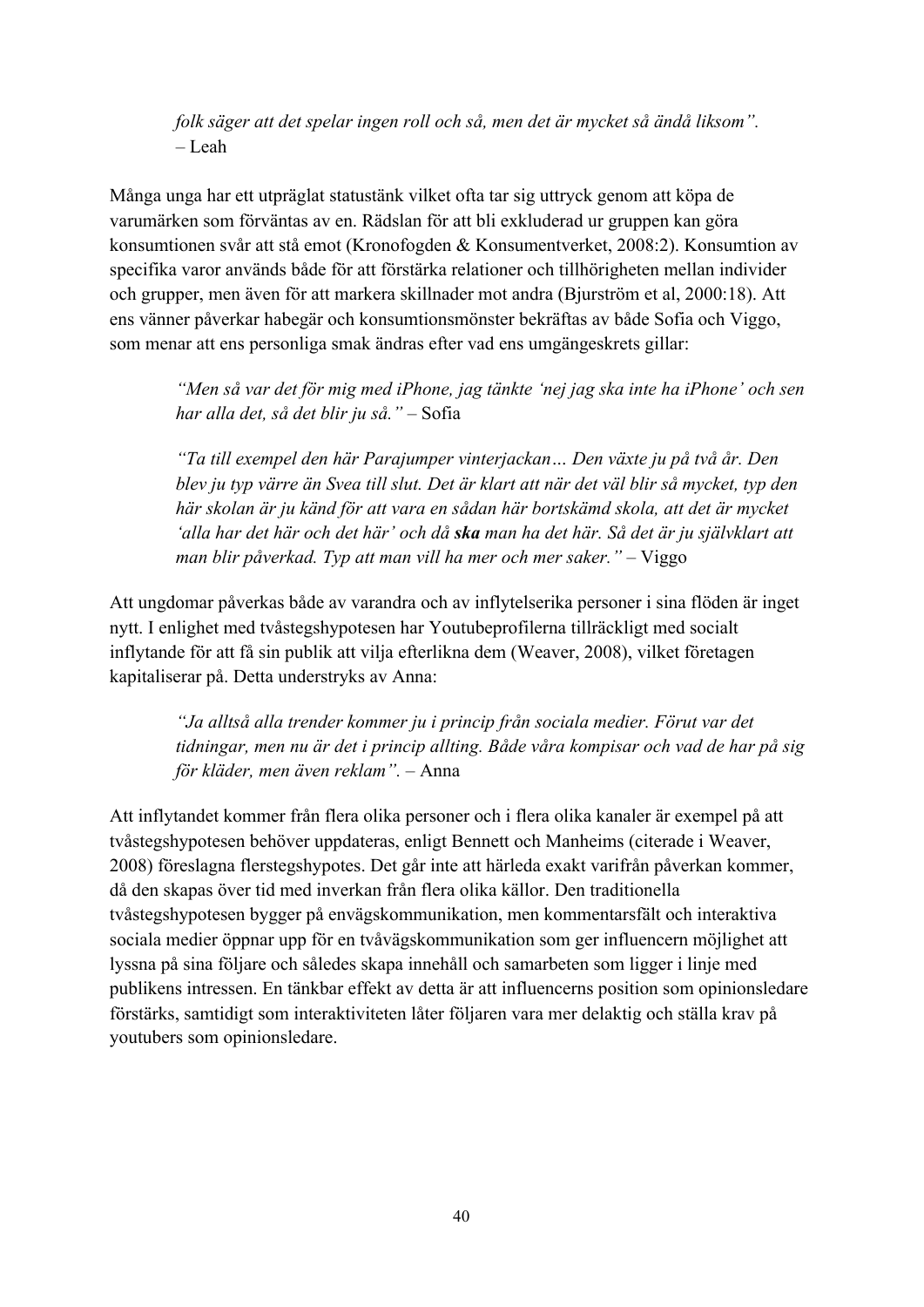> *folk säger att det spelar ingen roll och så, men det är mycket så ändå liksom".*
> – Leah

Många unga har ett utpräglat statustänk vilket ofta tar sig uttryck genom att köpa de varumärken som förväntas av en. Rädslan för att bli exkluderad ur gruppen kan göra konsumtionen svår att stå emot (Kronofogden & Konsumentverket, 2008:2). Konsumtion av specifika varor används både för att förstärka relationer och tillhörigheten mellan individer och grupper, men även för att markera skillnader mot andra (Bjurström et al, 2000:18). Att ens vänner påverkar habegär och konsumtionsmönster bekräftas av både Sofia och Viggo, som menar att ens personliga smak ändras efter vad ens umgängeskrets gillar:

> *"Men så var det för mig med iPhone, jag tänkte 'nej jag ska inte ha iPhone' och sen har alla det, så det blir ju så."* – Sofia

> *"Ta till exempel den här Parajumper vinterjackan… Den växte ju på två år. Den blev ju typ värre än Svea till slut. Det är klart att när det väl blir så mycket, typ den här skolan är ju känd för att vara en sådan här bortskämd skola, att det är mycket 'alla har det här och det här' och då* ***ska*** *man ha det här. Så det är ju självklart att man blir påverkad. Typ att man vill ha mer och mer saker."* – Viggo

Att ungdomar påverkas både av varandra och av inflytelserika personer i sina flöden är inget nytt. I enlighet med tvåstegshypotesen har Youtubeprofilerna tillräckligt med socialt inflytande för att få sin publik att vilja efterlikna dem (Weaver, 2008), vilket företagen kapitaliserar på. Detta understryks av Anna:

> *"Ja alltså alla trender kommer ju i princip från sociala medier. Förut var det tidningar, men nu är det i princip allting. Både våra kompisar och vad de har på sig för kläder, men även reklam".* – Anna

Att inflytandet kommer från flera olika personer och i flera olika kanaler är exempel på att tvåstegshypotesen behöver uppdateras, enligt Bennett och Manheims (citerade i Weaver, 2008) föreslagna flerstegshypotes. Det går inte att härleda exakt varifrån påverkan kommer, då den skapas över tid med inverkan från flera olika källor. Den traditionella tvåstegshypotesen bygger på envägskommunikation, men kommentarsfält och interaktiva sociala medier öppnar upp för en tvåvägskommunikation som ger influencern möjlighet att lyssna på sina följare och således skapa innehåll och samarbeten som ligger i linje med publikens intressen. En tänkbar effekt av detta är att influencerns position som opinionsledare förstärks, samtidigt som interaktiviteten låter följaren vara mer delaktig och ställa krav på youtubers som opinionsledare.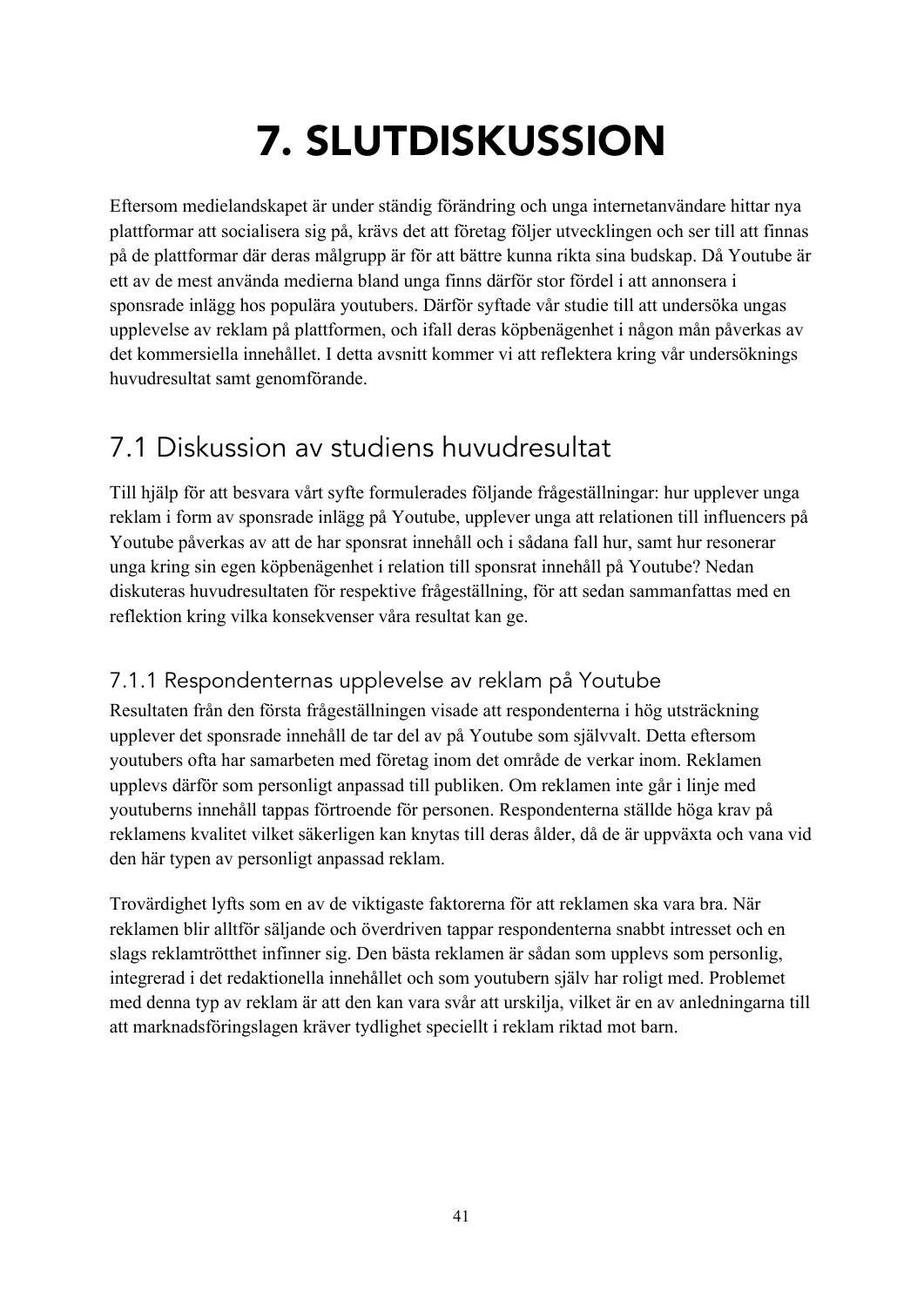# 7. SLUTDISKUSSION

Eftersom medielandskapet är under ständig förändring och unga internetanvändare hittar nya plattformar att socialisera sig på, krävs det att företag följer utvecklingen och ser till att finnas på de plattformar där deras målgrupp är för att bättre kunna rikta sina budskap. Då Youtube är ett av de mest använda medierna bland unga finns därför stor fördel i att annonsera i sponsrade inlägg hos populära youtubers. Därför syftade vår studie till att undersöka ungas upplevelse av reklam på plattformen, och ifall deras köpbenägenhet i någon mån påverkas av det kommersiella innehållet. I detta avsnitt kommer vi att reflektera kring vår undersöknings huvudresultat samt genomförande.

## 7.1 Diskussion av studiens huvudresultat

Till hjälp för att besvara vårt syfte formulerades följande frågeställningar: hur upplever unga reklam i form av sponsrade inlägg på Youtube, upplever unga att relationen till influencers på Youtube påverkas av att de har sponsrat innehåll och i sådana fall hur, samt hur resonerar unga kring sin egen köpbenägenhet i relation till sponsrat innehåll på Youtube? Nedan diskuteras huvudresultaten för respektive frågeställning, för att sedan sammanfattas med en reflektion kring vilka konsekvenser våra resultat kan ge.

### 7.1.1 Respondenternas upplevelse av reklam på Youtube

Resultaten från den första frågeställningen visade att respondenterna i hög utsträckning upplever det sponsrade innehåll de tar del av på Youtube som självvalt. Detta eftersom youtubers ofta har samarbeten med företag inom det område de verkar inom. Reklamen upplevs därför som personligt anpassad till publiken. Om reklamen inte går i linje med youtuberns innehåll tappas förtroende för personen. Respondenterna ställde höga krav på reklamens kvalitet vilket säkerligen kan knytas till deras ålder, då de är uppväxta och vana vid den här typen av personligt anpassad reklam.

Trovärdighet lyfts som en av de viktigaste faktorerna för att reklamen ska vara bra. När reklamen blir alltför säljande och överdriven tappar respondenterna snabbt intresset och en slags reklamtrötthet infinner sig. Den bästa reklamen är sådan som upplevs som personlig, integrerad i det redaktionella innehållet och som youtubern själv har roligt med. Problemet med denna typ av reklam är att den kan vara svår att urskilja, vilket är en av anledningarna till att marknadsföringslagen kräver tydlighet speciellt i reklam riktad mot barn.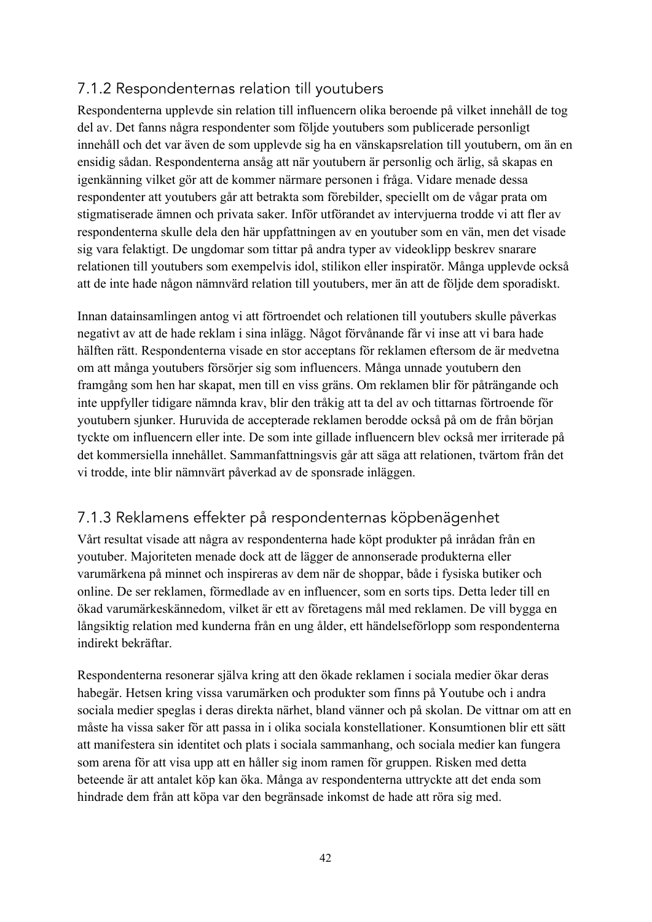### 7.1.2 Respondenternas relation till youtubers

Respondenterna upplevde sin relation till influencern olika beroende på vilket innehåll de tog del av. Det fanns några respondenter som följde youtubers som publicerade personligt innehåll och det var även de som upplevde sig ha en vänskapsrelation till youtubern, om än en ensidig sådan. Respondenterna ansåg att när youtubern är personlig och ärlig, så skapas en igenkänning vilket gör att de kommer närmare personen i fråga. Vidare menade dessa respondenter att youtubers går att betrakta som förebilder, speciellt om de vågar prata om stigmatiserade ämnen och privata saker. Inför utförandet av intervjuerna trodde vi att fler av respondenterna skulle dela den här uppfattningen av en youtuber som en vän, men det visade sig vara felaktigt. De ungdomar som tittar på andra typer av videoklipp beskrev snarare relationen till youtubers som exempelvis idol, stilikon eller inspiratör. Många upplevde också att de inte hade någon nämnvärd relation till youtubers, mer än att de följde dem sporadiskt.

Innan datainsamlingen antog vi att förtroendet och relationen till youtubers skulle påverkas negativt av att de hade reklam i sina inlägg. Något förvånande får vi inse att vi bara hade hälften rätt. Respondenterna visade en stor acceptans för reklamen eftersom de är medvetna om att många youtubers försörjer sig som influencers. Många unnade youtubern den framgång som hen har skapat, men till en viss gräns. Om reklamen blir för påträngande och inte uppfyller tidigare nämnda krav, blir den tråkig att ta del av och tittarnas förtroende för youtubern sjunker. Huruvida de accepterade reklamen berodde också på om de från början tyckte om influencern eller inte. De som inte gillade influencern blev också mer irriterade på det kommersiella innehållet. Sammanfattningsvis går att säga att relationen, tvärtom från det vi trodde, inte blir nämnvärt påverkad av de sponsrade inläggen.

### 7.1.3 Reklamens effekter på respondenternas köpbenägenhet

Vårt resultat visade att några av respondenterna hade köpt produkter på inrådan från en youtuber. Majoriteten menade dock att de lägger de annonserade produkterna eller varumärkena på minnet och inspireras av dem när de shoppar, både i fysiska butiker och online. De ser reklamen, förmedlade av en influencer, som en sorts tips. Detta leder till en ökad varumärkeskännedom, vilket är ett av företagens mål med reklamen. De vill bygga en långsiktig relation med kunderna från en ung ålder, ett händelseförlopp som respondenterna indirekt bekräftar.

Respondenterna resonerar själva kring att den ökade reklamen i sociala medier ökar deras habegär. Hetsen kring vissa varumärken och produkter som finns på Youtube och i andra sociala medier speglas i deras direkta närhet, bland vänner och på skolan. De vittnar om att en måste ha vissa saker för att passa in i olika sociala konstellationer. Konsumtionen blir ett sätt att manifestera sin identitet och plats i sociala sammanhang, och sociala medier kan fungera som arena för att visa upp att en håller sig inom ramen för gruppen. Risken med detta beteende är att antalet köp kan öka. Många av respondenterna uttryckte att det enda som hindrade dem från att köpa var den begränsade inkomst de hade att röra sig med.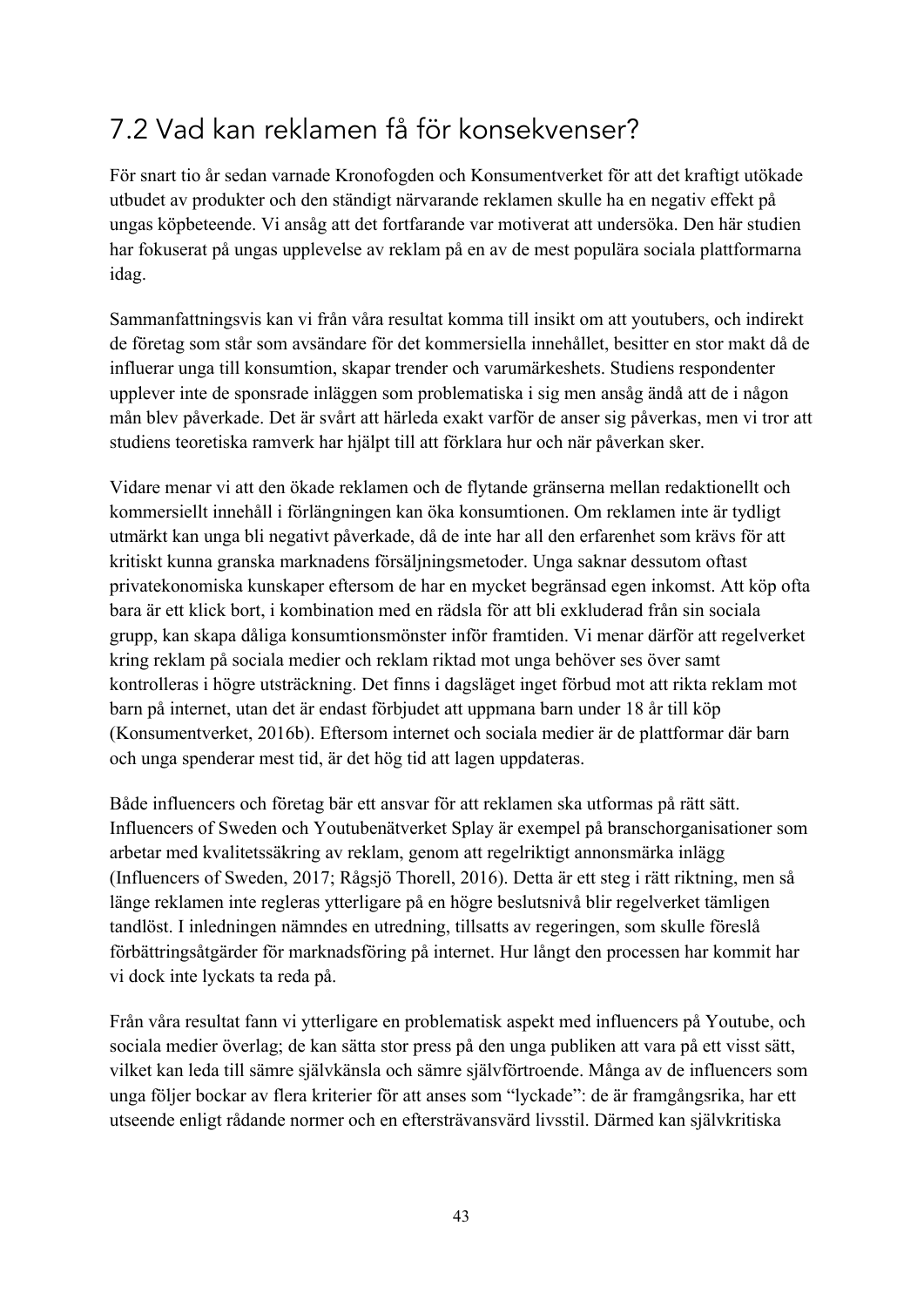## 7.2 Vad kan reklamen få för konsekvenser?

För snart tio år sedan varnade Kronofogden och Konsumentverket för att det kraftigt utökade utbudet av produkter och den ständigt närvarande reklamen skulle ha en negativ effekt på ungas köpbeteende. Vi ansåg att det fortfarande var motiverat att undersöka. Den här studien har fokuserat på ungas upplevelse av reklam på en av de mest populära sociala plattformarna idag.

Sammanfattningsvis kan vi från våra resultat komma till insikt om att youtubers, och indirekt de företag som står som avsändare för det kommersiella innehållet, besitter en stor makt då de influerar unga till konsumtion, skapar trender och varumärkeshets. Studiens respondenter upplever inte de sponsrade inläggen som problematiska i sig men ansåg ändå att de i någon mån blev påverkade. Det är svårt att härleda exakt varför de anser sig påverkas, men vi tror att studiens teoretiska ramverk har hjälpt till att förklara hur och när påverkan sker.

Vidare menar vi att den ökade reklamen och de flytande gränserna mellan redaktionellt och kommersiellt innehåll i förlängningen kan öka konsumtionen. Om reklamen inte är tydligt utmärkt kan unga bli negativt påverkade, då de inte har all den erfarenhet som krävs för att kritiskt kunna granska marknadens försäljningsmetoder. Unga saknar dessutom oftast privatekonomiska kunskaper eftersom de har en mycket begränsad egen inkomst. Att köp ofta bara är ett klick bort, i kombination med en rädsla för att bli exkluderad från sin sociala grupp, kan skapa dåliga konsumtionsmönster inför framtiden. Vi menar därför att regelverket kring reklam på sociala medier och reklam riktad mot unga behöver ses över samt kontrolleras i högre utsträckning. Det finns i dagsläget inget förbud mot att rikta reklam mot barn på internet, utan det är endast förbjudet att uppmana barn under 18 år till köp (Konsumentverket, 2016b). Eftersom internet och sociala medier är de plattformar där barn och unga spenderar mest tid, är det hög tid att lagen uppdateras.

Både influencers och företag bär ett ansvar för att reklamen ska utformas på rätt sätt. Influencers of Sweden och Youtubenätverket Splay är exempel på branschorganisationer som arbetar med kvalitetssäkring av reklam, genom att regelriktigt annonsmärka inlägg (Influencers of Sweden, 2017; Rågsjö Thorell, 2016). Detta är ett steg i rätt riktning, men så länge reklamen inte regleras ytterligare på en högre beslutsnivå blir regelverket tämligen tandlöst. I inledningen nämndes en utredning, tillsatts av regeringen, som skulle föreslå förbättringsåtgärder för marknadsföring på internet. Hur långt den processen har kommit har vi dock inte lyckats ta reda på.

Från våra resultat fann vi ytterligare en problematisk aspekt med influencers på Youtube, och sociala medier överlag; de kan sätta stor press på den unga publiken att vara på ett visst sätt, vilket kan leda till sämre självkänsla och sämre självförtroende. Många av de influencers som unga följer bockar av flera kriterier för att anses som "lyckade": de är framgångsrika, har ett utseende enligt rådande normer och en eftersträvansvärd livsstil. Därmed kan självkritiska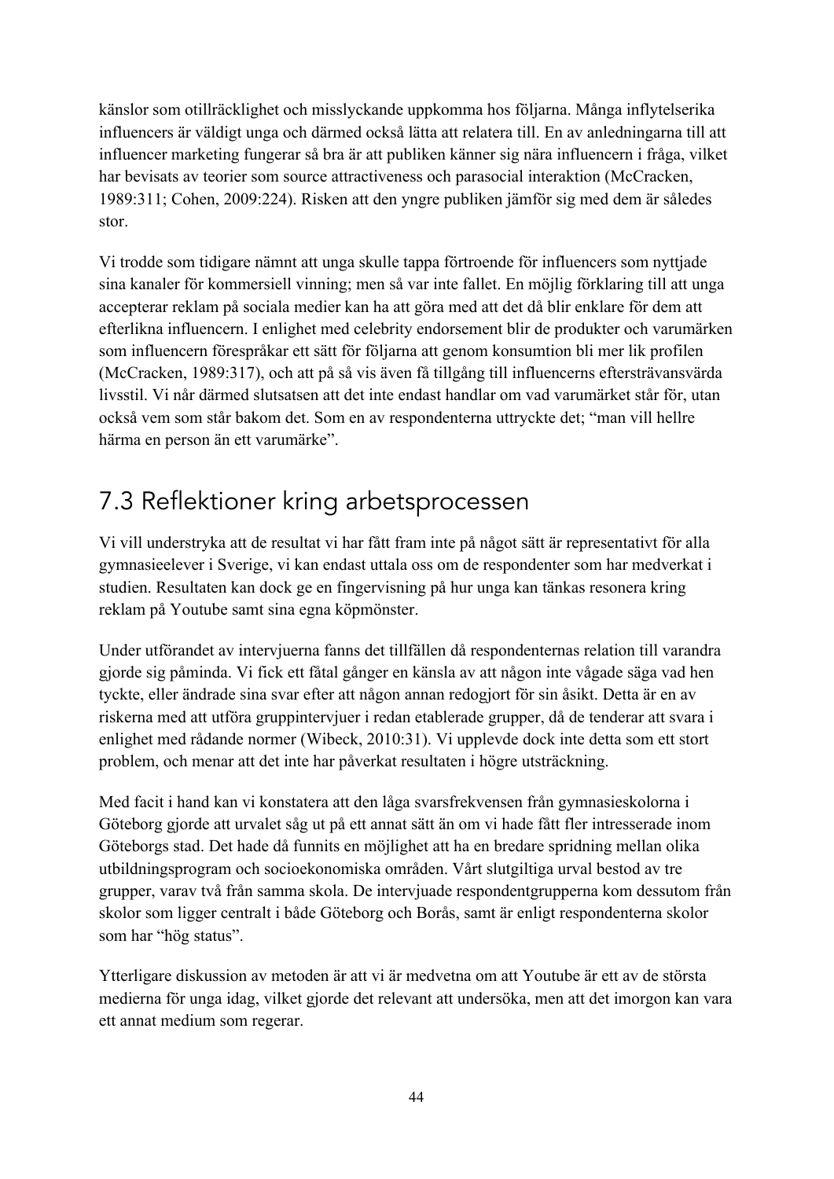känslor som otillräcklighet och misslyckande uppkomma hos följarna. Många inflytelserika influencers är väldigt unga och därmed också lätta att relatera till. En av anledningarna till att influencer marketing fungerar så bra är att publiken känner sig nära influencern i fråga, vilket har bevisats av teorier som source attractiveness och parasocial interaktion (McCracken, 1989:311; Cohen, 2009:224). Risken att den yngre publiken jämför sig med dem är således stor.

Vi trodde som tidigare nämnt att unga skulle tappa förtroende för influencers som nyttjade sina kanaler för kommersiell vinning; men så var inte fallet. En möjlig förklaring till att unga accepterar reklam på sociala medier kan ha att göra med att det då blir enklare för dem att efterlikna influencern. I enlighet med celebrity endorsement blir de produkter och varumärken som influencern förespråkar ett sätt för följarna att genom konsumtion bli mer lik profilen (McCracken, 1989:317), och att på så vis även få tillgång till influencerns eftersträvansvärda livsstil. Vi når därmed slutsatsen att det inte endast handlar om vad varumärket står för, utan också vem som står bakom det. Som en av respondenterna uttryckte det; "man vill hellre härma en person än ett varumärke".

## 7.3 Reflektioner kring arbetsprocessen

Vi vill understryka att de resultat vi har fått fram inte på något sätt är representativt för alla gymnasieelever i Sverige, vi kan endast uttala oss om de respondenter som har medverkat i studien. Resultaten kan dock ge en fingervisning på hur unga kan tänkas resonera kring reklam på Youtube samt sina egna köpmönster.

Under utförandet av intervjuerna fanns det tillfällen då respondenternas relation till varandra gjorde sig påminda. Vi fick ett fåtal gånger en känsla av att någon inte vågade säga vad hen tyckte, eller ändrade sina svar efter att någon annan redogjort för sin åsikt. Detta är en av riskerna med att utföra gruppintervjuer i redan etablerade grupper, då de tenderar att svara i enlighet med rådande normer (Wibeck, 2010:31). Vi upplevde dock inte detta som ett stort problem, och menar att det inte har påverkat resultaten i högre utsträckning.

Med facit i hand kan vi konstatera att den låga svarsfrekvensen från gymnasieskolorna i Göteborg gjorde att urvalet såg ut på ett annat sätt än om vi hade fått fler intresserade inom Göteborgs stad. Det hade då funnits en möjlighet att ha en bredare spridning mellan olika utbildningsprogram och socioekonomiska områden. Vårt slutgiltiga urval bestod av tre grupper, varav två från samma skola. De intervjuade respondentgrupperna kom dessutom från skolor som ligger centralt i både Göteborg och Borås, samt är enligt respondenterna skolor som har "hög status".

Ytterligare diskussion av metoden är att vi är medvetna om att Youtube är ett av de största medierna för unga idag, vilket gjorde det relevant att undersöka, men att det imorgon kan vara ett annat medium som regerar.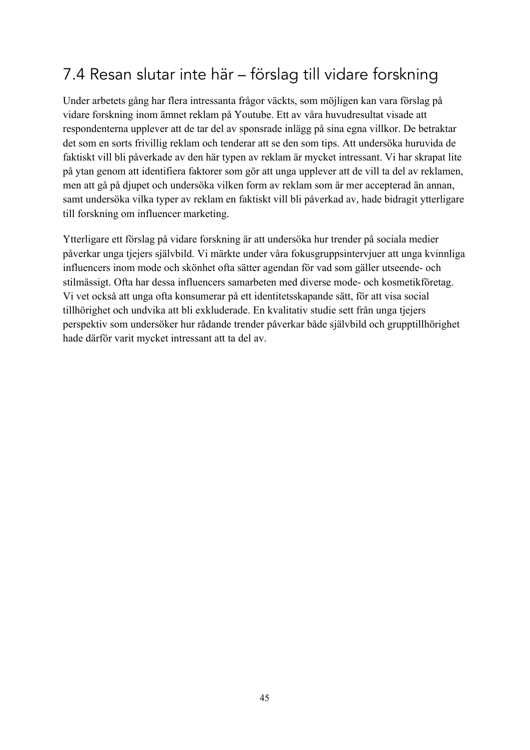## 7.4 Resan slutar inte här – förslag till vidare forskning

Under arbetets gång har flera intressanta frågor väckts, som möjligen kan vara förslag på vidare forskning inom ämnet reklam på Youtube. Ett av våra huvudresultat visade att respondenterna upplever att de tar del av sponsrade inlägg på sina egna villkor. De betraktar det som en sorts frivillig reklam och tenderar att se den som tips. Att undersöka huruvida de faktiskt vill bli påverkade av den här typen av reklam är mycket intressant. Vi har skrapat lite på ytan genom att identifiera faktorer som gör att unga upplever att de vill ta del av reklamen, men att gå på djupet och undersöka vilken form av reklam som är mer accepterad än annan, samt undersöka vilka typer av reklam en faktiskt vill bli påverkad av, hade bidragit ytterligare till forskning om influencer marketing.

Ytterligare ett förslag på vidare forskning är att undersöka hur trender på sociala medier påverkar unga tjejers självbild. Vi märkte under våra fokusgruppsintervjuer att unga kvinnliga influencers inom mode och skönhet ofta sätter agendan för vad som gäller utseende- och stilmässigt. Ofta har dessa influencers samarbeten med diverse mode- och kosmetikföretag. Vi vet också att unga ofta konsumerar på ett identitetsskapande sätt, för att visa social tillhörighet och undvika att bli exkluderade. En kvalitativ studie sett från unga tjejers perspektiv som undersöker hur rådande trender påverkar både självbild och grupptillhörighet hade därför varit mycket intressant att ta del av.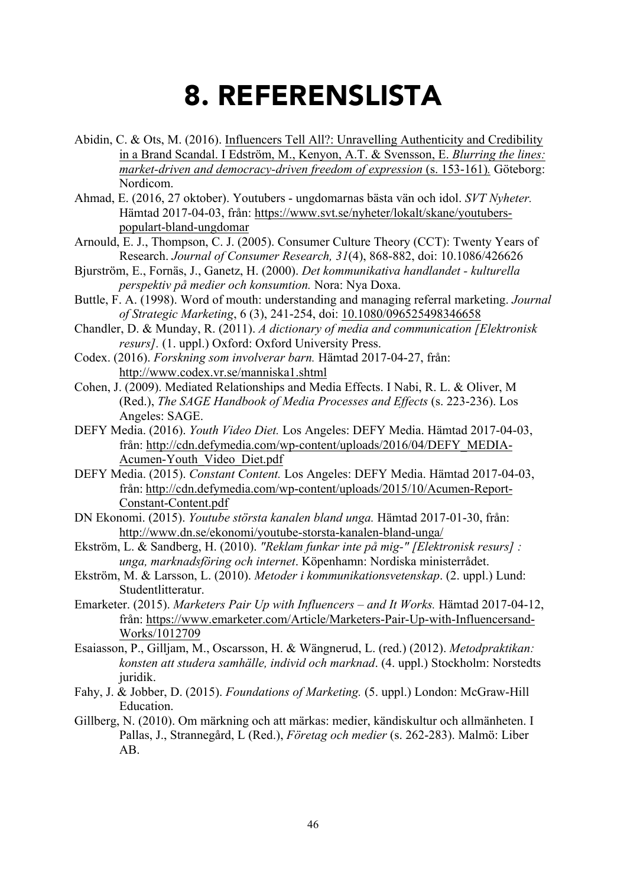# 8. REFERENSLISTA

Abidin, C. & Ots, M. (2016). Influencers Tell All?: Unravelling Authenticity and Credibility in a Brand Scandal. I Edström, M., Kenyon, A.T. & Svensson, E. *Blurring the lines: market-driven and democracy-driven freedom of expression* (s. 153-161). Göteborg: Nordicom.

Ahmad, E. (2016, 27 oktober). Youtubers - ungdomarnas bästa vän och idol. *SVT Nyheter.* Hämtad 2017-04-03, från: https://www.svt.se/nyheter/lokalt/skane/youtubers-populart-bland-ungdomar

Arnould, E. J., Thompson, C. J. (2005). Consumer Culture Theory (CCT): Twenty Years of Research. *Journal of Consumer Research, 31*(4), 868-882, doi: 10.1086/426626

Bjurström, E., Fornäs, J., Ganetz, H. (2000). *Det kommunikativa handlandet - kulturella perspektiv på medier och konsumtion.* Nora: Nya Doxa.

Buttle, F. A. (1998). Word of mouth: understanding and managing referral marketing. *Journal of Strategic Marketing*, 6 (3), 241-254, doi: 10.1080/096525498346658

Chandler, D. & Munday, R. (2011). *A dictionary of media and communication [Elektronisk resurs].* (1. uppl.) Oxford: Oxford University Press.

Codex. (2016). *Forskning som involverar barn.* Hämtad 2017-04-27, från: http://www.codex.vr.se/manniska1.shtml

Cohen, J. (2009). Mediated Relationships and Media Effects. I Nabi, R. L. & Oliver, M (Red.), *The SAGE Handbook of Media Processes and Effects* (s. 223-236). Los Angeles: SAGE.

DEFY Media. (2016). *Youth Video Diet.* Los Angeles: DEFY Media. Hämtad 2017-04-03, från: http://cdn.defymedia.com/wp-content/uploads/2016/04/DEFY_MEDIA-Acumen-Youth_Video_Diet.pdf

DEFY Media. (2015). *Constant Content.* Los Angeles: DEFY Media. Hämtad 2017-04-03, från: http://cdn.defymedia.com/wp-content/uploads/2015/10/Acumen-Report-Constant-Content.pdf

DN Ekonomi. (2015). *Youtube största kanalen bland unga.* Hämtad 2017-01-30, från: http://www.dn.se/ekonomi/youtube-storsta-kanalen-bland-unga/

Ekström, L. & Sandberg, H. (2010). *"Reklam funkar inte på mig-" [Elektronisk resurs] : unga, marknadsföring och internet*. Köpenhamn: Nordiska ministerrådet.

Ekström, M. & Larsson, L. (2010). *Metoder i kommunikationsvetenskap*. (2. uppl.) Lund: Studentlitteratur.

Emarketer. (2015). *Marketers Pair Up with Influencers – and It Works.* Hämtad 2017-04-12, från: https://www.emarketer.com/Article/Marketers-Pair-Up-with-Influencersand-Works/1012709

Esaiasson, P., Gilljam, M., Oscarsson, H. & Wängnerud, L. (red.) (2012). *Metodpraktikan: konsten att studera samhälle, individ och marknad*. (4. uppl.) Stockholm: Norstedts juridik.

Fahy, J. & Jobber, D. (2015). *Foundations of Marketing.* (5. uppl.) London: McGraw-Hill Education.

Gillberg, N. (2010). Om märkning och att märkas: medier, kändiskultur och allmänheten. I Pallas, J., Strannegård, L (Red.), *Företag och medier* (s. 262-283). Malmö: Liber AB.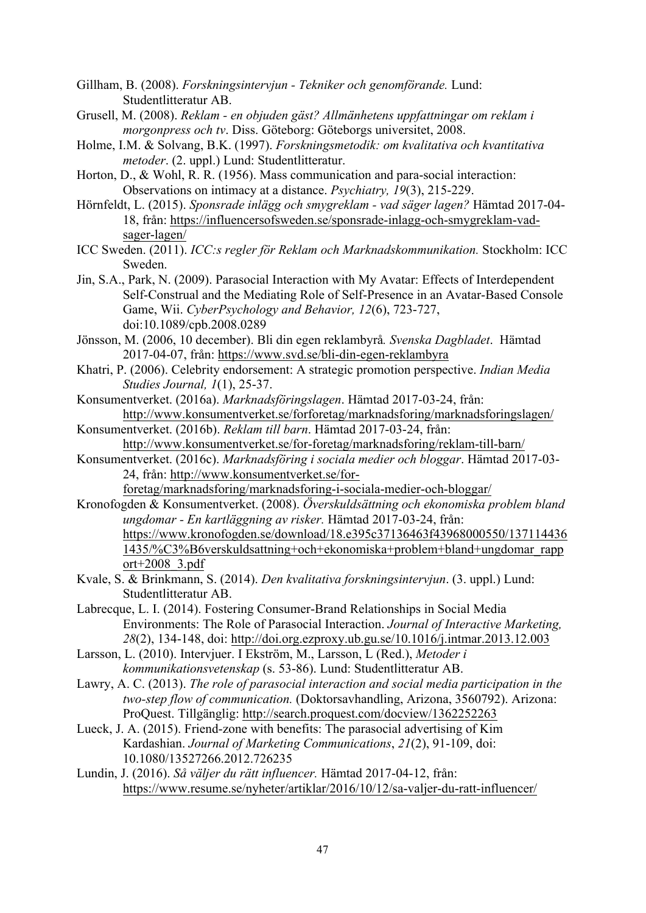Gillham, B. (2008). *Forskningsintervjun - Tekniker och genomförande.* Lund: Studentlitteratur AB.

Grusell, M. (2008). *Reklam - en objuden gäst? Allmänhetens uppfattningar om reklam i morgonpress och tv*. Diss. Göteborg: Göteborgs universitet, 2008.

Holme, I.M. & Solvang, B.K. (1997). *Forskningsmetodik: om kvalitativa och kvantitativa metoder*. (2. uppl.) Lund: Studentlitteratur.

Horton, D., & Wohl, R. R. (1956). Mass communication and para-social interaction: Observations on intimacy at a distance. *Psychiatry, 19*(3), 215-229.

Hörnfeldt, L. (2015). *Sponsrade inlägg och smygreklam - vad säger lagen?* Hämtad 2017-04-18, från: https://influencersofsweden.se/sponsrade-inlagg-och-smygreklam-vad-sager-lagen/

ICC Sweden. (2011). *ICC:s regler för Reklam och Marknadskommunikation.* Stockholm: ICC Sweden.

Jin, S.A., Park, N. (2009). Parasocial Interaction with My Avatar: Effects of Interdependent Self-Construal and the Mediating Role of Self-Presence in an Avatar-Based Console Game, Wii. *CyberPsychology and Behavior, 12*(6), 723-727, doi:10.1089/cpb.2008.0289

Jönsson, M. (2006, 10 december). Bli din egen reklambyrå. *Svenska Dagbladet*. Hämtad 2017-04-07, från: https://www.svd.se/bli-din-egen-reklambyra

Khatri, P. (2006). Celebrity endorsement: A strategic promotion perspective. *Indian Media Studies Journal, 1*(1), 25-37.

Konsumentverket. (2016a). *Marknadsföringslagen*. Hämtad 2017-03-24, från: http://www.konsumentverket.se/forforetag/marknadsforing/marknadsforingslagen/

Konsumentverket. (2016b). *Reklam till barn*. Hämtad 2017-03-24, från: http://www.konsumentverket.se/for-foretag/marknadsforing/reklam-till-barn/

Konsumentverket. (2016c). *Marknadsföring i sociala medier och bloggar*. Hämtad 2017-03-24, från: http://www.konsumentverket.se/for-foretag/marknadsforing/marknadsforing-i-sociala-medier-och-bloggar/

Kronofogden & Konsumentverket. (2008). *Överskuldsättning och ekonomiska problem bland ungdomar - En kartläggning av risker.* Hämtad 2017-03-24, från: https://www.kronofogden.se/download/18.e395c37136463f43968000550/1371144361435/%C3%B6verskuldsattning+och+ekonomiska+problem+bland+ungdomar_rapport+2008_3.pdf

Kvale, S. & Brinkmann, S. (2014). *Den kvalitativa forskningsintervjun*. (3. uppl.) Lund: Studentlitteratur AB.

Labrecque, L. I. (2014). Fostering Consumer-Brand Relationships in Social Media Environments: The Role of Parasocial Interaction. *Journal of Interactive Marketing, 28*(2), 134-148, doi: http://doi.org.ezproxy.ub.gu.se/10.1016/j.intmar.2013.12.003

Larsson, L. (2010). Intervjuer. I Ekström, M., Larsson, L (Red.), *Metoder i kommunikationsvetenskap* (s. 53-86). Lund: Studentlitteratur AB.

Lawry, A. C. (2013). *The role of parasocial interaction and social media participation in the two-step flow of communication.* (Doktorsavhandling, Arizona, 3560792). Arizona: ProQuest. Tillgänglig: http://search.proquest.com/docview/1362252263

Lueck, J. A. (2015). Friend-zone with benefits: The parasocial advertising of Kim Kardashian. *Journal of Marketing Communications*, *21*(2), 91-109, doi: 10.1080/13527266.2012.726235

Lundin, J. (2016). *Så väljer du rätt influencer.* Hämtad 2017-04-12, från: https://www.resume.se/nyheter/artiklar/2016/10/12/sa-valjer-du-ratt-influencer/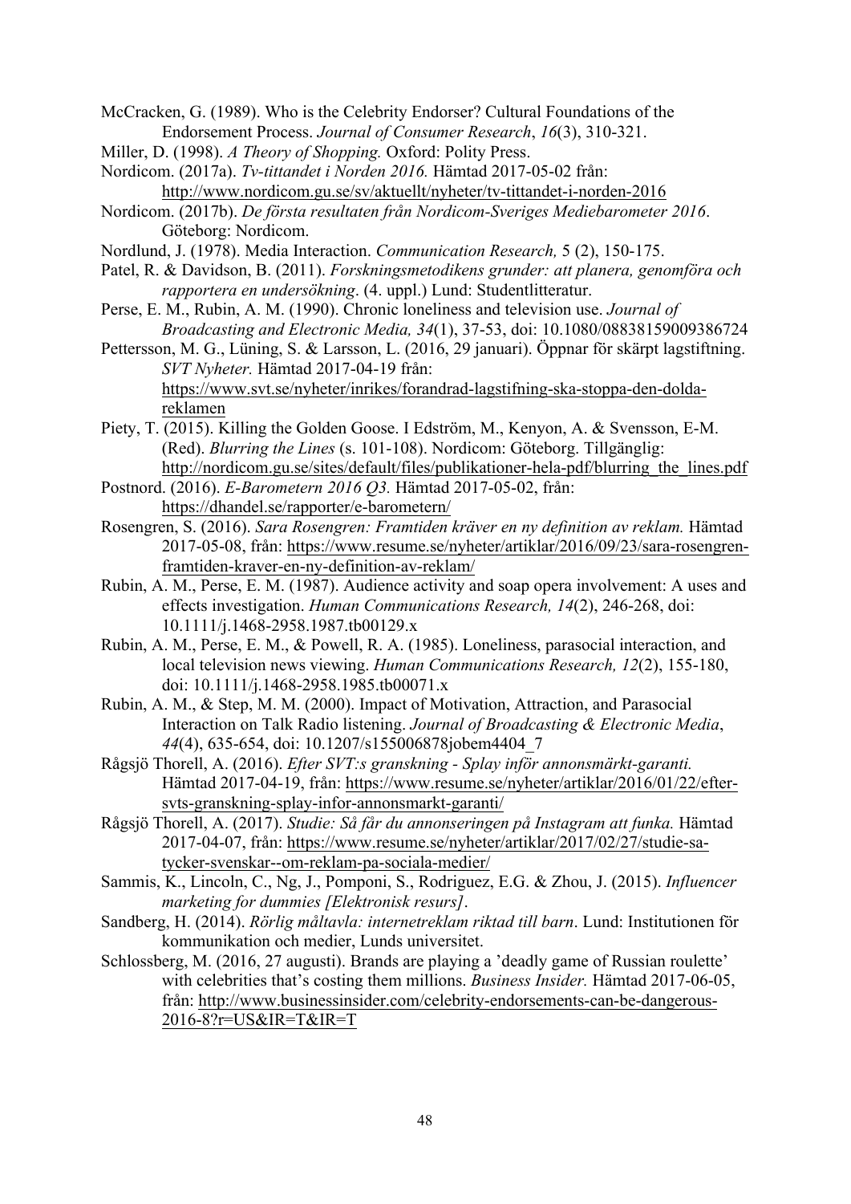McCracken, G. (1989). Who is the Celebrity Endorser? Cultural Foundations of the Endorsement Process. *Journal of Consumer Research*, *16*(3), 310-321.

Miller, D. (1998). *A Theory of Shopping.* Oxford: Polity Press.

Nordicom. (2017a). *Tv-tittandet i Norden 2016.* Hämtad 2017-05-02 från: http://www.nordicom.gu.se/sv/aktuellt/nyheter/tv-tittandet-i-norden-2016

Nordicom. (2017b). *De första resultaten från Nordicom-Sveriges Mediebarometer 2016*. Göteborg: Nordicom.

Nordlund, J. (1978). Media Interaction. *Communication Research,* 5 (2), 150-175.

Patel, R. & Davidson, B. (2011). *Forskningsmetodikens grunder: att planera, genomföra och rapportera en undersökning*. (4. uppl.) Lund: Studentlitteratur.

Perse, E. M., Rubin, A. M. (1990). Chronic loneliness and television use. *Journal of Broadcasting and Electronic Media, 34*(1), 37-53, doi: 10.1080/08838159009386724

Pettersson, M. G., Lüning, S. & Larsson, L. (2016, 29 januari). Öppnar för skärpt lagstiftning. *SVT Nyheter.* Hämtad 2017-04-19 från: https://www.svt.se/nyheter/inrikes/forandrad-lagstifning-ska-stoppa-den-dolda-reklamen

Piety, T. (2015). Killing the Golden Goose. I Edström, M., Kenyon, A. & Svensson, E-M. (Red). *Blurring the Lines* (s. 101-108). Nordicom: Göteborg. Tillgänglig: http://nordicom.gu.se/sites/default/files/publikationer-hela-pdf/blurring_the_lines.pdf

Postnord. (2016). *E-Barometern 2016 Q3.* Hämtad 2017-05-02, från: https://dhandel.se/rapporter/e-barometern/

Rosengren, S. (2016). *Sara Rosengren: Framtiden kräver en ny definition av reklam.* Hämtad 2017-05-08, från: https://www.resume.se/nyheter/artiklar/2016/09/23/sara-rosengren-framtiden-kraver-en-ny-definition-av-reklam/

Rubin, A. M., Perse, E. M. (1987). Audience activity and soap opera involvement: A uses and effects investigation. *Human Communications Research, 14*(2), 246-268, doi: 10.1111/j.1468-2958.1987.tb00129.x

Rubin, A. M., Perse, E. M., & Powell, R. A. (1985). Loneliness, parasocial interaction, and local television news viewing. *Human Communications Research, 12*(2), 155-180, doi: 10.1111/j.1468-2958.1985.tb00071.x

Rubin, A. M., & Step, M. M. (2000). Impact of Motivation, Attraction, and Parasocial Interaction on Talk Radio listening. *Journal of Broadcasting & Electronic Media*, *44*(4), 635-654, doi: 10.1207/s155006878jobem4404_7

Rågsjö Thorell, A. (2016). *Efter SVT:s granskning - Splay inför annonsmärkt-garanti.* Hämtad 2017-04-19, från: https://www.resume.se/nyheter/artiklar/2016/01/22/efter-svts-granskning-splay-infor-annonsmarkt-garanti/

Rågsjö Thorell, A. (2017). *Studie: Så får du annonseringen på Instagram att funka.* Hämtad 2017-04-07, från: https://www.resume.se/nyheter/artiklar/2017/02/27/studie-sa-tycker-svenskar--om-reklam-pa-sociala-medier/

Sammis, K., Lincoln, C., Ng, J., Pomponi, S., Rodriguez, E.G. & Zhou, J. (2015). *Influencer marketing for dummies [Elektronisk resurs]*.

Sandberg, H. (2014). *Rörlig måltavla: internetreklam riktad till barn*. Lund: Institutionen för kommunikation och medier, Lunds universitet.

Schlossberg, M. (2016, 27 augusti). Brands are playing a 'deadly game of Russian roulette' with celebrities that's costing them millions. *Business Insider.* Hämtad 2017-06-05, från: http://www.businessinsider.com/celebrity-endorsements-can-be-dangerous-2016-8?r=US&IR=T&IR=T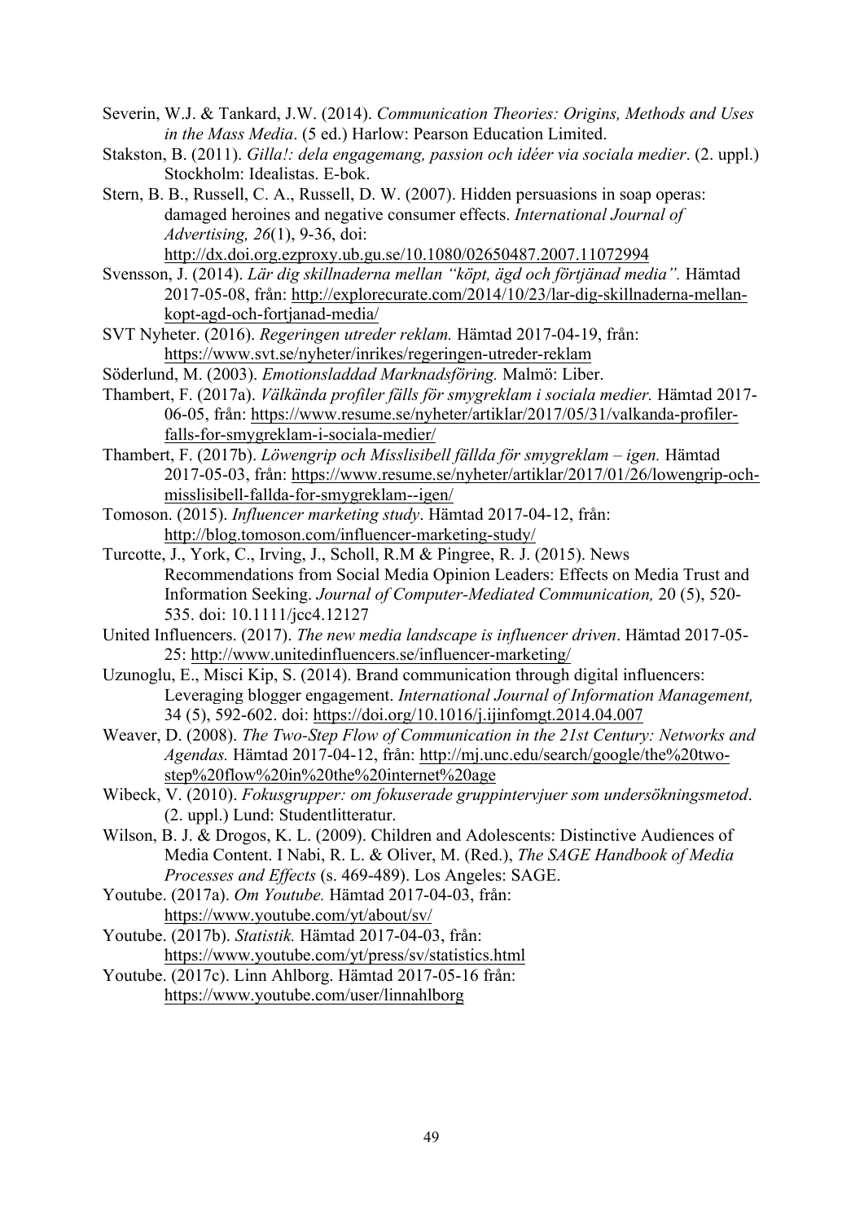Severin, W.J. & Tankard, J.W. (2014). *Communication Theories: Origins, Methods and Uses in the Mass Media*. (5 ed.) Harlow: Pearson Education Limited.

Stakston, B. (2011). *Gilla!: dela engagemang, passion och idéer via sociala medier*. (2. uppl.) Stockholm: Idealistas. E-bok.

Stern, B. B., Russell, C. A., Russell, D. W. (2007). Hidden persuasions in soap operas: damaged heroines and negative consumer effects. *International Journal of Advertising, 26*(1), 9-36, doi: http://dx.doi.org.ezproxy.ub.gu.se/10.1080/02650487.2007.11072994

Svensson, J. (2014). *Lär dig skillnaderna mellan "köpt, ägd och förtjänad media".* Hämtad 2017-05-08, från: http://explorecurate.com/2014/10/23/lar-dig-skillnaderna-mellan-kopt-agd-och-fortjanad-media/

SVT Nyheter. (2016). *Regeringen utreder reklam.* Hämtad 2017-04-19, från: https://www.svt.se/nyheter/inrikes/regeringen-utreder-reklam

Söderlund, M. (2003). *Emotionsladdad Marknadsföring.* Malmö: Liber.

Thambert, F. (2017a). *Välkända profiler fälls för smygreklam i sociala medier.* Hämtad 2017-06-05, från: https://www.resume.se/nyheter/artiklar/2017/05/31/valkanda-profiler-falls-for-smygreklam-i-sociala-medier/

Thambert, F. (2017b). *Löwengrip och Misslisibell fällda för smygreklam – igen.* Hämtad 2017-05-03, från: https://www.resume.se/nyheter/artiklar/2017/01/26/lowengrip-och-misslisibell-fallda-for-smygreklam--igen/

Tomoson. (2015). *Influencer marketing study*. Hämtad 2017-04-12, från: http://blog.tomoson.com/influencer-marketing-study/

Turcotte, J., York, C., Irving, J., Scholl, R.M & Pingree, R. J. (2015). News Recommendations from Social Media Opinion Leaders: Effects on Media Trust and Information Seeking. *Journal of Computer-Mediated Communication,* 20 (5), 520-535. doi: 10.1111/jcc4.12127

United Influencers. (2017). *The new media landscape is influencer driven*. Hämtad 2017-05-25: http://www.unitedinfluencers.se/influencer-marketing/

Uzunoglu, E., Misci Kip, S. (2014). Brand communication through digital influencers: Leveraging blogger engagement. *International Journal of Information Management,* 34 (5), 592-602. doi: https://doi.org/10.1016/j.ijinfomgt.2014.04.007

Weaver, D. (2008). *The Two-Step Flow of Communication in the 21st Century: Networks and Agendas.* Hämtad 2017-04-12, från: http://mj.unc.edu/search/google/the%20two-step%20flow%20in%20the%20internet%20age

Wibeck, V. (2010). *Fokusgrupper: om fokuserade gruppintervjuer som undersökningsmetod*. (2. uppl.) Lund: Studentlitteratur.

Wilson, B. J. & Drogos, K. L. (2009). Children and Adolescents: Distinctive Audiences of Media Content. I Nabi, R. L. & Oliver, M. (Red.), *The SAGE Handbook of Media Processes and Effects* (s. 469-489). Los Angeles: SAGE.

Youtube. (2017a). *Om Youtube.* Hämtad 2017-04-03, från: https://www.youtube.com/yt/about/sv/

Youtube. (2017b). *Statistik.* Hämtad 2017-04-03, från: https://www.youtube.com/yt/press/sv/statistics.html

Youtube. (2017c). Linn Ahlborg. Hämtad 2017-05-16 från: https://www.youtube.com/user/linnahlborg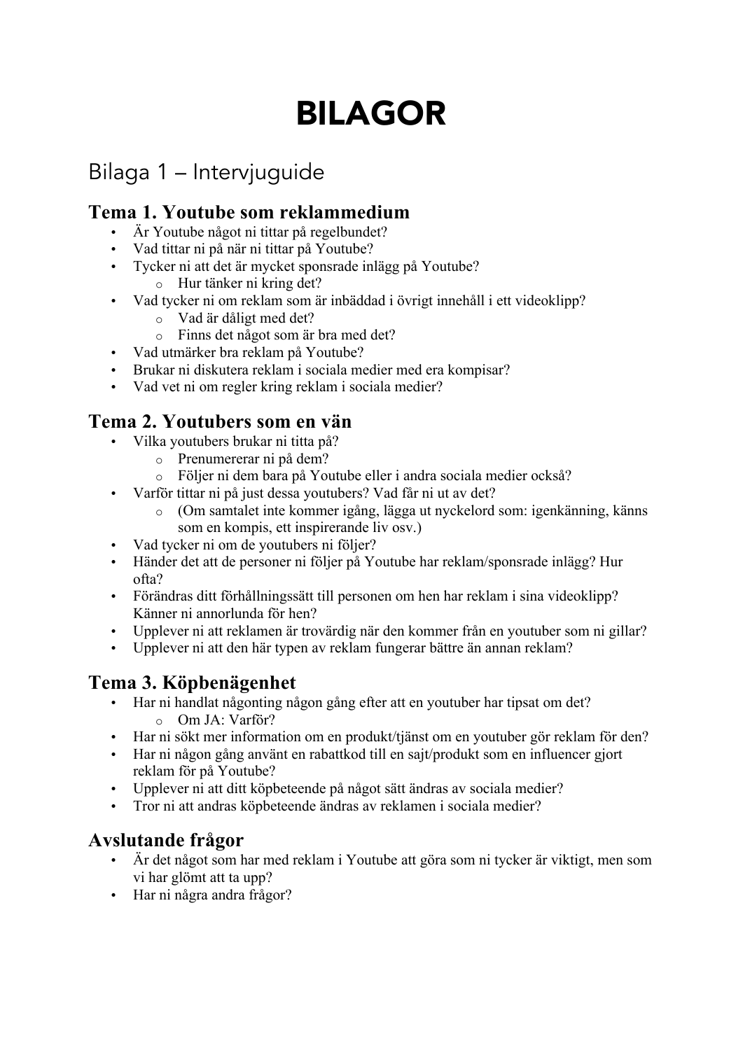# BILAGOR

## Bilaga 1 – Intervjuguide

### Tema 1. Youtube som reklammedium

- Är Youtube något ni tittar på regelbundet?
- Vad tittar ni på när ni tittar på Youtube?
- Tycker ni att det är mycket sponsrade inlägg på Youtube?
  - Hur tänker ni kring det?
- Vad tycker ni om reklam som är inbäddad i övrigt innehåll i ett videoklipp?
  - Vad är dåligt med det?
  - Finns det något som är bra med det?
- Vad utmärker bra reklam på Youtube?
- Brukar ni diskutera reklam i sociala medier med era kompisar?
- Vad vet ni om regler kring reklam i sociala medier?

### Tema 2. Youtubers som en vän

- Vilka youtubers brukar ni titta på?
  - Prenumererar ni på dem?
  - Följer ni dem bara på Youtube eller i andra sociala medier också?
- Varför tittar ni på just dessa youtubers? Vad får ni ut av det?
  - (Om samtalet inte kommer igång, lägga ut nyckelord som: igenkänning, känns som en kompis, ett inspirerande liv osv.)
- Vad tycker ni om de youtubers ni följer?
- Händer det att de personer ni följer på Youtube har reklam/sponsrade inlägg? Hur ofta?
- Förändras ditt förhållningssätt till personen om hen har reklam i sina videoklipp? Känner ni annorlunda för hen?
- Upplever ni att reklamen är trovärdig när den kommer från en youtuber som ni gillar?
- Upplever ni att den här typen av reklam fungerar bättre än annan reklam?

### Tema 3. Köpbenägenhet

- Har ni handlat någonting någon gång efter att en youtuber har tipsat om det?
  - Om JA: Varför?
- Har ni sökt mer information om en produkt/tjänst om en youtuber gör reklam för den?
- Har ni någon gång använt en rabattkod till en sajt/produkt som en influencer gjort reklam för på Youtube?
- Upplever ni att ditt köpbeteende på något sätt ändras av sociala medier?
- Tror ni att andras köpbeteende ändras av reklamen i sociala medier?

### Avslutande frågor

- Är det något som har med reklam i Youtube att göra som ni tycker är viktigt, men som vi har glömt att ta upp?
- Har ni några andra frågor?